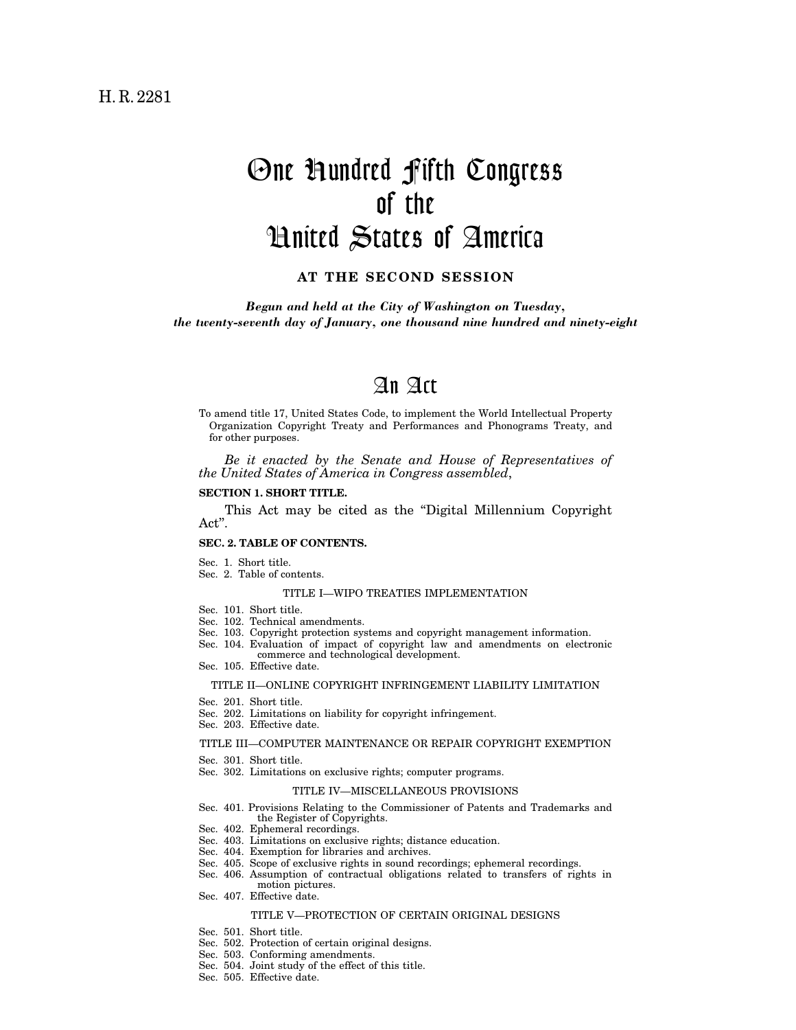H. R. 2281

# One Hundred Fifth Congress of the United States of America

**AT THE SECOND SESSION**

*Begun and held at the City of Washington on Tuesday, the twenty-seventh day of January, one thousand nine hundred and ninety-eight*

# An Act

To amend title 17, United States Code, to implement the World Intellectual Property Organization Copyright Treaty and Performances and Phonograms Treaty, and for other purposes.

*Be it enacted by the Senate and House of Representatives of the United States of America in Congress assembled,*

**SECTION 1. SHORT TITLE.**

This Act may be cited as the "Digital Millennium Copyright Act".

**SEC. 2. TABLE OF CONTENTS.**

Sec. 1. Short title.
Sec. 2. Table of contents.

TITLE I—WIPO TREATIES IMPLEMENTATION

Sec. 101. Short title.
Sec. 102. Technical amendments.
Sec. 103. Copyright protection systems and copyright management information.
Sec. 104. Evaluation of impact of copyright law and amendments on electronic commerce and technological development.
Sec. 105. Effective date.

TITLE II—ONLINE COPYRIGHT INFRINGEMENT LIABILITY LIMITATION

Sec. 201. Short title.
Sec. 202. Limitations on liability for copyright infringement.
Sec. 203. Effective date.

TITLE III—COMPUTER MAINTENANCE OR REPAIR COPYRIGHT EXEMPTION

Sec. 301. Short title.
Sec. 302. Limitations on exclusive rights; computer programs.

TITLE IV—MISCELLANEOUS PROVISIONS

Sec. 401. Provisions Relating to the Commissioner of Patents and Trademarks and the Register of Copyrights.
Sec. 402. Ephemeral recordings.
Sec. 403. Limitations on exclusive rights; distance education.
Sec. 404. Exemption for libraries and archives.
Sec. 405. Scope of exclusive rights in sound recordings; ephemeral recordings.
Sec. 406. Assumption of contractual obligations related to transfers of rights in motion pictures.
Sec. 407. Effective date.

TITLE V—PROTECTION OF CERTAIN ORIGINAL DESIGNS

Sec. 501. Short title.
Sec. 502. Protection of certain original designs.
Sec. 503. Conforming amendments.
Sec. 504. Joint study of the effect of this title.
Sec. 505. Effective date.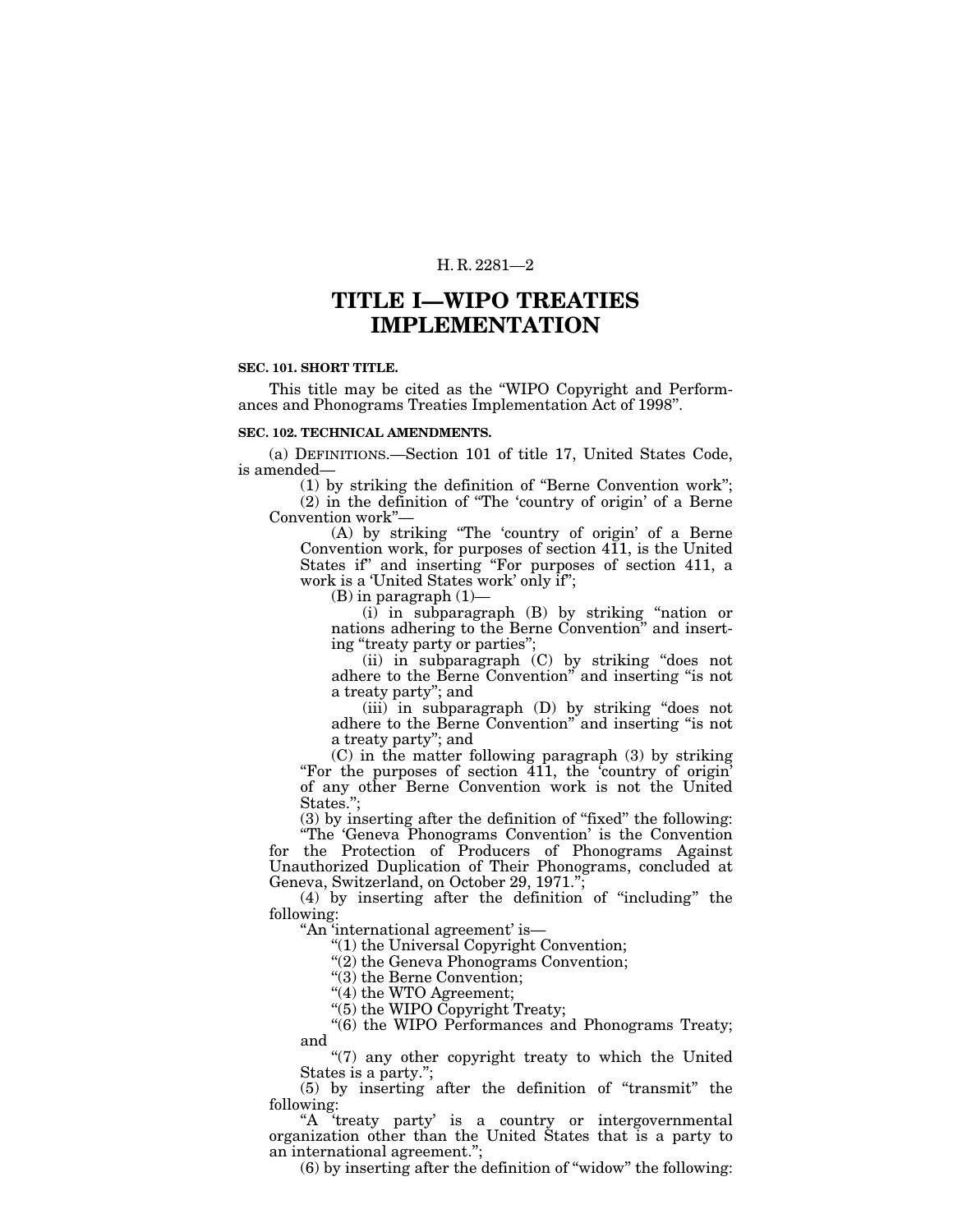# TITLE I—WIPO TREATIES IMPLEMENTATION

**SEC. 101. SHORT TITLE.**

This title may be cited as the "WIPO Copyright and Performances and Phonograms Treaties Implementation Act of 1998".

**SEC. 102. TECHNICAL AMENDMENTS.**

(a) DEFINITIONS.—Section 101 of title 17, United States Code, is amended—

(1) by striking the definition of "Berne Convention work";

(2) in the definition of "The 'country of origin' of a Berne Convention work"—

(A) by striking "The 'country of origin' of a Berne Convention work, for purposes of section 411, is the United States if" and inserting "For purposes of section 411, a work is a 'United States work' only if";

(B) in paragraph (1)—

(i) in subparagraph (B) by striking "nation or nations adhering to the Berne Convention" and inserting "treaty party or parties";

(ii) in subparagraph (C) by striking "does not adhere to the Berne Convention" and inserting "is not a treaty party"; and

(iii) in subparagraph (D) by striking "does not adhere to the Berne Convention" and inserting "is not a treaty party"; and

(C) in the matter following paragraph (3) by striking "For the purposes of section 411, the 'country of origin' of any other Berne Convention work is not the United States.";

(3) by inserting after the definition of "fixed" the following:

"The 'Geneva Phonograms Convention' is the Convention for the Protection of Producers of Phonograms Against Unauthorized Duplication of Their Phonograms, concluded at Geneva, Switzerland, on October 29, 1971.";

(4) by inserting after the definition of "including" the following:

"An 'international agreement' is—

"(1) the Universal Copyright Convention;

"(2) the Geneva Phonograms Convention;

"(3) the Berne Convention;

"(4) the WTO Agreement;

"(5) the WIPO Copyright Treaty;

"(6) the WIPO Performances and Phonograms Treaty; and

"(7) any other copyright treaty to which the United States is a party.";

(5) by inserting after the definition of "transmit" the following:

"A 'treaty party' is a country or intergovernmental organization other than the United States that is a party to an international agreement.";

(6) by inserting after the definition of "widow" the following: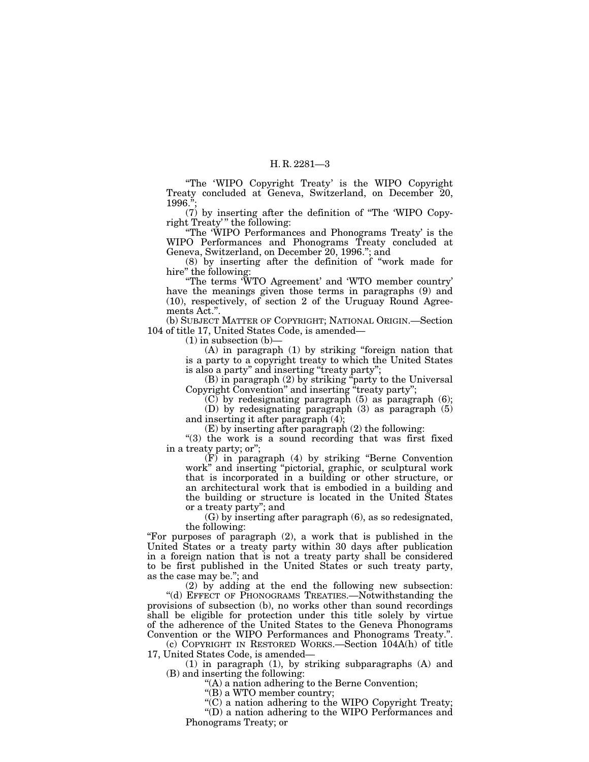"The 'WIPO Copyright Treaty' is the WIPO Copyright Treaty concluded at Geneva, Switzerland, on December 20, 1996.";

(7) by inserting after the definition of "The 'WIPO Copyright Treaty' " the following:

"The 'WIPO Performances and Phonograms Treaty' is the WIPO Performances and Phonograms Treaty concluded at Geneva, Switzerland, on December 20, 1996."; and

(8) by inserting after the definition of "work made for hire" the following:

"The terms 'WTO Agreement' and 'WTO member country' have the meanings given those terms in paragraphs (9) and (10), respectively, of section 2 of the Uruguay Round Agreements Act.".

(b) SUBJECT MATTER OF COPYRIGHT; NATIONAL ORIGIN.—Section 104 of title 17, United States Code, is amended—

(1) in subsection (b)—

(A) in paragraph (1) by striking "foreign nation that is a party to a copyright treaty to which the United States is also a party" and inserting "treaty party";

(B) in paragraph (2) by striking "party to the Universal Copyright Convention" and inserting "treaty party";

(C) by redesignating paragraph (5) as paragraph (6);

(D) by redesignating paragraph (3) as paragraph (5) and inserting it after paragraph (4);

(E) by inserting after paragraph (2) the following:

"(3) the work is a sound recording that was first fixed in a treaty party; or";

(F) in paragraph (4) by striking "Berne Convention work" and inserting "pictorial, graphic, or sculptural work that is incorporated in a building or other structure, or an architectural work that is embodied in a building and the building or structure is located in the United States or a treaty party"; and

(G) by inserting after paragraph (6), as so redesignated, the following:

"For purposes of paragraph (2), a work that is published in the United States or a treaty party within 30 days after publication in a foreign nation that is not a treaty party shall be considered to be first published in the United States or such treaty party, as the case may be."; and

(2) by adding at the end the following new subsection:

"(d) EFFECT OF PHONOGRAMS TREATIES.—Notwithstanding the provisions of subsection (b), no works other than sound recordings shall be eligible for protection under this title solely by virtue of the adherence of the United States to the Geneva Phonograms Convention or the WIPO Performances and Phonograms Treaty.".

(c) COPYRIGHT IN RESTORED WORKS.—Section 104A(h) of title 17, United States Code, is amended—

(1) in paragraph (1), by striking subparagraphs (A) and (B) and inserting the following:

"(A) a nation adhering to the Berne Convention;

"(B) a WTO member country;

"(C) a nation adhering to the WIPO Copyright Treaty;

"(D) a nation adhering to the WIPO Performances and Phonograms Treaty; or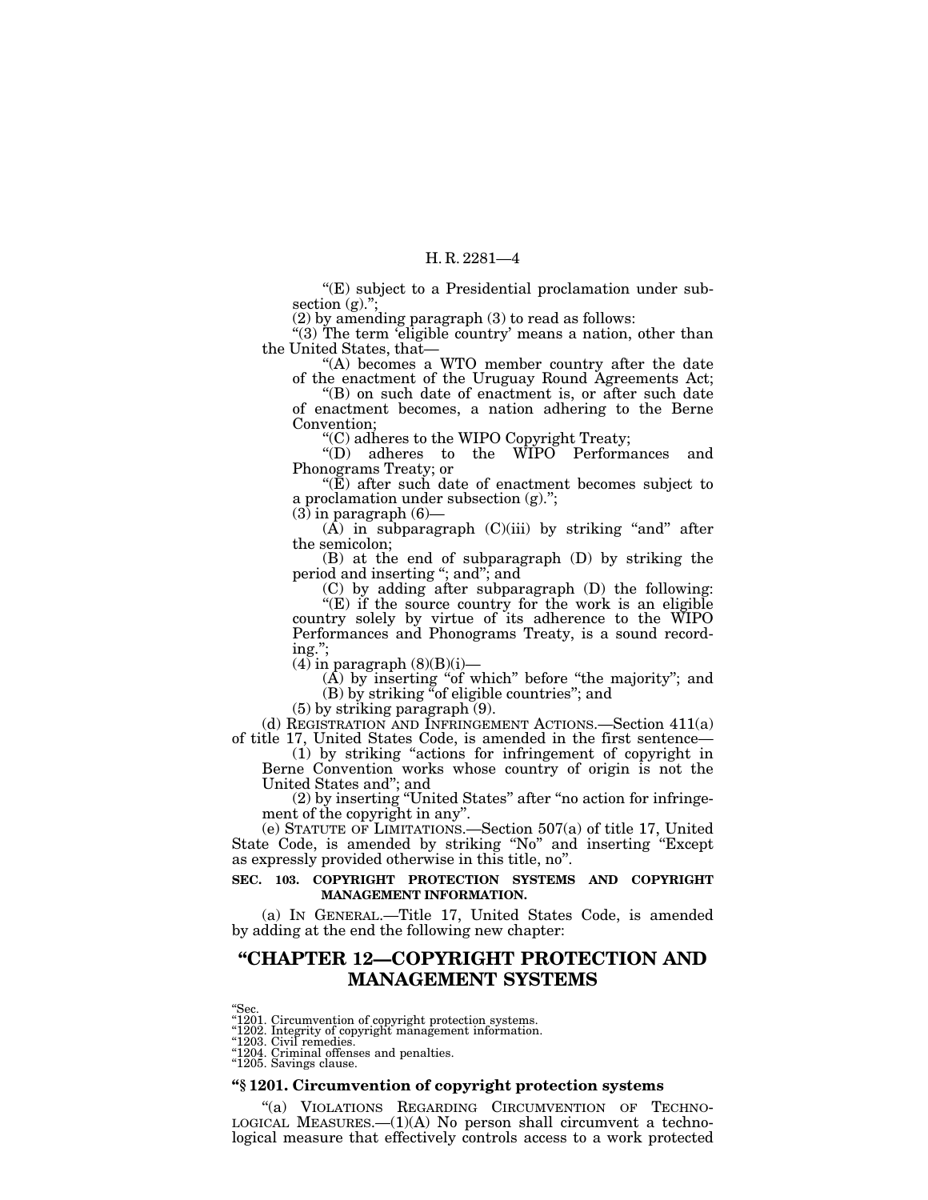"(E) subject to a Presidential proclamation under subsection (g).";

(2) by amending paragraph (3) to read as follows:

"(3) The term 'eligible country' means a nation, other than the United States, that—

"(A) becomes a WTO member country after the date of the enactment of the Uruguay Round Agreements Act;

"(B) on such date of enactment is, or after such date of enactment becomes, a nation adhering to the Berne Convention;

"(C) adheres to the WIPO Copyright Treaty;

"(D) adheres to the WIPO Performances and Phonograms Treaty; or

"(E) after such date of enactment becomes subject to a proclamation under subsection (g).";

(3) in paragraph (6)—

(A) in subparagraph (C)(iii) by striking "and" after the semicolon;

(B) at the end of subparagraph (D) by striking the period and inserting "; and"; and

(C) by adding after subparagraph (D) the following:

"(E) if the source country for the work is an eligible country solely by virtue of its adherence to the WIPO Performances and Phonograms Treaty, is a sound recording.";

(4) in paragraph (8)(B)(i)—

(A) by inserting "of which" before "the majority"; and

(B) by striking "of eligible countries"; and

(5) by striking paragraph (9).

(d) REGISTRATION AND INFRINGEMENT ACTIONS.—Section 411(a) of title 17, United States Code, is amended in the first sentence—

(1) by striking "actions for infringement of copyright in Berne Convention works whose country of origin is not the United States and"; and

(2) by inserting "United States" after "no action for infringement of the copyright in any".

(e) STATUTE OF LIMITATIONS.—Section 507(a) of title 17, United State Code, is amended by striking "No" and inserting "Except as expressly provided otherwise in this title, no".

**SEC. 103. COPYRIGHT PROTECTION SYSTEMS AND COPYRIGHT MANAGEMENT INFORMATION.**

(a) IN GENERAL.—Title 17, United States Code, is amended by adding at the end the following new chapter:

# "CHAPTER 12—COPYRIGHT PROTECTION AND MANAGEMENT SYSTEMS

"Sec.
"1201. Circumvention of copyright protection systems.
"1202. Integrity of copyright management information.
"1203. Civil remedies.
"1204. Criminal offenses and penalties.
"1205. Savings clause.

### "§ 1201. Circumvention of copyright protection systems

"(a) VIOLATIONS REGARDING CIRCUMVENTION OF TECHNOLOGICAL MEASURES.—(1)(A) No person shall circumvent a technological measure that effectively controls access to a work protected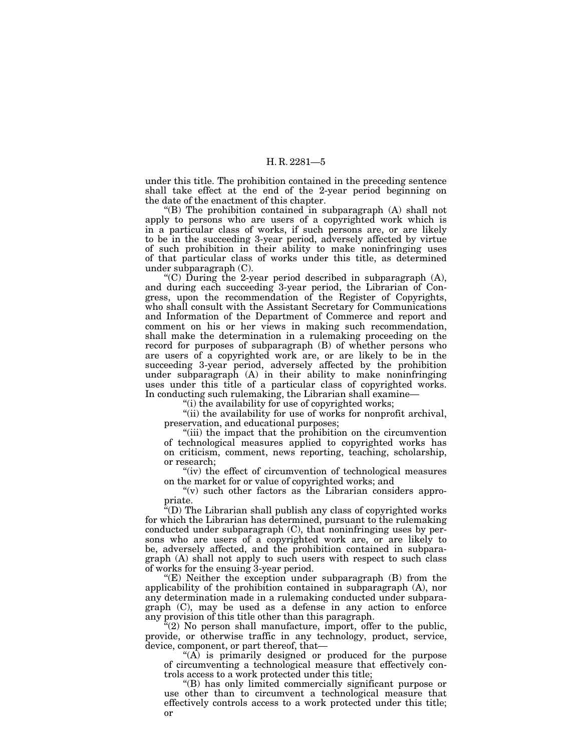under this title. The prohibition contained in the preceding sentence shall take effect at the end of the 2-year period beginning on the date of the enactment of this chapter.

"(B) The prohibition contained in subparagraph (A) shall not apply to persons who are users of a copyrighted work which is in a particular class of works, if such persons are, or are likely to be in the succeeding 3-year period, adversely affected by virtue of such prohibition in their ability to make noninfringing uses of that particular class of works under this title, as determined under subparagraph (C).

"(C) During the 2-year period described in subparagraph (A), and during each succeeding 3-year period, the Librarian of Congress, upon the recommendation of the Register of Copyrights, who shall consult with the Assistant Secretary for Communications and Information of the Department of Commerce and report and comment on his or her views in making such recommendation, shall make the determination in a rulemaking proceeding on the record for purposes of subparagraph (B) of whether persons who are users of a copyrighted work are, or are likely to be in the succeeding 3-year period, adversely affected by the prohibition under subparagraph (A) in their ability to make noninfringing uses under this title of a particular class of copyrighted works. In conducting such rulemaking, the Librarian shall examine—

"(i) the availability for use of copyrighted works;

"(ii) the availability for use of works for nonprofit archival, preservation, and educational purposes;

"(iii) the impact that the prohibition on the circumvention of technological measures applied to copyrighted works has on criticism, comment, news reporting, teaching, scholarship, or research;

"(iv) the effect of circumvention of technological measures on the market for or value of copyrighted works; and

"(v) such other factors as the Librarian considers appropriate.

"(D) The Librarian shall publish any class of copyrighted works for which the Librarian has determined, pursuant to the rulemaking conducted under subparagraph (C), that noninfringing uses by persons who are users of a copyrighted work are, or are likely to be, adversely affected, and the prohibition contained in subparagraph (A) shall not apply to such users with respect to such class of works for the ensuing 3-year period.

"(E) Neither the exception under subparagraph (B) from the applicability of the prohibition contained in subparagraph (A), nor any determination made in a rulemaking conducted under subparagraph (C), may be used as a defense in any action to enforce any provision of this title other than this paragraph.

"(2) No person shall manufacture, import, offer to the public, provide, or otherwise traffic in any technology, product, service, device, component, or part thereof, that—

"(A) is primarily designed or produced for the purpose of circumventing a technological measure that effectively controls access to a work protected under this title;

"(B) has only limited commercially significant purpose or use other than to circumvent a technological measure that effectively controls access to a work protected under this title; or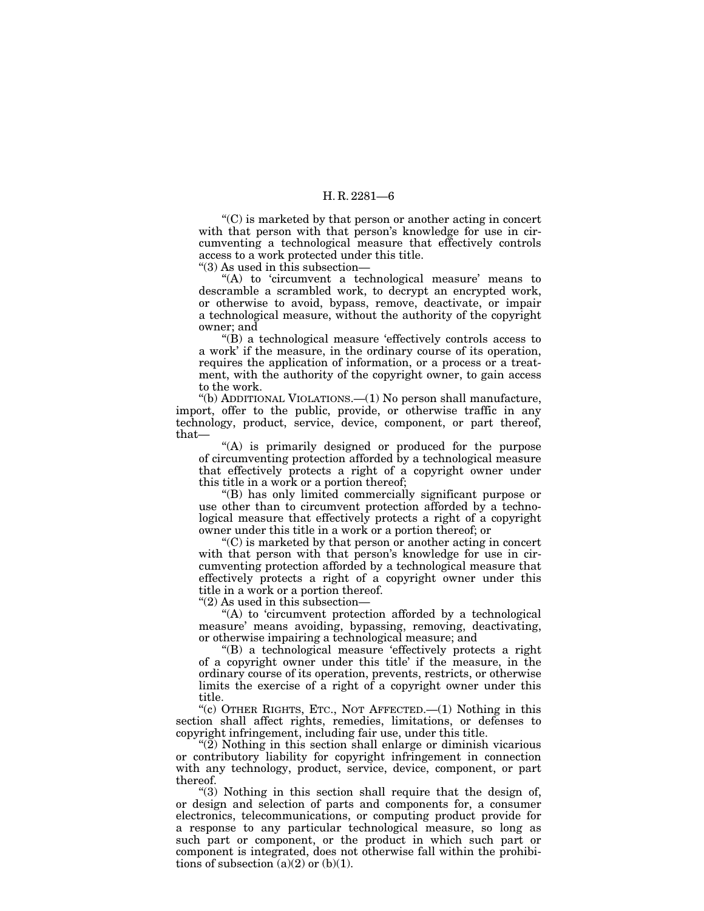"(C) is marketed by that person or another acting in concert with that person with that person's knowledge for use in circumventing a technological measure that effectively controls access to a work protected under this title.

"(3) As used in this subsection—

"(A) to 'circumvent a technological measure' means to descramble a scrambled work, to decrypt an encrypted work, or otherwise to avoid, bypass, remove, deactivate, or impair a technological measure, without the authority of the copyright owner; and

"(B) a technological measure 'effectively controls access to a work' if the measure, in the ordinary course of its operation, requires the application of information, or a process or a treatment, with the authority of the copyright owner, to gain access to the work.

"(b) ADDITIONAL VIOLATIONS.—(1) No person shall manufacture, import, offer to the public, provide, or otherwise traffic in any technology, product, service, device, component, or part thereof, that—

"(A) is primarily designed or produced for the purpose of circumventing protection afforded by a technological measure that effectively protects a right of a copyright owner under this title in a work or a portion thereof;

"(B) has only limited commercially significant purpose or use other than to circumvent protection afforded by a technological measure that effectively protects a right of a copyright owner under this title in a work or a portion thereof; or

"(C) is marketed by that person or another acting in concert with that person with that person's knowledge for use in circumventing protection afforded by a technological measure that effectively protects a right of a copyright owner under this title in a work or a portion thereof.

"(2) As used in this subsection—

"(A) to 'circumvent protection afforded by a technological measure' means avoiding, bypassing, removing, deactivating, or otherwise impairing a technological measure; and

"(B) a technological measure 'effectively protects a right of a copyright owner under this title' if the measure, in the ordinary course of its operation, prevents, restricts, or otherwise limits the exercise of a right of a copyright owner under this title.

"(c) OTHER RIGHTS, ETC., NOT AFFECTED.—(1) Nothing in this section shall affect rights, remedies, limitations, or defenses to copyright infringement, including fair use, under this title.

"(2) Nothing in this section shall enlarge or diminish vicarious or contributory liability for copyright infringement in connection with any technology, product, service, device, component, or part thereof.

"(3) Nothing in this section shall require that the design of, or design and selection of parts and components for, a consumer electronics, telecommunications, or computing product provide for a response to any particular technological measure, so long as such part or component, or the product in which such part or component is integrated, does not otherwise fall within the prohibitions of subsection (a)(2) or (b)(1).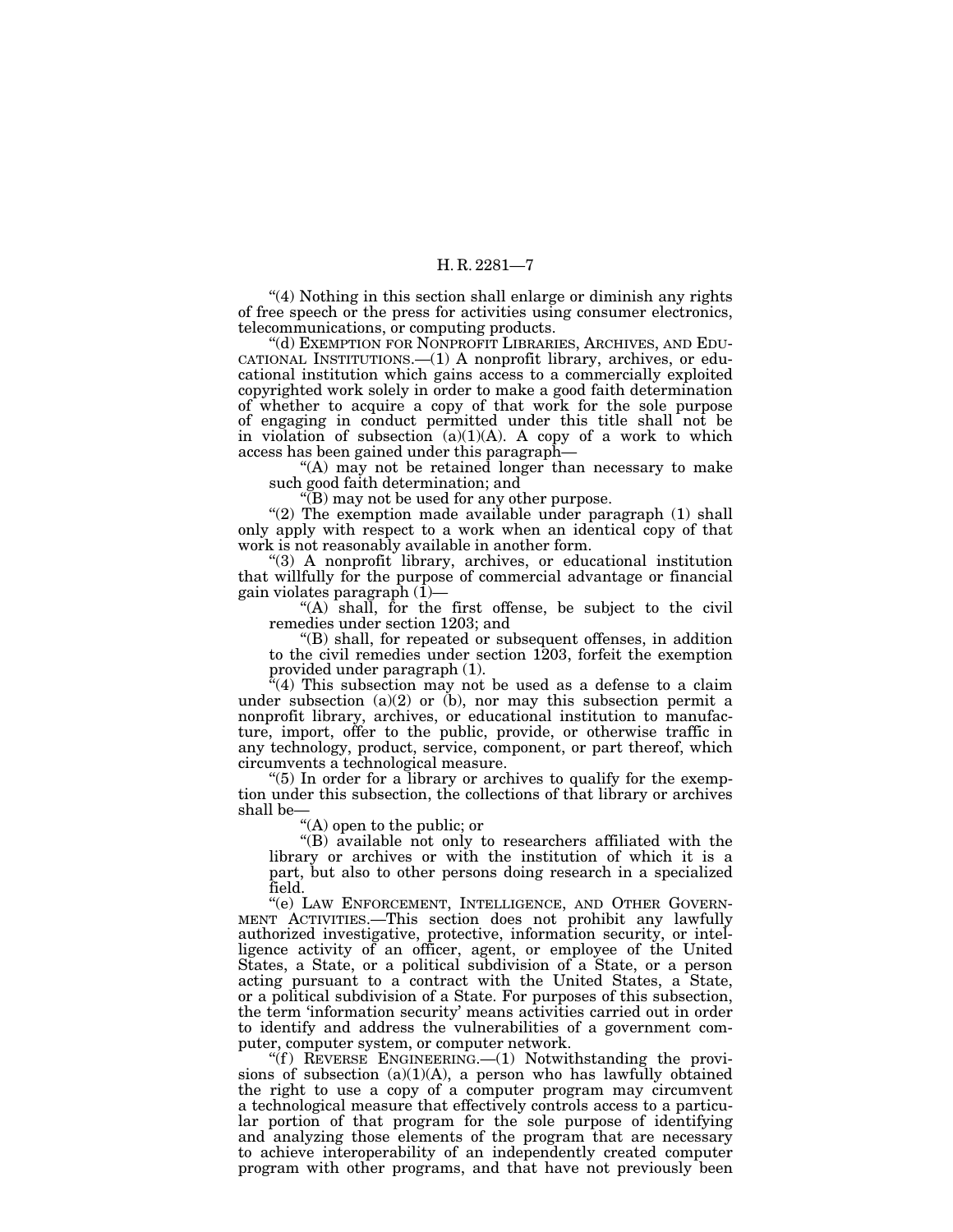“(4) Nothing in this section shall enlarge or diminish any rights of free speech or the press for activities using consumer electronics, telecommunications, or computing products.

“(d) EXEMPTION FOR NONPROFIT LIBRARIES, ARCHIVES, AND EDUCATIONAL INSTITUTIONS.—(1) A nonprofit library, archives, or educational institution which gains access to a commercially exploited copyrighted work solely in order to make a good faith determination of whether to acquire a copy of that work for the sole purpose of engaging in conduct permitted under this title shall not be in violation of subsection (a)(1)(A). A copy of a work to which access has been gained under this paragraph—

“(A) may not be retained longer than necessary to make such good faith determination; and

“(B) may not be used for any other purpose.

“(2) The exemption made available under paragraph (1) shall only apply with respect to a work when an identical copy of that work is not reasonably available in another form.

“(3) A nonprofit library, archives, or educational institution that willfully for the purpose of commercial advantage or financial gain violates paragraph (1)—

“(A) shall, for the first offense, be subject to the civil remedies under section 1203; and

“(B) shall, for repeated or subsequent offenses, in addition to the civil remedies under section 1203, forfeit the exemption provided under paragraph (1).

“(4) This subsection may not be used as a defense to a claim under subsection (a)(2) or (b), nor may this subsection permit a nonprofit library, archives, or educational institution to manufacture, import, offer to the public, provide, or otherwise traffic in any technology, product, service, component, or part thereof, which circumvents a technological measure.

“(5) In order for a library or archives to qualify for the exemption under this subsection, the collections of that library or archives shall be—

“(A) open to the public; or

“(B) available not only to researchers affiliated with the library or archives or with the institution of which it is a part, but also to other persons doing research in a specialized field.

“(e) LAW ENFORCEMENT, INTELLIGENCE, AND OTHER GOVERNMENT ACTIVITIES.—This section does not prohibit any lawfully authorized investigative, protective, information security, or intelligence activity of an officer, agent, or employee of the United States, a State, or a political subdivision of a State, or a person acting pursuant to a contract with the United States, a State, or a political subdivision of a State. For purposes of this subsection, the term ‘information security’ means activities carried out in order to identify and address the vulnerabilities of a government computer, computer system, or computer network.

“(f) REVERSE ENGINEERING.—(1) Notwithstanding the provisions of subsection (a)(1)(A), a person who has lawfully obtained the right to use a copy of a computer program may circumvent a technological measure that effectively controls access to a particular portion of that program for the sole purpose of identifying and analyzing those elements of the program that are necessary to achieve interoperability of an independently created computer program with other programs, and that have not previously been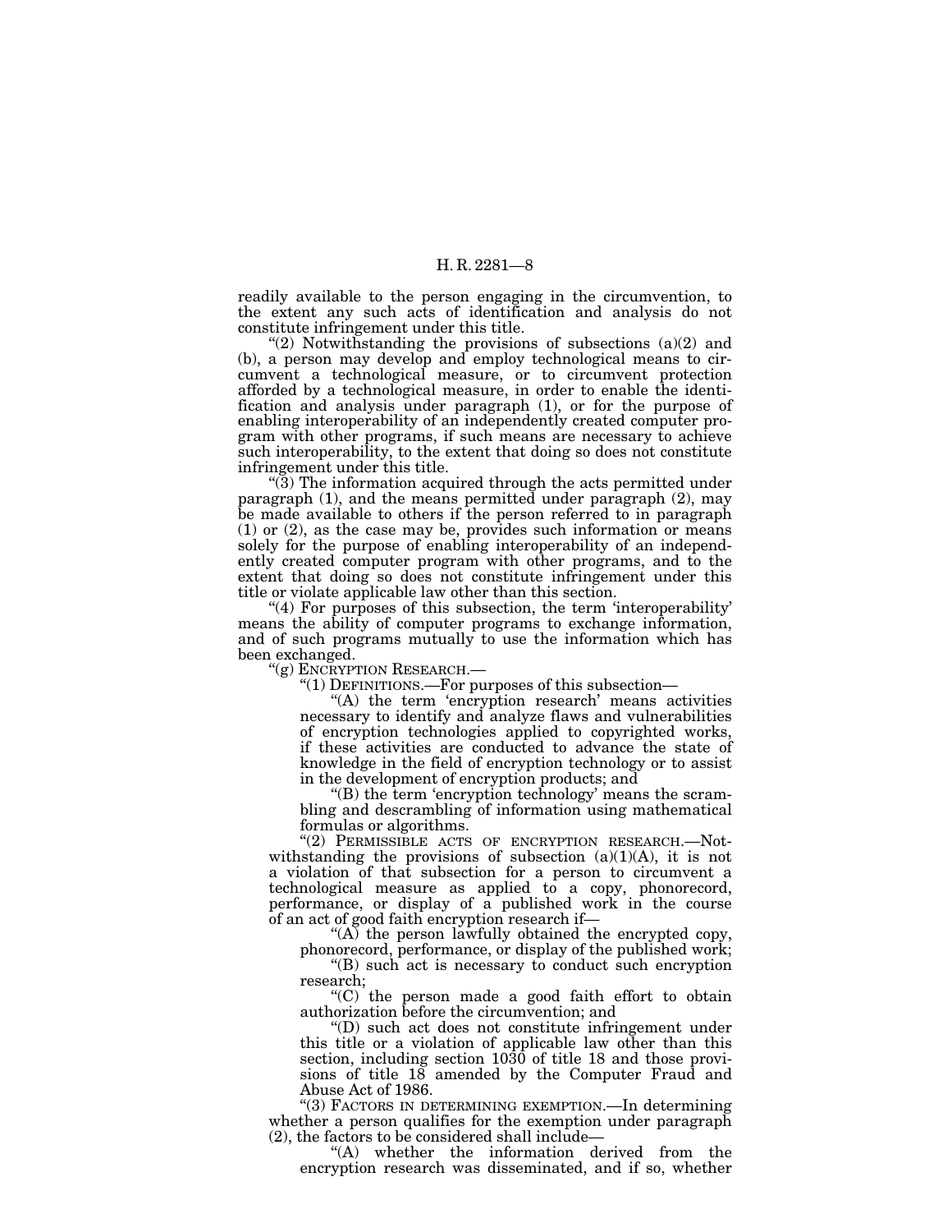readily available to the person engaging in the circumvention, to the extent any such acts of identification and analysis do not constitute infringement under this title.

"(2) Notwithstanding the provisions of subsections (a)(2) and (b), a person may develop and employ technological means to circumvent a technological measure, or to circumvent protection afforded by a technological measure, in order to enable the identification and analysis under paragraph (1), or for the purpose of enabling interoperability of an independently created computer program with other programs, if such means are necessary to achieve such interoperability, to the extent that doing so does not constitute infringement under this title.

"(3) The information acquired through the acts permitted under paragraph (1), and the means permitted under paragraph (2), may be made available to others if the person referred to in paragraph (1) or (2), as the case may be, provides such information or means solely for the purpose of enabling interoperability of an independently created computer program with other programs, and to the extent that doing so does not constitute infringement under this title or violate applicable law other than this section.

"(4) For purposes of this subsection, the term 'interoperability' means the ability of computer programs to exchange information, and of such programs mutually to use the information which has been exchanged.

"(g) ENCRYPTION RESEARCH.—

"(1) DEFINITIONS.—For purposes of this subsection—

"(A) the term 'encryption research' means activities necessary to identify and analyze flaws and vulnerabilities of encryption technologies applied to copyrighted works, if these activities are conducted to advance the state of knowledge in the field of encryption technology or to assist in the development of encryption products; and

"(B) the term 'encryption technology' means the scrambling and descrambling of information using mathematical formulas or algorithms.

"(2) PERMISSIBLE ACTS OF ENCRYPTION RESEARCH.—Notwithstanding the provisions of subsection (a)(1)(A), it is not a violation of that subsection for a person to circumvent a technological measure as applied to a copy, phonorecord, performance, or display of a published work in the course of an act of good faith encryption research if—

"(A) the person lawfully obtained the encrypted copy, phonorecord, performance, or display of the published work;

"(B) such act is necessary to conduct such encryption research;

"(C) the person made a good faith effort to obtain authorization before the circumvention; and

"(D) such act does not constitute infringement under this title or a violation of applicable law other than this section, including section 1030 of title 18 and those provisions of title 18 amended by the Computer Fraud and Abuse Act of 1986.

"(3) FACTORS IN DETERMINING EXEMPTION.—In determining whether a person qualifies for the exemption under paragraph (2), the factors to be considered shall include—

"(A) whether the information derived from the encryption research was disseminated, and if so, whether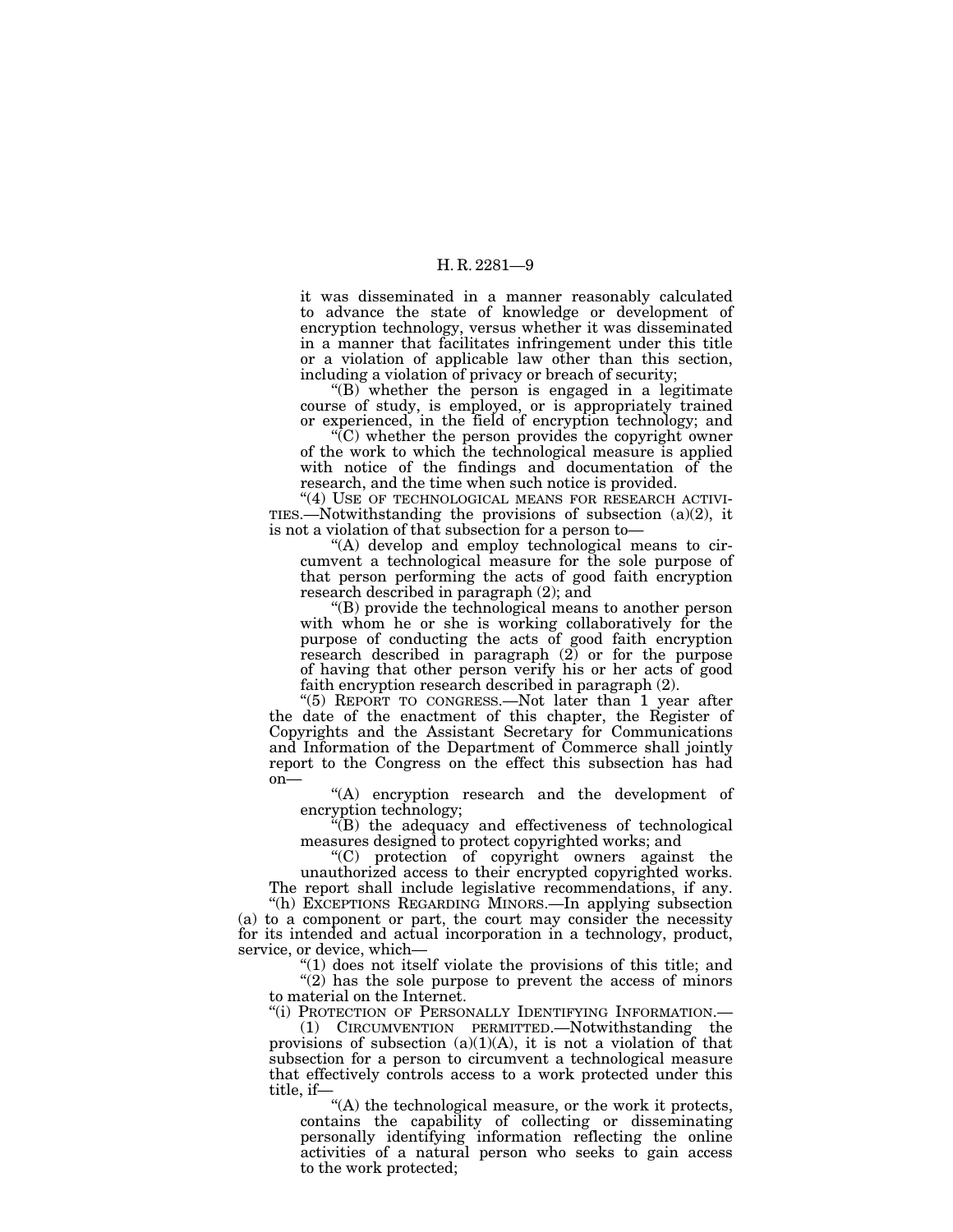it was disseminated in a manner reasonably calculated to advance the state of knowledge or development of encryption technology, versus whether it was disseminated in a manner that facilitates infringement under this title or a violation of applicable law other than this section, including a violation of privacy or breach of security;

"(B) whether the person is engaged in a legitimate course of study, is employed, or is appropriately trained or experienced, in the field of encryption technology; and

"(C) whether the person provides the copyright owner of the work to which the technological measure is applied with notice of the findings and documentation of the research, and the time when such notice is provided.

"(4) USE OF TECHNOLOGICAL MEANS FOR RESEARCH ACTIVITIES.—Notwithstanding the provisions of subsection (a)(2), it is not a violation of that subsection for a person to—

"(A) develop and employ technological means to circumvent a technological measure for the sole purpose of that person performing the acts of good faith encryption research described in paragraph (2); and

"(B) provide the technological means to another person with whom he or she is working collaboratively for the purpose of conducting the acts of good faith encryption research described in paragraph (2) or for the purpose of having that other person verify his or her acts of good faith encryption research described in paragraph (2).

"(5) REPORT TO CONGRESS.—Not later than 1 year after the date of the enactment of this chapter, the Register of Copyrights and the Assistant Secretary for Communications and Information of the Department of Commerce shall jointly report to the Congress on the effect this subsection has had on—

"(A) encryption research and the development of encryption technology;

"(B) the adequacy and effectiveness of technological measures designed to protect copyrighted works; and

"(C) protection of copyright owners against the unauthorized access to their encrypted copyrighted works.

The report shall include legislative recommendations, if any.

"(h) EXCEPTIONS REGARDING MINORS.—In applying subsection (a) to a component or part, the court may consider the necessity for its intended and actual incorporation in a technology, product, service, or device, which—

"(1) does not itself violate the provisions of this title; and

"(2) has the sole purpose to prevent the access of minors to material on the Internet.

"(i) PROTECTION OF PERSONALLY IDENTIFYING INFORMATION.—

(1) CIRCUMVENTION PERMITTED.—Notwithstanding the provisions of subsection (a)(1)(A), it is not a violation of that subsection for a person to circumvent a technological measure that effectively controls access to a work protected under this title, if—

"(A) the technological measure, or the work it protects, contains the capability of collecting or disseminating personally identifying information reflecting the online activities of a natural person who seeks to gain access to the work protected;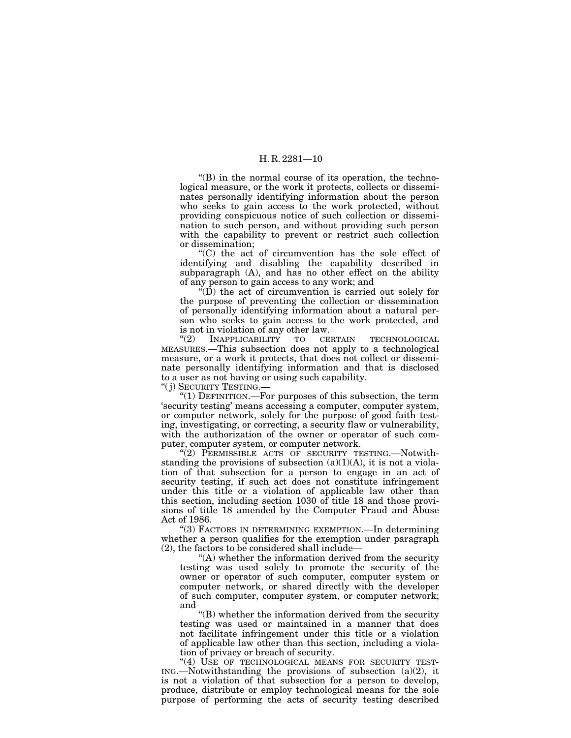"(B) in the normal course of its operation, the technological measure, or the work it protects, collects or disseminates personally identifying information about the person who seeks to gain access to the work protected, without providing conspicuous notice of such collection or dissemination to such person, and without providing such person with the capability to prevent or restrict such collection or dissemination;

"(C) the act of circumvention has the sole effect of identifying and disabling the capability described in subparagraph (A), and has no other effect on the ability of any person to gain access to any work; and

"(D) the act of circumvention is carried out solely for the purpose of preventing the collection or dissemination of personally identifying information about a natural person who seeks to gain access to the work protected, and is not in violation of any other law.

"(2) INAPPLICABILITY TO CERTAIN TECHNOLOGICAL MEASURES.—This subsection does not apply to a technological measure, or a work it protects, that does not collect or disseminate personally identifying information and that is disclosed to a user as not having or using such capability.

"(j) SECURITY TESTING.—

"(1) DEFINITION.—For purposes of this subsection, the term 'security testing' means accessing a computer, computer system, or computer network, solely for the purpose of good faith testing, investigating, or correcting, a security flaw or vulnerability, with the authorization of the owner or operator of such computer, computer system, or computer network.

"(2) PERMISSIBLE ACTS OF SECURITY TESTING.—Notwithstanding the provisions of subsection (a)(1)(A), it is not a violation of that subsection for a person to engage in an act of security testing, if such act does not constitute infringement under this title or a violation of applicable law other than this section, including section 1030 of title 18 and those provisions of title 18 amended by the Computer Fraud and Abuse Act of 1986.

"(3) FACTORS IN DETERMINING EXEMPTION.—In determining whether a person qualifies for the exemption under paragraph (2), the factors to be considered shall include—

"(A) whether the information derived from the security testing was used solely to promote the security of the owner or operator of such computer, computer system or computer network, or shared directly with the developer of such computer, computer system, or computer network; and

"(B) whether the information derived from the security testing was used or maintained in a manner that does not facilitate infringement under this title or a violation of applicable law other than this section, including a violation of privacy or breach of security.

"(4) USE OF TECHNOLOGICAL MEANS FOR SECURITY TESTING.—Notwithstanding the provisions of subsection (a)(2), it is not a violation of that subsection for a person to develop, produce, distribute or employ technological means for the sole purpose of performing the acts of security testing described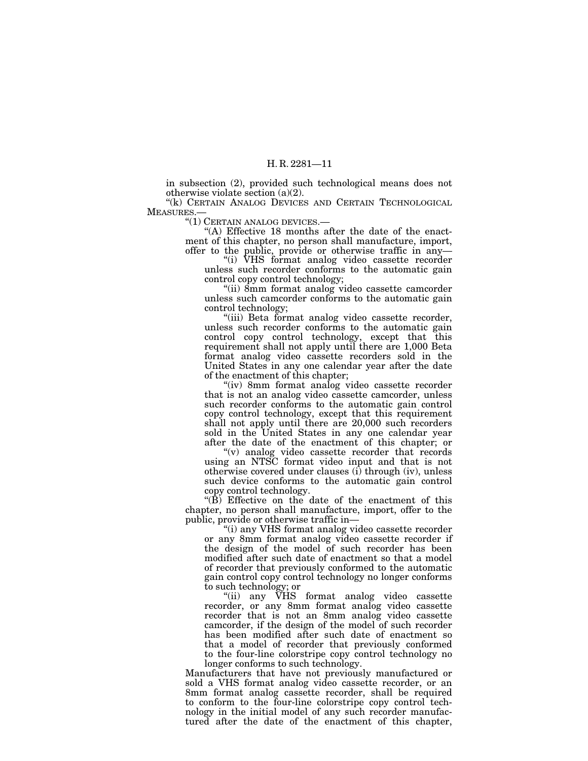in subsection (2), provided such technological means does not otherwise violate section (a)(2).

"(k) CERTAIN ANALOG DEVICES AND CERTAIN TECHNOLOGICAL MEASURES.—

"(1) CERTAIN ANALOG DEVICES.—

"(A) Effective 18 months after the date of the enactment of this chapter, no person shall manufacture, import, offer to the public, provide or otherwise traffic in any—

"(i) VHS format analog video cassette recorder unless such recorder conforms to the automatic gain control copy control technology;

"(ii) 8mm format analog video cassette camcorder unless such camcorder conforms to the automatic gain control technology;

"(iii) Beta format analog video cassette recorder, unless such recorder conforms to the automatic gain control copy control technology, except that this requirement shall not apply until there are 1,000 Beta format analog video cassette recorders sold in the United States in any one calendar year after the date of the enactment of this chapter;

"(iv) 8mm format analog video cassette recorder that is not an analog video cassette camcorder, unless such recorder conforms to the automatic gain control copy control technology, except that this requirement shall not apply until there are 20,000 such recorders sold in the United States in any one calendar year after the date of the enactment of this chapter; or

"(v) analog video cassette recorder that records using an NTSC format video input and that is not otherwise covered under clauses (i) through (iv), unless such device conforms to the automatic gain control copy control technology.

"(B) Effective on the date of the enactment of this chapter, no person shall manufacture, import, offer to the public, provide or otherwise traffic in—

"(i) any VHS format analog video cassette recorder or any 8mm format analog video cassette recorder if the design of the model of such recorder has been modified after such date of enactment so that a model of recorder that previously conformed to the automatic gain control copy control technology no longer conforms to such technology; or

"(ii) any VHS format analog video cassette recorder, or any 8mm format analog video cassette recorder that is not an 8mm analog video cassette camcorder, if the design of the model of such recorder has been modified after such date of enactment so that a model of recorder that previously conformed to the four-line colorstripe copy control technology no longer conforms to such technology.

Manufacturers that have not previously manufactured or sold a VHS format analog video cassette recorder, or an 8mm format analog cassette recorder, shall be required to conform to the four-line colorstripe copy control technology in the initial model of any such recorder manufactured after the date of the enactment of this chapter,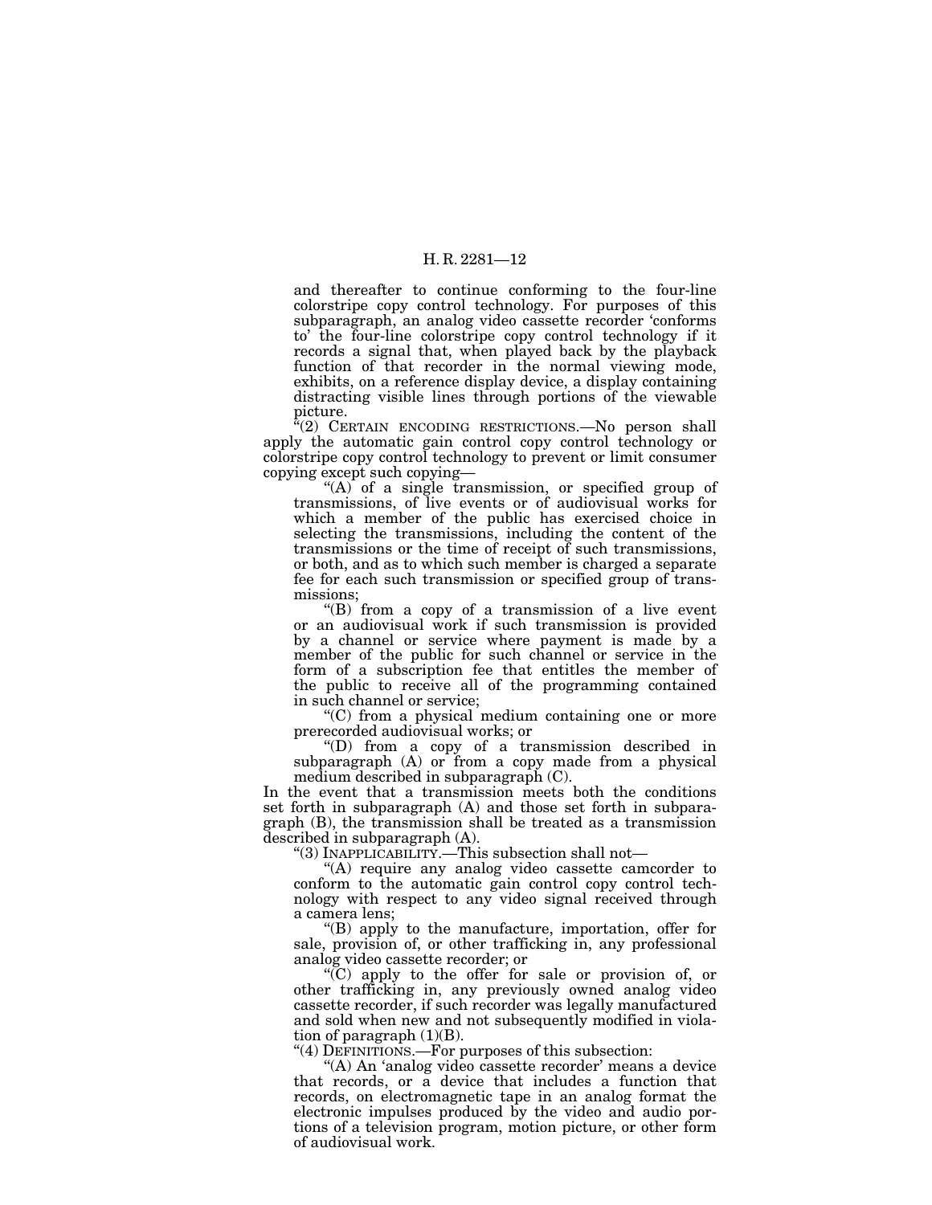and thereafter to continue conforming to the four-line colorstripe copy control technology. For purposes of this subparagraph, an analog video cassette recorder 'conforms to' the four-line colorstripe copy control technology if it records a signal that, when played back by the playback function of that recorder in the normal viewing mode, exhibits, on a reference display device, a display containing distracting visible lines through portions of the viewable picture.

"(2) CERTAIN ENCODING RESTRICTIONS.—No person shall apply the automatic gain control copy control technology or colorstripe copy control technology to prevent or limit consumer copying except such copying—

"(A) of a single transmission, or specified group of transmissions, of live events or of audiovisual works for which a member of the public has exercised choice in selecting the transmissions, including the content of the transmissions or the time of receipt of such transmissions, or both, and as to which such member is charged a separate fee for each such transmission or specified group of transmissions;

"(B) from a copy of a transmission of a live event or an audiovisual work if such transmission is provided by a channel or service where payment is made by a member of the public for such channel or service in the form of a subscription fee that entitles the member of the public to receive all of the programming contained in such channel or service;

"(C) from a physical medium containing one or more prerecorded audiovisual works; or

"(D) from a copy of a transmission described in subparagraph (A) or from a copy made from a physical medium described in subparagraph (C).

In the event that a transmission meets both the conditions set forth in subparagraph (A) and those set forth in subparagraph (B), the transmission shall be treated as a transmission described in subparagraph (A).

"(3) INAPPLICABILITY.—This subsection shall not—

"(A) require any analog video cassette camcorder to conform to the automatic gain control copy control technology with respect to any video signal received through a camera lens;

"(B) apply to the manufacture, importation, offer for sale, provision of, or other trafficking in, any professional analog video cassette recorder; or

"(C) apply to the offer for sale or provision of, or other trafficking in, any previously owned analog video cassette recorder, if such recorder was legally manufactured and sold when new and not subsequently modified in violation of paragraph (1)(B).

"(4) DEFINITIONS.—For purposes of this subsection:

"(A) An 'analog video cassette recorder' means a device that records, or a device that includes a function that records, on electromagnetic tape in an analog format the electronic impulses produced by the video and audio portions of a television program, motion picture, or other form of audiovisual work.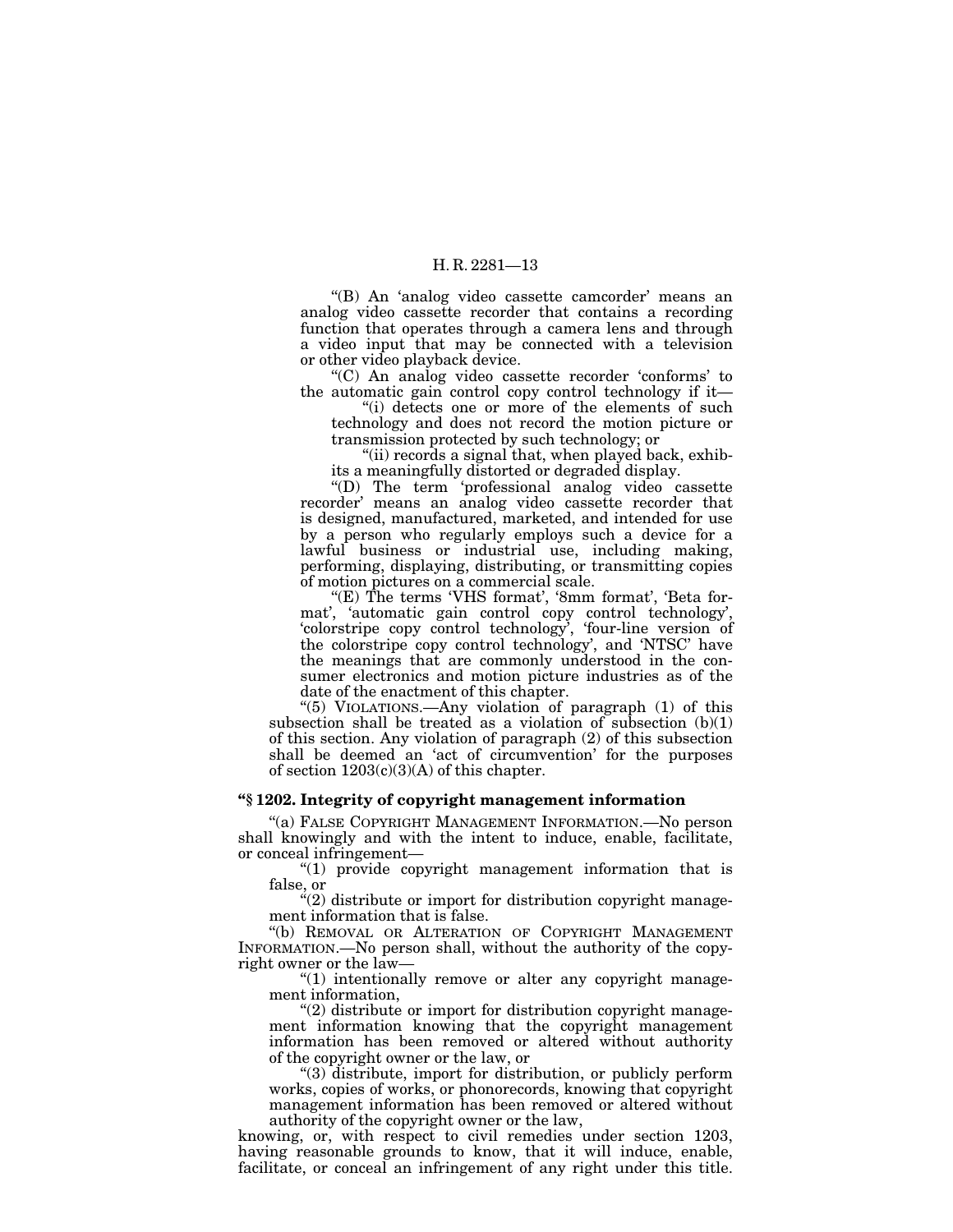"(B) An 'analog video cassette camcorder' means an analog video cassette recorder that contains a recording function that operates through a camera lens and through a video input that may be connected with a television or other video playback device.

"(C) An analog video cassette recorder 'conforms' to the automatic gain control copy control technology if it—

"(i) detects one or more of the elements of such technology and does not record the motion picture or transmission protected by such technology; or

"(ii) records a signal that, when played back, exhibits a meaningfully distorted or degraded display.

"(D) The term 'professional analog video cassette recorder' means an analog video cassette recorder that is designed, manufactured, marketed, and intended for use by a person who regularly employs such a device for a lawful business or industrial use, including making, performing, displaying, distributing, or transmitting copies of motion pictures on a commercial scale.

"(E) The terms 'VHS format', '8mm format', 'Beta format', 'automatic gain control copy control technology', 'colorstripe copy control technology', 'four-line version of the colorstripe copy control technology', and 'NTSC' have the meanings that are commonly understood in the consumer electronics and motion picture industries as of the date of the enactment of this chapter.

"(5) VIOLATIONS.—Any violation of paragraph (1) of this subsection shall be treated as a violation of subsection (b)(1) of this section. Any violation of paragraph (2) of this subsection shall be deemed an 'act of circumvention' for the purposes of section 1203(c)(3)(A) of this chapter.

**"§ 1202. Integrity of copyright management information**

"(a) FALSE COPYRIGHT MANAGEMENT INFORMATION.—No person shall knowingly and with the intent to induce, enable, facilitate, or conceal infringement—

"(1) provide copyright management information that is false, or

"(2) distribute or import for distribution copyright management information that is false.

"(b) REMOVAL OR ALTERATION OF COPYRIGHT MANAGEMENT INFORMATION.—No person shall, without the authority of the copyright owner or the law—

"(1) intentionally remove or alter any copyright management information,

"(2) distribute or import for distribution copyright management information knowing that the copyright management information has been removed or altered without authority of the copyright owner or the law, or

"(3) distribute, import for distribution, or publicly perform works, copies of works, or phonorecords, knowing that copyright management information has been removed or altered without authority of the copyright owner or the law,

knowing, or, with respect to civil remedies under section 1203, having reasonable grounds to know, that it will induce, enable, facilitate, or conceal an infringement of any right under this title.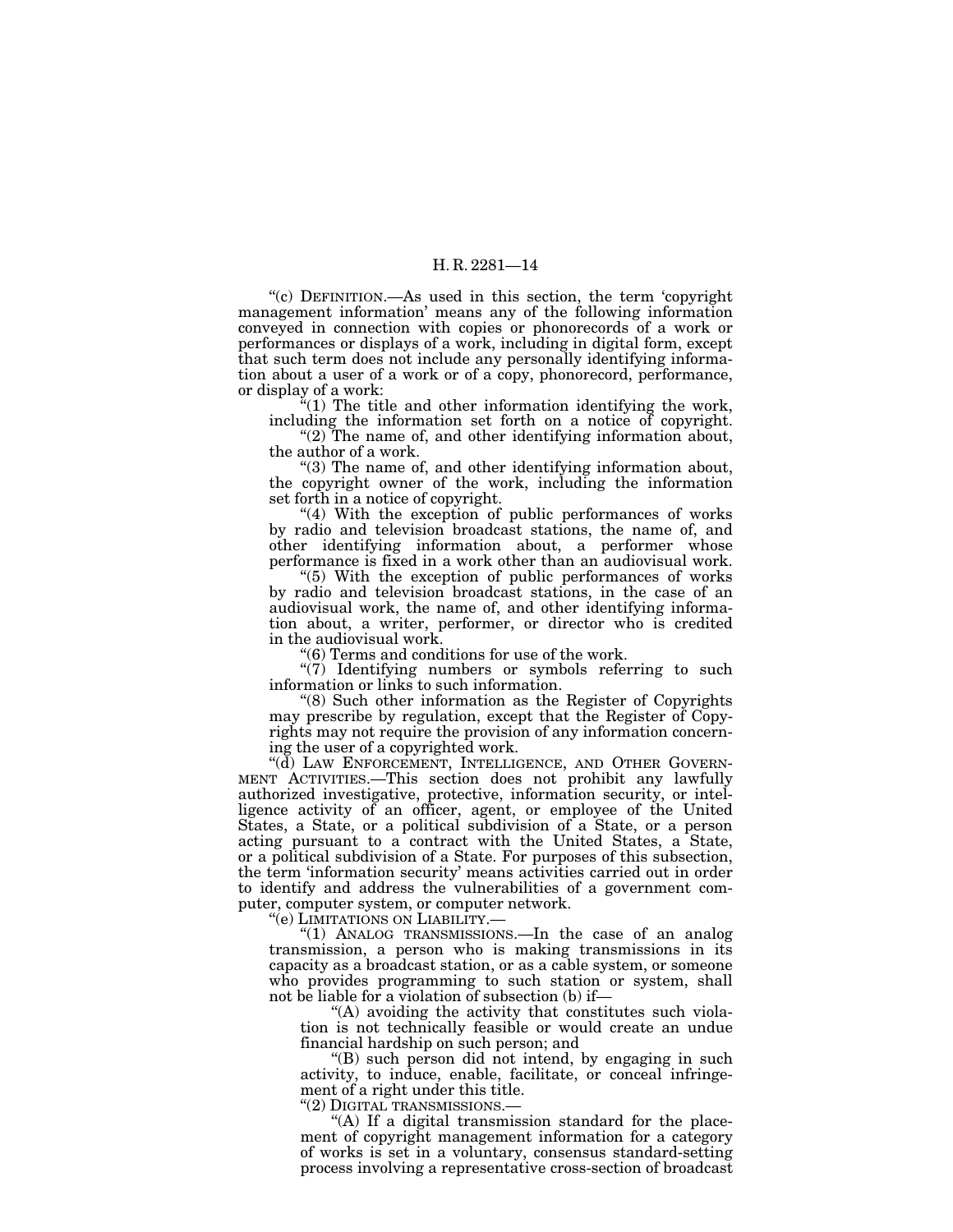"(c) DEFINITION.—As used in this section, the term 'copyright management information' means any of the following information conveyed in connection with copies or phonorecords of a work or performances or displays of a work, including in digital form, except that such term does not include any personally identifying information about a user of a work or of a copy, phonorecord, performance, or display of a work:

"(1) The title and other information identifying the work, including the information set forth on a notice of copyright.

"(2) The name of, and other identifying information about, the author of a work.

"(3) The name of, and other identifying information about, the copyright owner of the work, including the information set forth in a notice of copyright.

"(4) With the exception of public performances of works by radio and television broadcast stations, the name of, and other identifying information about, a performer whose performance is fixed in a work other than an audiovisual work.

"(5) With the exception of public performances of works by radio and television broadcast stations, in the case of an audiovisual work, the name of, and other identifying information about, a writer, performer, or director who is credited in the audiovisual work.

"(6) Terms and conditions for use of the work.

"(7) Identifying numbers or symbols referring to such information or links to such information.

"(8) Such other information as the Register of Copyrights may prescribe by regulation, except that the Register of Copyrights may not require the provision of any information concerning the user of a copyrighted work.

"(d) LAW ENFORCEMENT, INTELLIGENCE, AND OTHER GOVERNMENT ACTIVITIES.—This section does not prohibit any lawfully authorized investigative, protective, information security, or intelligence activity of an officer, agent, or employee of the United States, a State, or a political subdivision of a State, or a person acting pursuant to a contract with the United States, a State, or a political subdivision of a State. For purposes of this subsection, the term 'information security' means activities carried out in order to identify and address the vulnerabilities of a government computer, computer system, or computer network.

"(e) LIMITATIONS ON LIABILITY.—

"(1) ANALOG TRANSMISSIONS.—In the case of an analog transmission, a person who is making transmissions in its capacity as a broadcast station, or as a cable system, or someone who provides programming to such station or system, shall not be liable for a violation of subsection (b) if—

"(A) avoiding the activity that constitutes such violation is not technically feasible or would create an undue financial hardship on such person; and

"(B) such person did not intend, by engaging in such activity, to induce, enable, facilitate, or conceal infringement of a right under this title.

"(2) DIGITAL TRANSMISSIONS.—

"(A) If a digital transmission standard for the placement of copyright management information for a category of works is set in a voluntary, consensus standard-setting process involving a representative cross-section of broadcast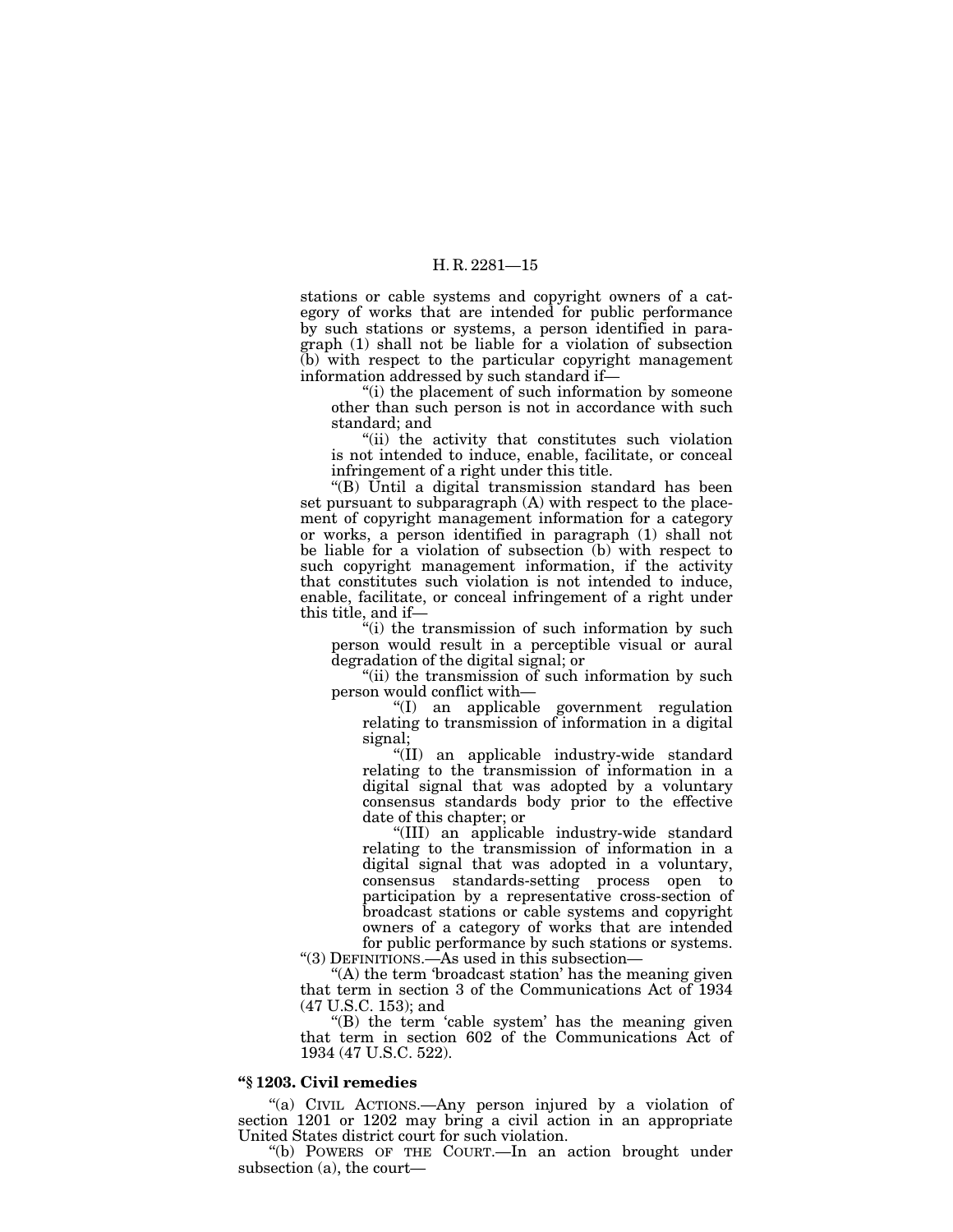stations or cable systems and copyright owners of a category of works that are intended for public performance by such stations or systems, a person identified in paragraph (1) shall not be liable for a violation of subsection (b) with respect to the particular copyright management information addressed by such standard if—

"(i) the placement of such information by someone other than such person is not in accordance with such standard; and

"(ii) the activity that constitutes such violation is not intended to induce, enable, facilitate, or conceal infringement of a right under this title.

"(B) Until a digital transmission standard has been set pursuant to subparagraph (A) with respect to the placement of copyright management information for a category or works, a person identified in paragraph (1) shall not be liable for a violation of subsection (b) with respect to such copyright management information, if the activity that constitutes such violation is not intended to induce, enable, facilitate, or conceal infringement of a right under this title, and if—

"(i) the transmission of such information by such person would result in a perceptible visual or aural degradation of the digital signal; or

"(ii) the transmission of such information by such person would conflict with—

"(I) an applicable government regulation relating to transmission of information in a digital signal;

"(II) an applicable industry-wide standard relating to the transmission of information in a digital signal that was adopted by a voluntary consensus standards body prior to the effective date of this chapter; or

"(III) an applicable industry-wide standard relating to the transmission of information in a digital signal that was adopted in a voluntary, consensus standards-setting process open to participation by a representative cross-section of broadcast stations or cable systems and copyright owners of a category of works that are intended for public performance by such stations or systems.

"(3) DEFINITIONS.—As used in this subsection—

"(A) the term 'broadcast station' has the meaning given that term in section 3 of the Communications Act of 1934 (47 U.S.C. 153); and

"(B) the term 'cable system' has the meaning given that term in section 602 of the Communications Act of 1934 (47 U.S.C. 522).

**"§ 1203. Civil remedies**

"(a) CIVIL ACTIONS.—Any person injured by a violation of section 1201 or 1202 may bring a civil action in an appropriate United States district court for such violation.

"(b) POWERS OF THE COURT.—In an action brought under subsection (a), the court—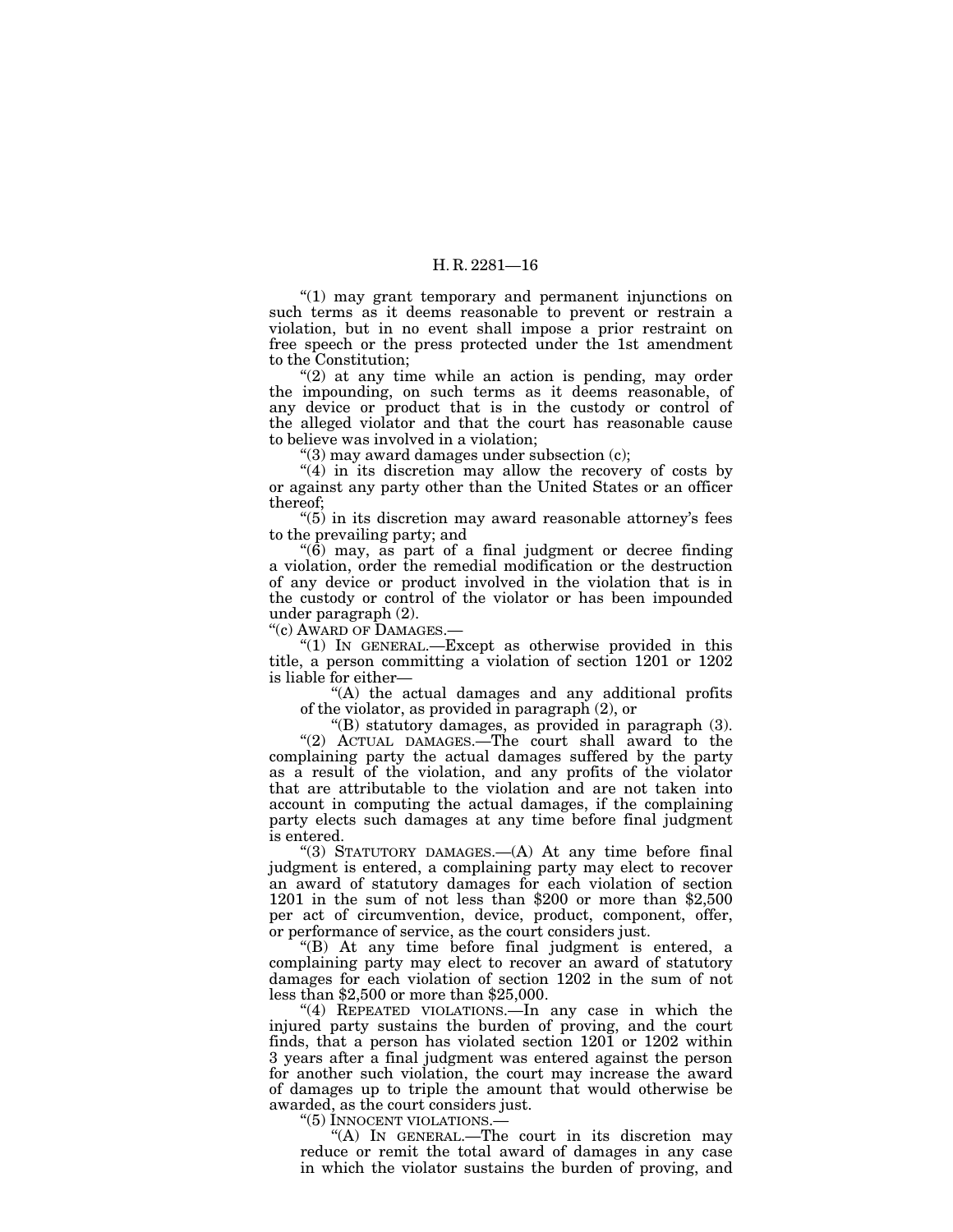"(1) may grant temporary and permanent injunctions on such terms as it deems reasonable to prevent or restrain a violation, but in no event shall impose a prior restraint on free speech or the press protected under the 1st amendment to the Constitution;

"(2) at any time while an action is pending, may order the impounding, on such terms as it deems reasonable, of any device or product that is in the custody or control of the alleged violator and that the court has reasonable cause to believe was involved in a violation;

"(3) may award damages under subsection (c);

"(4) in its discretion may allow the recovery of costs by or against any party other than the United States or an officer thereof;

"(5) in its discretion may award reasonable attorney's fees to the prevailing party; and

"(6) may, as part of a final judgment or decree finding a violation, order the remedial modification or the destruction of any device or product involved in the violation that is in the custody or control of the violator or has been impounded under paragraph (2).

"(c) AWARD OF DAMAGES.—

"(1) IN GENERAL.—Except as otherwise provided in this title, a person committing a violation of section 1201 or 1202 is liable for either—

"(A) the actual damages and any additional profits of the violator, as provided in paragraph (2), or

"(B) statutory damages, as provided in paragraph (3).

"(2) ACTUAL DAMAGES.—The court shall award to the complaining party the actual damages suffered by the party as a result of the violation, and any profits of the violator that are attributable to the violation and are not taken into account in computing the actual damages, if the complaining party elects such damages at any time before final judgment is entered.

"(3) STATUTORY DAMAGES.—(A) At any time before final judgment is entered, a complaining party may elect to recover an award of statutory damages for each violation of section 1201 in the sum of not less than $200 or more than $2,500 per act of circumvention, device, product, component, offer, or performance of service, as the court considers just.

"(B) At any time before final judgment is entered, a complaining party may elect to recover an award of statutory damages for each violation of section 1202 in the sum of not less than $2,500 or more than $25,000.

"(4) REPEATED VIOLATIONS.—In any case in which the injured party sustains the burden of proving, and the court finds, that a person has violated section 1201 or 1202 within 3 years after a final judgment was entered against the person for another such violation, the court may increase the award of damages up to triple the amount that would otherwise be awarded, as the court considers just.

"(5) INNOCENT VIOLATIONS.—

"(A) IN GENERAL.—The court in its discretion may reduce or remit the total award of damages in any case in which the violator sustains the burden of proving, and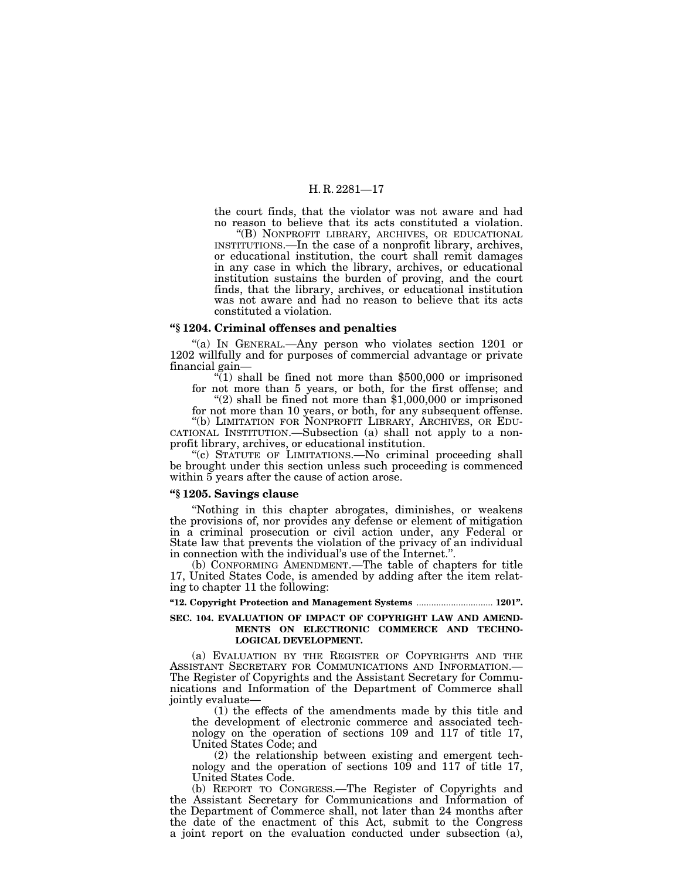the court finds, that the violator was not aware and had no reason to believe that its acts constituted a violation.

"(B) NONPROFIT LIBRARY, ARCHIVES, OR EDUCATIONAL INSTITUTIONS.—In the case of a nonprofit library, archives, or educational institution, the court shall remit damages in any case in which the library, archives, or educational institution sustains the burden of proving, and the court finds, that the library, archives, or educational institution was not aware and had no reason to believe that its acts constituted a violation.

**"§ 1204. Criminal offenses and penalties**

"(a) IN GENERAL.—Any person who violates section 1201 or 1202 willfully and for purposes of commercial advantage or private financial gain—

"(1) shall be fined not more than $500,000 or imprisoned for not more than 5 years, or both, for the first offense; and

"(2) shall be fined not more than $1,000,000 or imprisoned for not more than 10 years, or both, for any subsequent offense.

"(b) LIMITATION FOR NONPROFIT LIBRARY, ARCHIVES, OR EDUCATIONAL INSTITUTION.—Subsection (a) shall not apply to a nonprofit library, archives, or educational institution.

"(c) STATUTE OF LIMITATIONS.—No criminal proceeding shall be brought under this section unless such proceeding is commenced within 5 years after the cause of action arose.

**"§ 1205. Savings clause**

"Nothing in this chapter abrogates, diminishes, or weakens the provisions of, nor provides any defense or element of mitigation in a criminal prosecution or civil action under, any Federal or State law that prevents the violation of the privacy of an individual in connection with the individual's use of the Internet.".

(b) CONFORMING AMENDMENT.—The table of chapters for title 17, United States Code, is amended by adding after the item relating to chapter 11 the following:

**"12. Copyright Protection and Management Systems ............................... 1201".**

**SEC. 104. EVALUATION OF IMPACT OF COPYRIGHT LAW AND AMENDMENTS ON ELECTRONIC COMMERCE AND TECHNOLOGICAL DEVELOPMENT.**

(a) EVALUATION BY THE REGISTER OF COPYRIGHTS AND THE ASSISTANT SECRETARY FOR COMMUNICATIONS AND INFORMATION.—The Register of Copyrights and the Assistant Secretary for Communications and Information of the Department of Commerce shall jointly evaluate—

(1) the effects of the amendments made by this title and the development of electronic commerce and associated technology on the operation of sections 109 and 117 of title 17, United States Code; and

(2) the relationship between existing and emergent technology and the operation of sections 109 and 117 of title 17, United States Code.

(b) REPORT TO CONGRESS.—The Register of Copyrights and the Assistant Secretary for Communications and Information of the Department of Commerce shall, not later than 24 months after the date of the enactment of this Act, submit to the Congress a joint report on the evaluation conducted under subsection (a),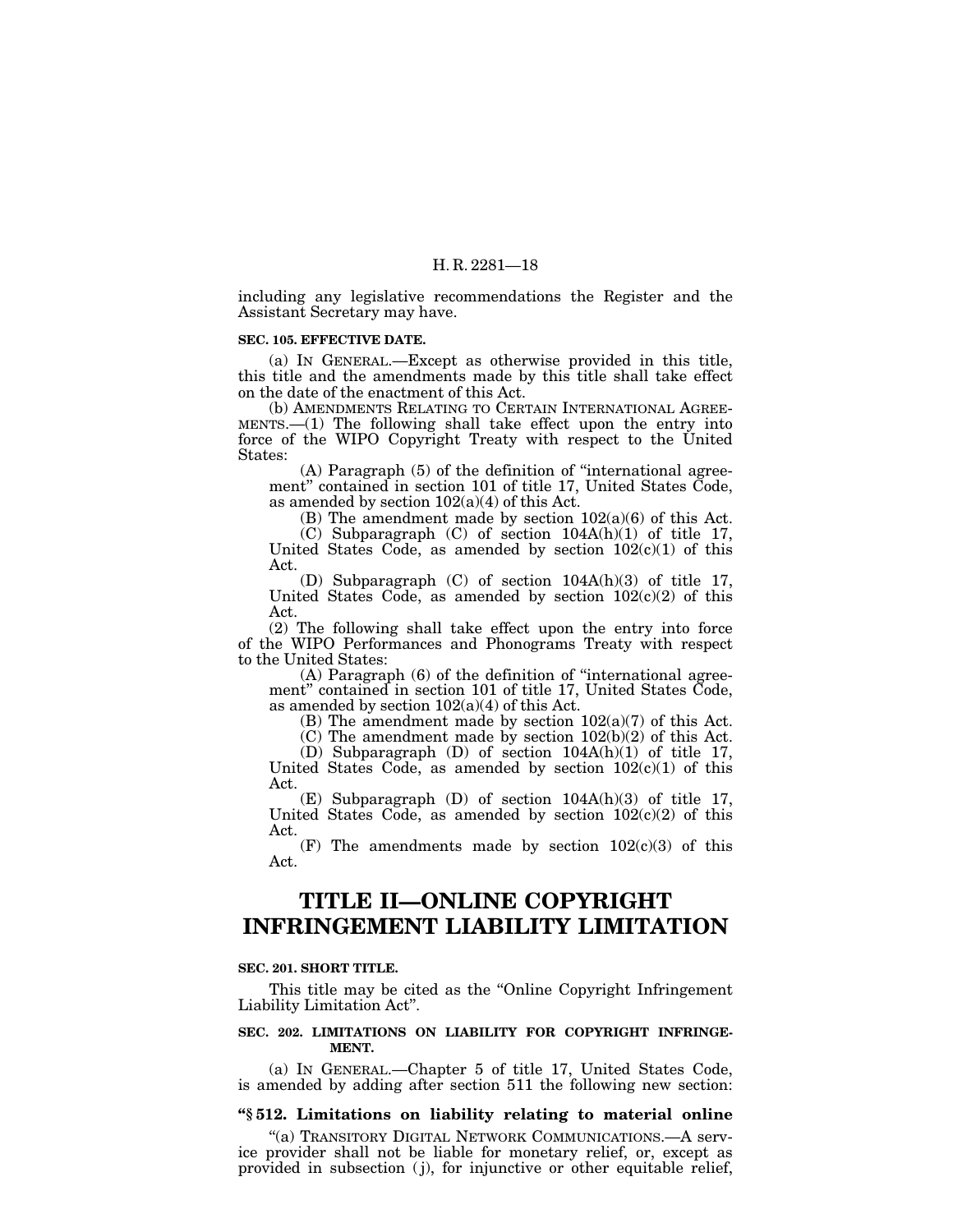including any legislative recommendations the Register and the Assistant Secretary may have.

**SEC. 105. EFFECTIVE DATE.**

(a) IN GENERAL.—Except as otherwise provided in this title, this title and the amendments made by this title shall take effect on the date of the enactment of this Act.

(b) AMENDMENTS RELATING TO CERTAIN INTERNATIONAL AGREEMENTS.—(1) The following shall take effect upon the entry into force of the WIPO Copyright Treaty with respect to the United States:

(A) Paragraph (5) of the definition of "international agreement" contained in section 101 of title 17, United States Code, as amended by section 102(a)(4) of this Act.

(B) The amendment made by section 102(a)(6) of this Act.

(C) Subparagraph (C) of section 104A(h)(1) of title 17, United States Code, as amended by section 102(c)(1) of this Act.

(D) Subparagraph (C) of section 104A(h)(3) of title 17, United States Code, as amended by section 102(c)(2) of this Act.

(2) The following shall take effect upon the entry into force of the WIPO Performances and Phonograms Treaty with respect to the United States:

(A) Paragraph (6) of the definition of "international agreement" contained in section 101 of title 17, United States Code, as amended by section 102(a)(4) of this Act.

(B) The amendment made by section 102(a)(7) of this Act.

(C) The amendment made by section 102(b)(2) of this Act.

(D) Subparagraph (D) of section 104A(h)(1) of title 17, United States Code, as amended by section 102(c)(1) of this Act.

(E) Subparagraph (D) of section 104A(h)(3) of title 17, United States Code, as amended by section 102(c)(2) of this Act.

(F) The amendments made by section 102(c)(3) of this Act.

# TITLE II—ONLINE COPYRIGHT INFRINGEMENT LIABILITY LIMITATION

**SEC. 201. SHORT TITLE.**

This title may be cited as the "Online Copyright Infringement Liability Limitation Act".

**SEC. 202. LIMITATIONS ON LIABILITY FOR COPYRIGHT INFRINGEMENT.**

(a) IN GENERAL.—Chapter 5 of title 17, United States Code, is amended by adding after section 511 the following new section:

**"§ 512. Limitations on liability relating to material online**

"(a) TRANSITORY DIGITAL NETWORK COMMUNICATIONS.—A service provider shall not be liable for monetary relief, or, except as provided in subsection (j), for injunctive or other equitable relief,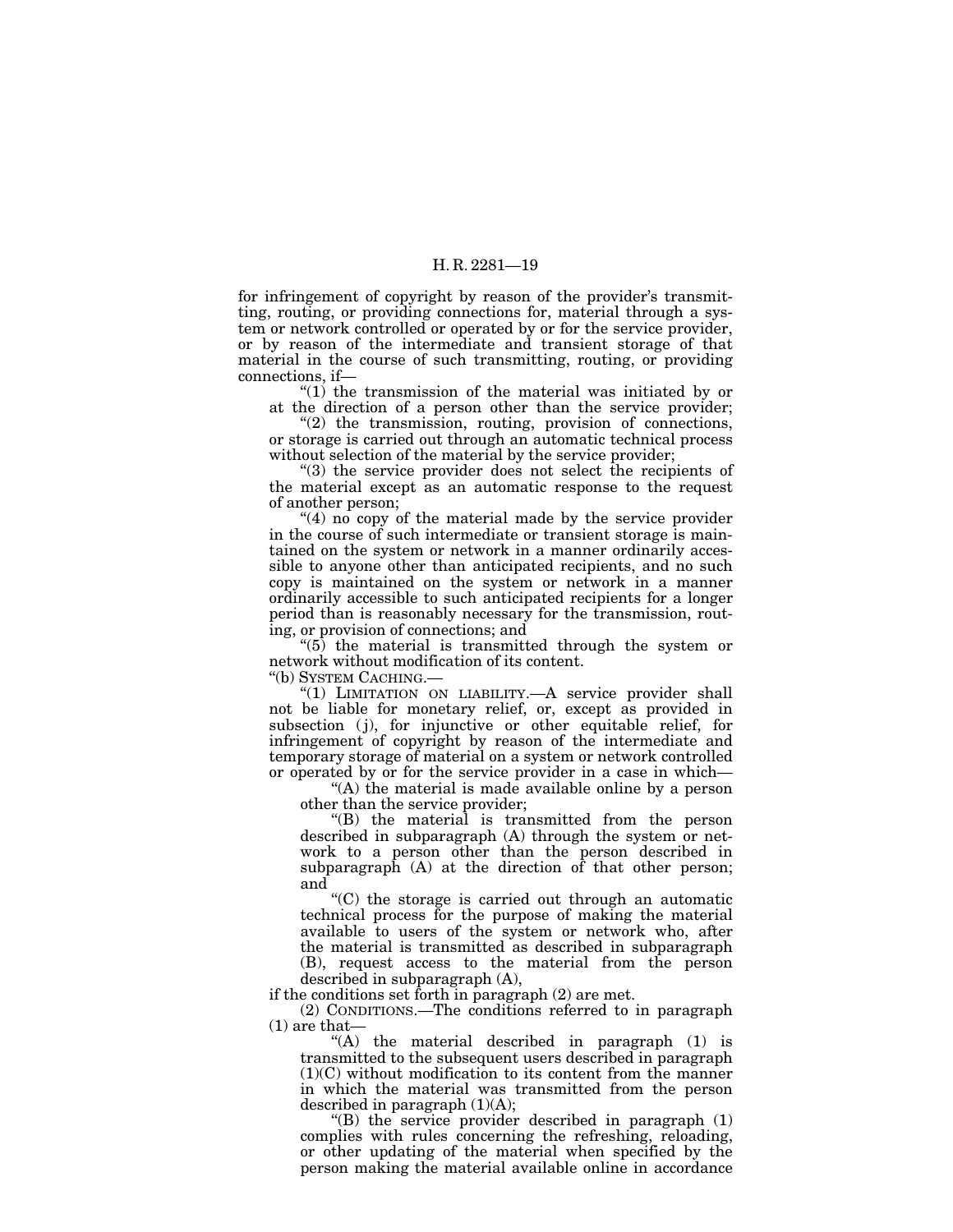for infringement of copyright by reason of the provider's transmitting, routing, or providing connections for, material through a system or network controlled or operated by or for the service provider, or by reason of the intermediate and transient storage of that material in the course of such transmitting, routing, or providing connections, if—

"(1) the transmission of the material was initiated by or at the direction of a person other than the service provider;

"(2) the transmission, routing, provision of connections, or storage is carried out through an automatic technical process without selection of the material by the service provider;

"(3) the service provider does not select the recipients of the material except as an automatic response to the request of another person;

"(4) no copy of the material made by the service provider in the course of such intermediate or transient storage is maintained on the system or network in a manner ordinarily accessible to anyone other than anticipated recipients, and no such copy is maintained on the system or network in a manner ordinarily accessible to such anticipated recipients for a longer period than is reasonably necessary for the transmission, routing, or provision of connections; and

"(5) the material is transmitted through the system or network without modification of its content.

"(b) SYSTEM CACHING.—

"(1) LIMITATION ON LIABILITY.—A service provider shall not be liable for monetary relief, or, except as provided in subsection (j), for injunctive or other equitable relief, for infringement of copyright by reason of the intermediate and temporary storage of material on a system or network controlled or operated by or for the service provider in a case in which—

"(A) the material is made available online by a person other than the service provider;

"(B) the material is transmitted from the person described in subparagraph (A) through the system or network to a person other than the person described in subparagraph (A) at the direction of that other person; and

"(C) the storage is carried out through an automatic technical process for the purpose of making the material available to users of the system or network who, after the material is transmitted as described in subparagraph (B), request access to the material from the person described in subparagraph (A),

if the conditions set forth in paragraph (2) are met.

(2) CONDITIONS.—The conditions referred to in paragraph (1) are that—

"(A) the material described in paragraph (1) is transmitted to the subsequent users described in paragraph (1)(C) without modification to its content from the manner in which the material was transmitted from the person described in paragraph (1)(A);

"(B) the service provider described in paragraph (1) complies with rules concerning the refreshing, reloading, or other updating of the material when specified by the person making the material available online in accordance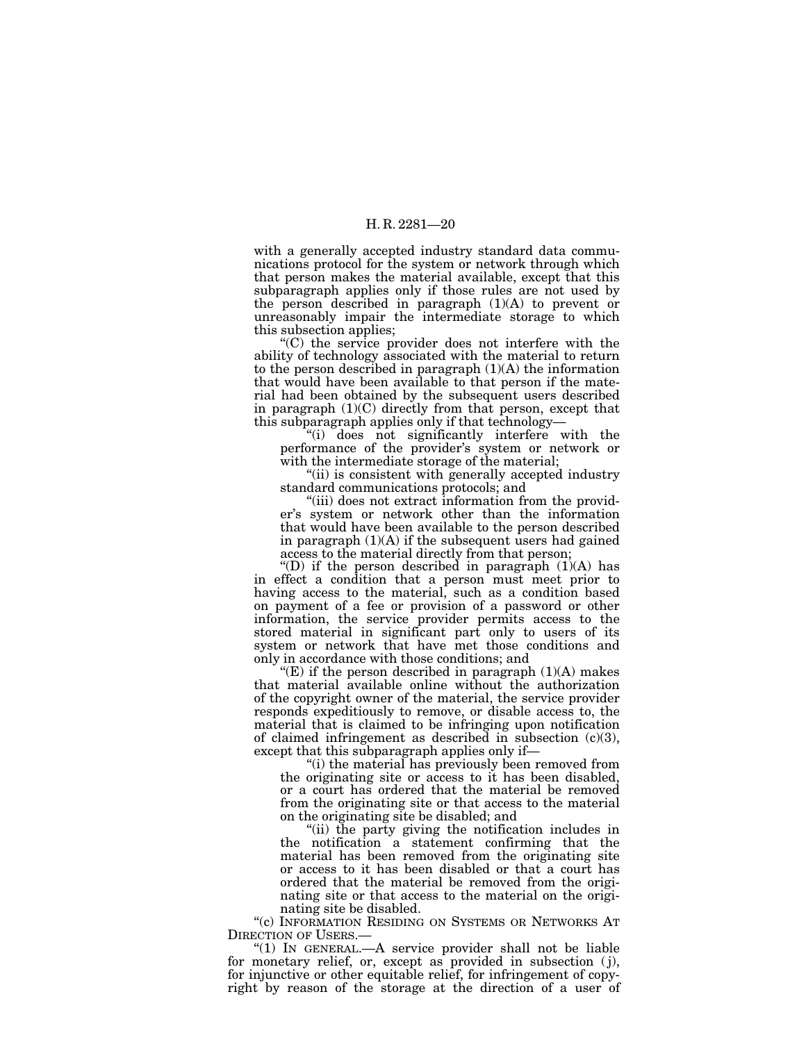with a generally accepted industry standard data communications protocol for the system or network through which that person makes the material available, except that this subparagraph applies only if those rules are not used by the person described in paragraph (1)(A) to prevent or unreasonably impair the intermediate storage to which this subsection applies;

"(C) the service provider does not interfere with the ability of technology associated with the material to return to the person described in paragraph (1)(A) the information that would have been available to that person if the material had been obtained by the subsequent users described in paragraph (1)(C) directly from that person, except that this subparagraph applies only if that technology—

"(i) does not significantly interfere with the performance of the provider's system or network or with the intermediate storage of the material;

"(ii) is consistent with generally accepted industry standard communications protocols; and

"(iii) does not extract information from the provider's system or network other than the information that would have been available to the person described in paragraph (1)(A) if the subsequent users had gained access to the material directly from that person;

"(D) if the person described in paragraph (1)(A) has in effect a condition that a person must meet prior to having access to the material, such as a condition based on payment of a fee or provision of a password or other information, the service provider permits access to the stored material in significant part only to users of its system or network that have met those conditions and only in accordance with those conditions; and

"(E) if the person described in paragraph (1)(A) makes that material available online without the authorization of the copyright owner of the material, the service provider responds expeditiously to remove, or disable access to, the material that is claimed to be infringing upon notification of claimed infringement as described in subsection (c)(3), except that this subparagraph applies only if—

"(i) the material has previously been removed from the originating site or access to it has been disabled, or a court has ordered that the material be removed from the originating site or that access to the material on the originating site be disabled; and

"(ii) the party giving the notification includes in the notification a statement confirming that the material has been removed from the originating site or access to it has been disabled or that a court has ordered that the material be removed from the originating site or that access to the material on the originating site be disabled.

"(c) INFORMATION RESIDING ON SYSTEMS OR NETWORKS AT DIRECTION OF USERS.—

"(1) IN GENERAL.—A service provider shall not be liable for monetary relief, or, except as provided in subsection (j), for injunctive or other equitable relief, for infringement of copyright by reason of the storage at the direction of a user of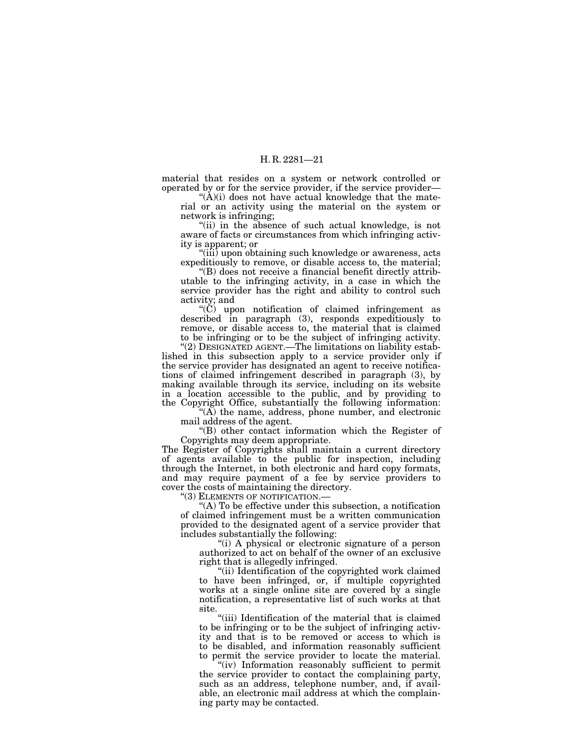material that resides on a system or network controlled or operated by or for the service provider, if the service provider—

"(A)(i) does not have actual knowledge that the material or an activity using the material on the system or network is infringing;

"(ii) in the absence of such actual knowledge, is not aware of facts or circumstances from which infringing activity is apparent; or

"(iii) upon obtaining such knowledge or awareness, acts expeditiously to remove, or disable access to, the material;

"(B) does not receive a financial benefit directly attributable to the infringing activity, in a case in which the service provider has the right and ability to control such activity; and

"(C) upon notification of claimed infringement as described in paragraph (3), responds expeditiously to remove, or disable access to, the material that is claimed to be infringing or to be the subject of infringing activity.

"(2) DESIGNATED AGENT.—The limitations on liability established in this subsection apply to a service provider only if the service provider has designated an agent to receive notifications of claimed infringement described in paragraph (3), by making available through its service, including on its website in a location accessible to the public, and by providing to the Copyright Office, substantially the following information:

"(A) the name, address, phone number, and electronic mail address of the agent.

"(B) other contact information which the Register of Copyrights may deem appropriate.

The Register of Copyrights shall maintain a current directory of agents available to the public for inspection, including through the Internet, in both electronic and hard copy formats, and may require payment of a fee by service providers to cover the costs of maintaining the directory.

"(3) ELEMENTS OF NOTIFICATION.—

"(A) To be effective under this subsection, a notification of claimed infringement must be a written communication provided to the designated agent of a service provider that includes substantially the following:

"(i) A physical or electronic signature of a person authorized to act on behalf of the owner of an exclusive right that is allegedly infringed.

"(ii) Identification of the copyrighted work claimed to have been infringed, or, if multiple copyrighted works at a single online site are covered by a single notification, a representative list of such works at that site.

"(iii) Identification of the material that is claimed to be infringing or to be the subject of infringing activity and that is to be removed or access to which is to be disabled, and information reasonably sufficient to permit the service provider to locate the material.

"(iv) Information reasonably sufficient to permit the service provider to contact the complaining party, such as an address, telephone number, and, if available, an electronic mail address at which the complaining party may be contacted.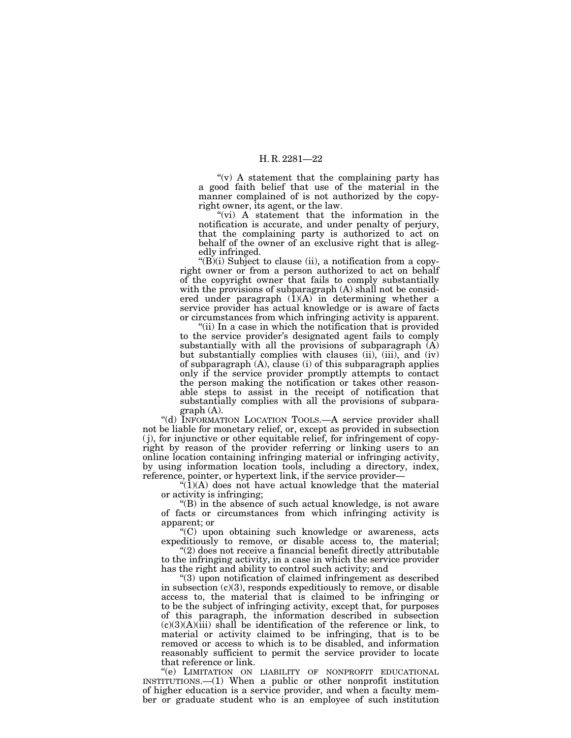"(v) A statement that the complaining party has a good faith belief that use of the material in the manner complained of is not authorized by the copyright owner, its agent, or the law.

"(vi) A statement that the information in the notification is accurate, and under penalty of perjury, that the complaining party is authorized to act on behalf of the owner of an exclusive right that is allegedly infringed.

"(B)(i) Subject to clause (ii), a notification from a copyright owner or from a person authorized to act on behalf of the copyright owner that fails to comply substantially with the provisions of subparagraph (A) shall not be considered under paragraph (1)(A) in determining whether a service provider has actual knowledge or is aware of facts or circumstances from which infringing activity is apparent.

"(ii) In a case in which the notification that is provided to the service provider's designated agent fails to comply substantially with all the provisions of subparagraph (A) but substantially complies with clauses (ii), (iii), and (iv) of subparagraph (A), clause (i) of this subparagraph applies only if the service provider promptly attempts to contact the person making the notification or takes other reasonable steps to assist in the receipt of notification that substantially complies with all the provisions of subparagraph (A).

"(d) INFORMATION LOCATION TOOLS.—A service provider shall not be liable for monetary relief, or, except as provided in subsection (j), for injunctive or other equitable relief, for infringement of copyright by reason of the provider referring or linking users to an online location containing infringing material or infringing activity, by using information location tools, including a directory, index, reference, pointer, or hypertext link, if the service provider—

"(1)(A) does not have actual knowledge that the material or activity is infringing;

"(B) in the absence of such actual knowledge, is not aware of facts or circumstances from which infringing activity is apparent; or

"(C) upon obtaining such knowledge or awareness, acts expeditiously to remove, or disable access to, the material;

"(2) does not receive a financial benefit directly attributable to the infringing activity, in a case in which the service provider has the right and ability to control such activity; and

"(3) upon notification of claimed infringement as described in subsection (c)(3), responds expeditiously to remove, or disable access to, the material that is claimed to be infringing or to be the subject of infringing activity, except that, for purposes of this paragraph, the information described in subsection (c)(3)(A)(iii) shall be identification of the reference or link, to material or activity claimed to be infringing, that is to be removed or access to which is to be disabled, and information reasonably sufficient to permit the service provider to locate that reference or link.

"(e) LIMITATION ON LIABILITY OF NONPROFIT EDUCATIONAL INSTITUTIONS.—(1) When a public or other nonprofit institution of higher education is a service provider, and when a faculty member or graduate student who is an employee of such institution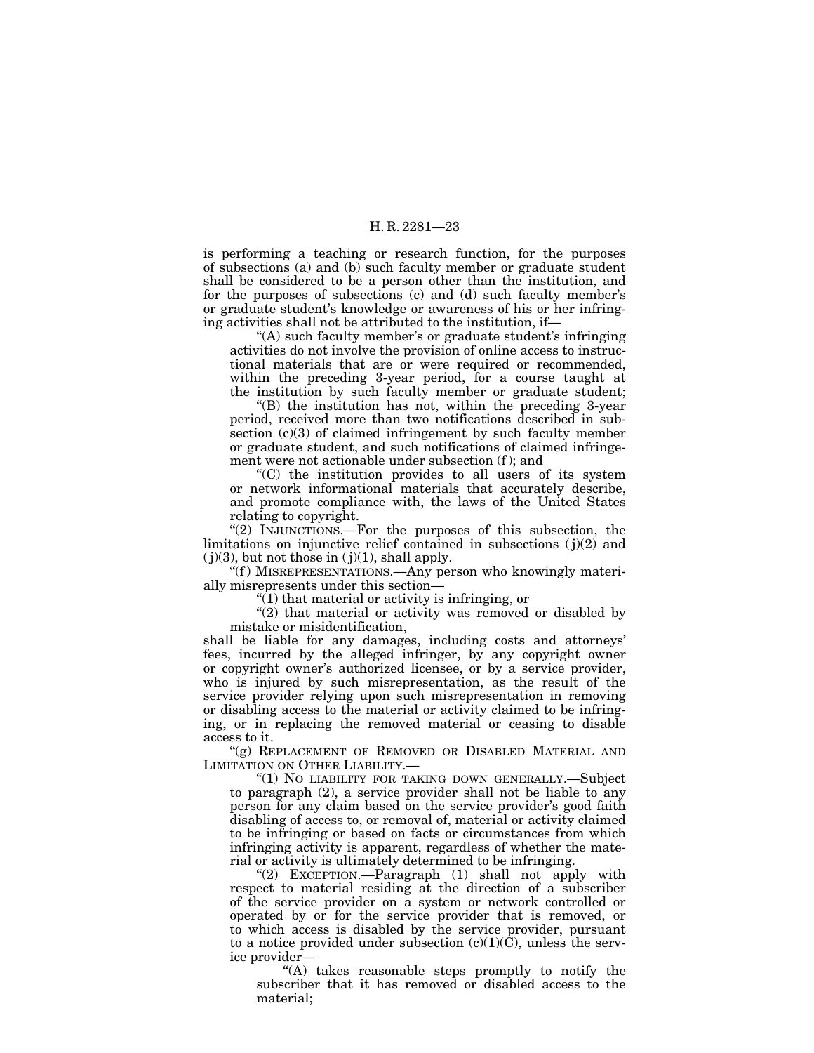is performing a teaching or research function, for the purposes of subsections (a) and (b) such faculty member or graduate student shall be considered to be a person other than the institution, and for the purposes of subsections (c) and (d) such faculty member's or graduate student's knowledge or awareness of his or her infringing activities shall not be attributed to the institution, if—

"(A) such faculty member's or graduate student's infringing activities do not involve the provision of online access to instructional materials that are or were required or recommended, within the preceding 3-year period, for a course taught at the institution by such faculty member or graduate student;

"(B) the institution has not, within the preceding 3-year period, received more than two notifications described in subsection (c)(3) of claimed infringement by such faculty member or graduate student, and such notifications of claimed infringement were not actionable under subsection (f); and

"(C) the institution provides to all users of its system or network informational materials that accurately describe, and promote compliance with, the laws of the United States relating to copyright.

"(2) INJUNCTIONS.—For the purposes of this subsection, the limitations on injunctive relief contained in subsections (j)(2) and (j)(3), but not those in (j)(1), shall apply.

"(f) MISREPRESENTATIONS.—Any person who knowingly materially misrepresents under this section—

"(1) that material or activity is infringing, or

"(2) that material or activity was removed or disabled by mistake or misidentification,

shall be liable for any damages, including costs and attorneys' fees, incurred by the alleged infringer, by any copyright owner or copyright owner's authorized licensee, or by a service provider, who is injured by such misrepresentation, as the result of the service provider relying upon such misrepresentation in removing or disabling access to the material or activity claimed to be infringing, or in replacing the removed material or ceasing to disable access to it.

"(g) REPLACEMENT OF REMOVED OR DISABLED MATERIAL AND LIMITATION ON OTHER LIABILITY.—

"(1) NO LIABILITY FOR TAKING DOWN GENERALLY.—Subject to paragraph (2), a service provider shall not be liable to any person for any claim based on the service provider's good faith disabling of access to, or removal of, material or activity claimed to be infringing or based on facts or circumstances from which infringing activity is apparent, regardless of whether the material or activity is ultimately determined to be infringing.

"(2) EXCEPTION.—Paragraph (1) shall not apply with respect to material residing at the direction of a subscriber of the service provider on a system or network controlled or operated by or for the service provider that is removed, or to which access is disabled by the service provider, pursuant to a notice provided under subsection (c)(1)(C), unless the service provider—

"(A) takes reasonable steps promptly to notify the subscriber that it has removed or disabled access to the material;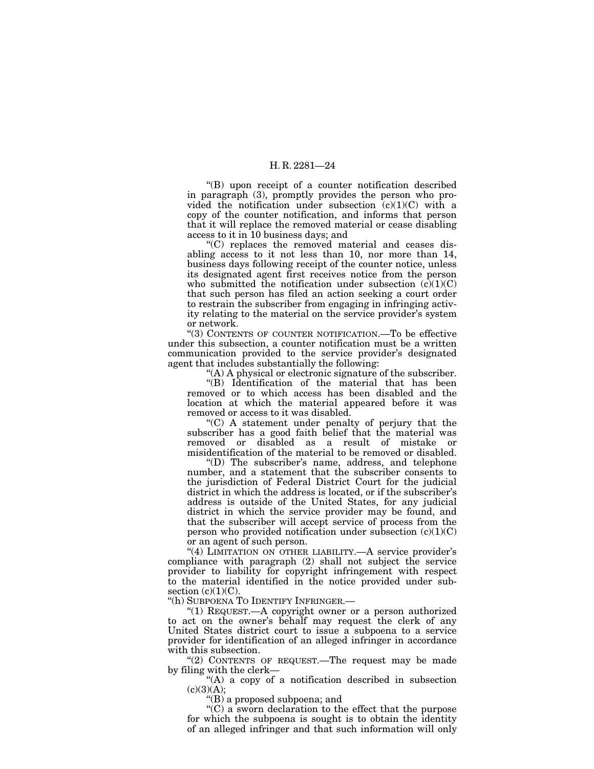"(B) upon receipt of a counter notification described in paragraph (3), promptly provides the person who provided the notification under subsection (c)(1)(C) with a copy of the counter notification, and informs that person that it will replace the removed material or cease disabling access to it in 10 business days; and

"(C) replaces the removed material and ceases disabling access to it not less than 10, nor more than 14, business days following receipt of the counter notice, unless its designated agent first receives notice from the person who submitted the notification under subsection (c)(1)(C) that such person has filed an action seeking a court order to restrain the subscriber from engaging in infringing activity relating to the material on the service provider's system or network.

"(3) CONTENTS OF COUNTER NOTIFICATION.—To be effective under this subsection, a counter notification must be a written communication provided to the service provider's designated agent that includes substantially the following:

"(A) A physical or electronic signature of the subscriber.

"(B) Identification of the material that has been removed or to which access has been disabled and the location at which the material appeared before it was removed or access to it was disabled.

"(C) A statement under penalty of perjury that the subscriber has a good faith belief that the material was removed or disabled as a result of mistake or misidentification of the material to be removed or disabled.

"(D) The subscriber's name, address, and telephone number, and a statement that the subscriber consents to the jurisdiction of Federal District Court for the judicial district in which the address is located, or if the subscriber's address is outside of the United States, for any judicial district in which the service provider may be found, and that the subscriber will accept service of process from the person who provided notification under subsection (c)(1)(C) or an agent of such person.

"(4) LIMITATION ON OTHER LIABILITY.—A service provider's compliance with paragraph (2) shall not subject the service provider to liability for copyright infringement with respect to the material identified in the notice provided under subsection (c)(1)(C).

"(h) SUBPOENA TO IDENTIFY INFRINGER.—

"(1) REQUEST.—A copyright owner or a person authorized to act on the owner's behalf may request the clerk of any United States district court to issue a subpoena to a service provider for identification of an alleged infringer in accordance with this subsection.

"(2) CONTENTS OF REQUEST.—The request may be made by filing with the clerk—

"(A) a copy of a notification described in subsection (c)(3)(A);

"(B) a proposed subpoena; and

"(C) a sworn declaration to the effect that the purpose for which the subpoena is sought is to obtain the identity of an alleged infringer and that such information will only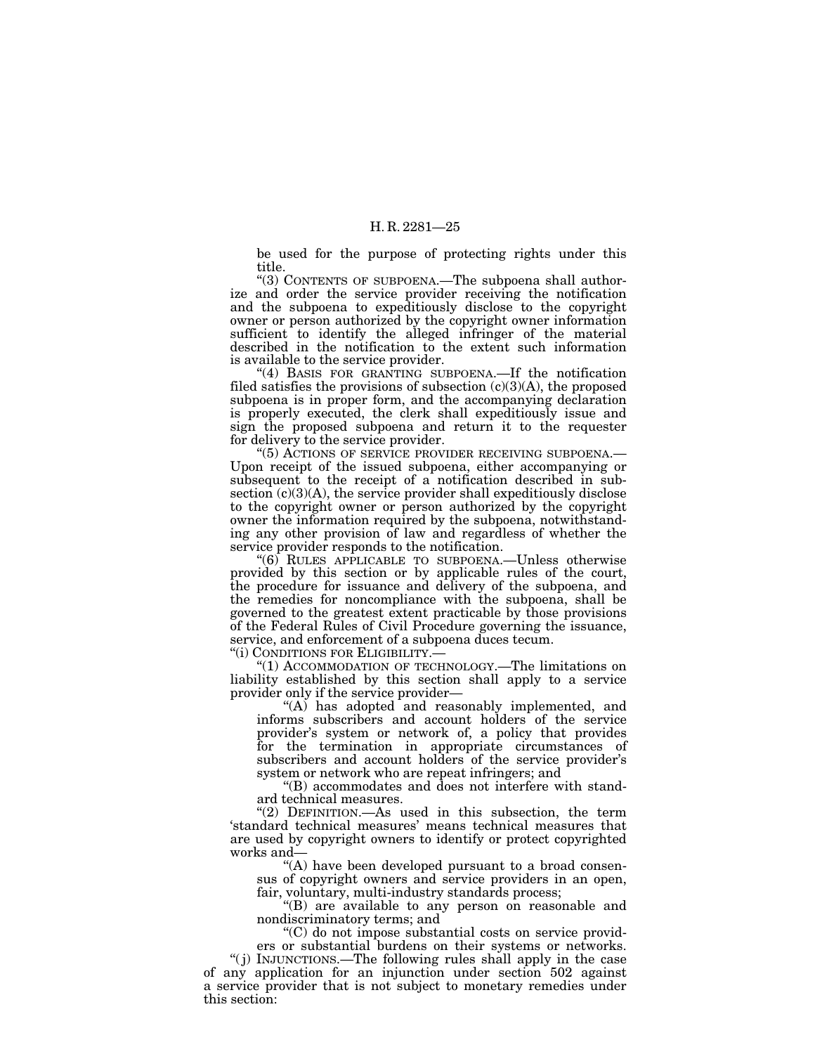be used for the purpose of protecting rights under this title.

"(3) CONTENTS OF SUBPOENA.—The subpoena shall authorize and order the service provider receiving the notification and the subpoena to expeditiously disclose to the copyright owner or person authorized by the copyright owner information sufficient to identify the alleged infringer of the material described in the notification to the extent such information is available to the service provider.

"(4) BASIS FOR GRANTING SUBPOENA.—If the notification filed satisfies the provisions of subsection (c)(3)(A), the proposed subpoena is in proper form, and the accompanying declaration is properly executed, the clerk shall expeditiously issue and sign the proposed subpoena and return it to the requester for delivery to the service provider.

"(5) ACTIONS OF SERVICE PROVIDER RECEIVING SUBPOENA.—Upon receipt of the issued subpoena, either accompanying or subsequent to the receipt of a notification described in subsection (c)(3)(A), the service provider shall expeditiously disclose to the copyright owner or person authorized by the copyright owner the information required by the subpoena, notwithstanding any other provision of law and regardless of whether the service provider responds to the notification.

"(6) RULES APPLICABLE TO SUBPOENA.—Unless otherwise provided by this section or by applicable rules of the court, the procedure for issuance and delivery of the subpoena, and the remedies for noncompliance with the subpoena, shall be governed to the greatest extent practicable by those provisions of the Federal Rules of Civil Procedure governing the issuance, service, and enforcement of a subpoena duces tecum.

"(i) CONDITIONS FOR ELIGIBILITY.—

"(1) ACCOMMODATION OF TECHNOLOGY.—The limitations on liability established by this section shall apply to a service provider only if the service provider—

"(A) has adopted and reasonably implemented, and informs subscribers and account holders of the service provider's system or network of, a policy that provides for the termination in appropriate circumstances of subscribers and account holders of the service provider's system or network who are repeat infringers; and

"(B) accommodates and does not interfere with standard technical measures.

"(2) DEFINITION.—As used in this subsection, the term 'standard technical measures' means technical measures that are used by copyright owners to identify or protect copyrighted works and—

"(A) have been developed pursuant to a broad consensus of copyright owners and service providers in an open, fair, voluntary, multi-industry standards process;

"(B) are available to any person on reasonable and nondiscriminatory terms; and

"(C) do not impose substantial costs on service providers or substantial burdens on their systems or networks.

"(j) INJUNCTIONS.—The following rules shall apply in the case of any application for an injunction under section 502 against a service provider that is not subject to monetary remedies under this section: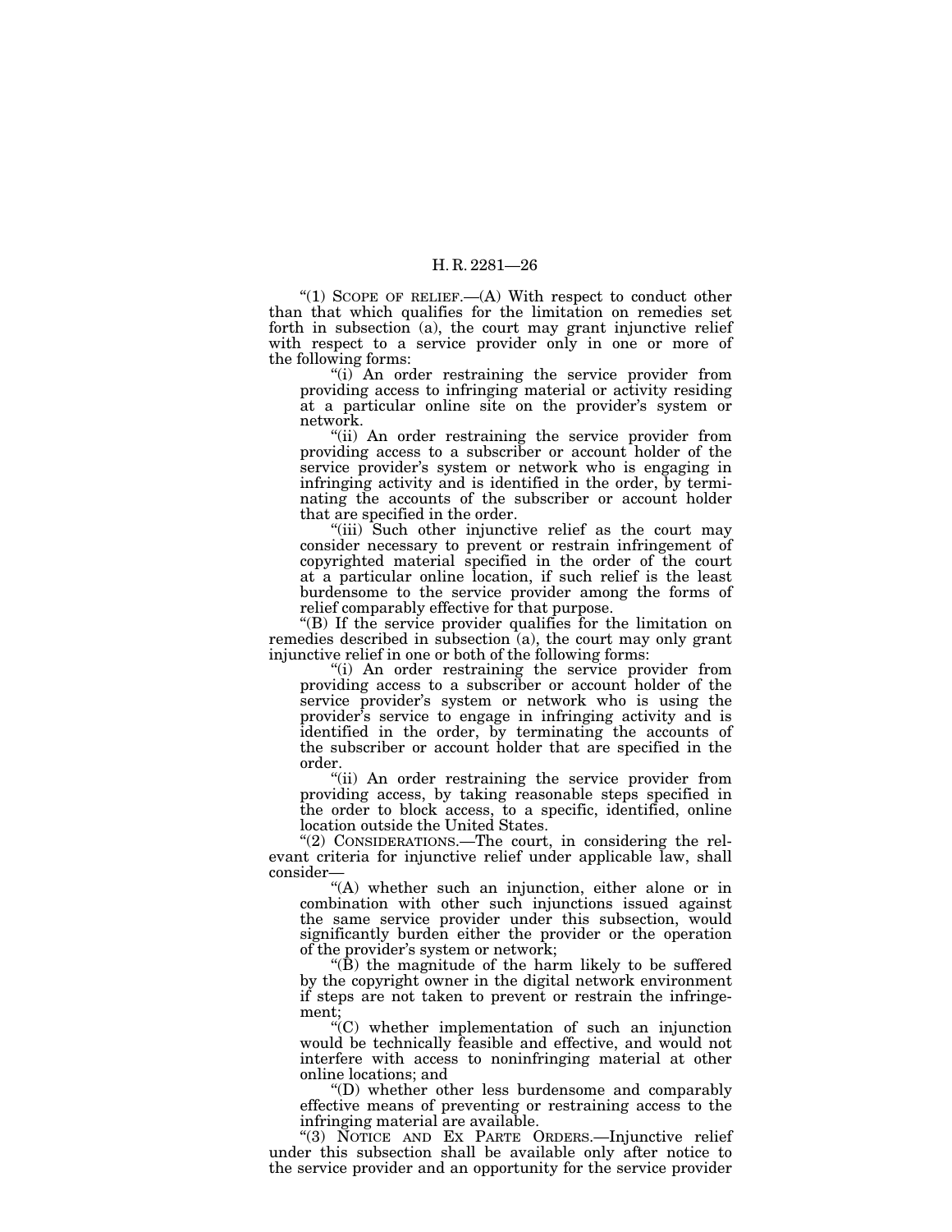"(1) SCOPE OF RELIEF.—(A) With respect to conduct other than that which qualifies for the limitation on remedies set forth in subsection (a), the court may grant injunctive relief with respect to a service provider only in one or more of the following forms:

"(i) An order restraining the service provider from providing access to infringing material or activity residing at a particular online site on the provider's system or network.

"(ii) An order restraining the service provider from providing access to a subscriber or account holder of the service provider's system or network who is engaging in infringing activity and is identified in the order, by terminating the accounts of the subscriber or account holder that are specified in the order.

"(iii) Such other injunctive relief as the court may consider necessary to prevent or restrain infringement of copyrighted material specified in the order of the court at a particular online location, if such relief is the least burdensome to the service provider among the forms of relief comparably effective for that purpose.

"(B) If the service provider qualifies for the limitation on remedies described in subsection (a), the court may only grant injunctive relief in one or both of the following forms:

"(i) An order restraining the service provider from providing access to a subscriber or account holder of the service provider's system or network who is using the provider's service to engage in infringing activity and is identified in the order, by terminating the accounts of the subscriber or account holder that are specified in the order.

"(ii) An order restraining the service provider from providing access, by taking reasonable steps specified in the order to block access, to a specific, identified, online location outside the United States.

"(2) CONSIDERATIONS.—The court, in considering the relevant criteria for injunctive relief under applicable law, shall consider—

"(A) whether such an injunction, either alone or in combination with other such injunctions issued against the same service provider under this subsection, would significantly burden either the provider or the operation of the provider's system or network;

"(B) the magnitude of the harm likely to be suffered by the copyright owner in the digital network environment if steps are not taken to prevent or restrain the infringement;

"(C) whether implementation of such an injunction would be technically feasible and effective, and would not interfere with access to noninfringing material at other online locations; and

"(D) whether other less burdensome and comparably effective means of preventing or restraining access to the infringing material are available.

"(3) NOTICE AND EX PARTE ORDERS.—Injunctive relief under this subsection shall be available only after notice to the service provider and an opportunity for the service provider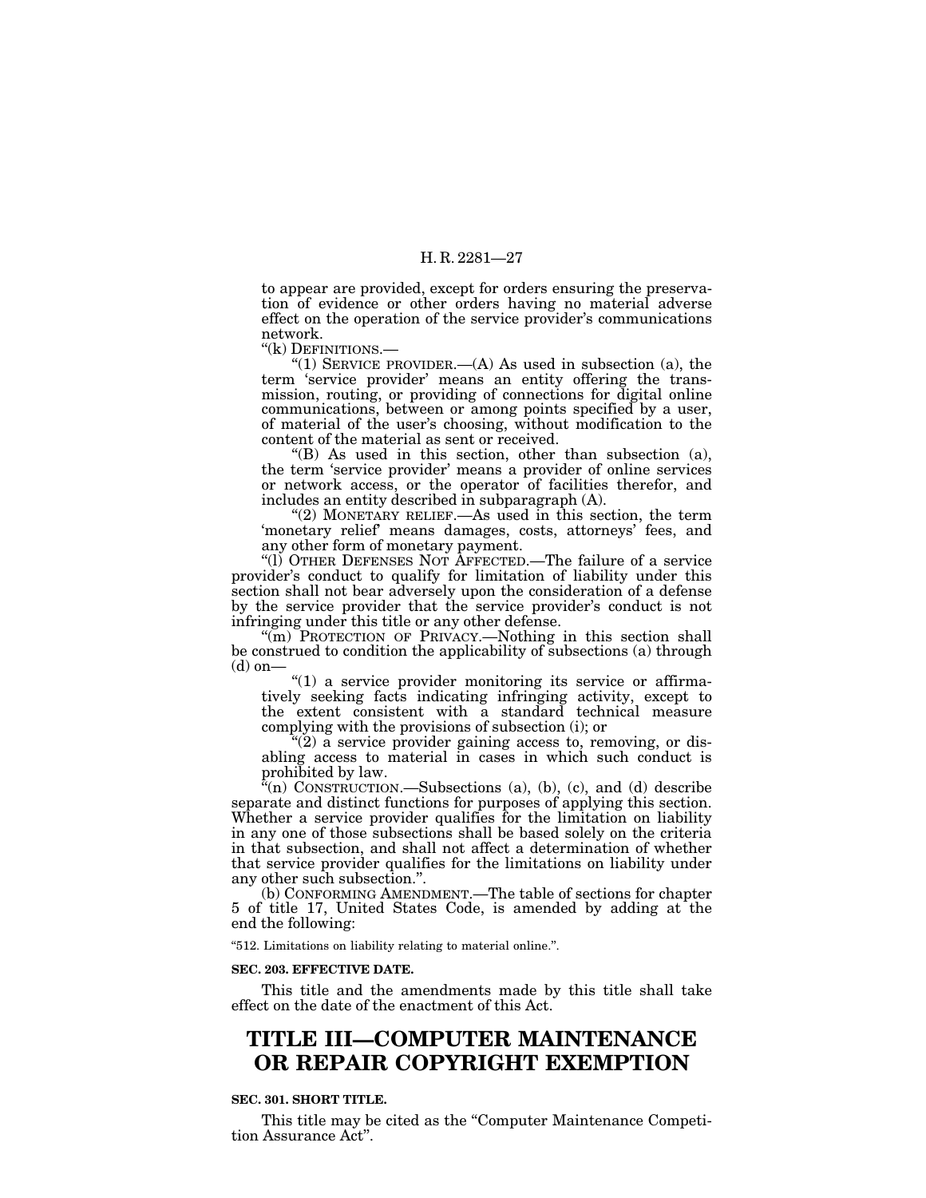to appear are provided, except for orders ensuring the preservation of evidence or other orders having no material adverse effect on the operation of the service provider's communications network.

"(k) DEFINITIONS.—

"(1) SERVICE PROVIDER.—(A) As used in subsection (a), the term 'service provider' means an entity offering the transmission, routing, or providing of connections for digital online communications, between or among points specified by a user, of material of the user's choosing, without modification to the content of the material as sent or received.

"(B) As used in this section, other than subsection (a), the term 'service provider' means a provider of online services or network access, or the operator of facilities therefor, and includes an entity described in subparagraph (A).

"(2) MONETARY RELIEF.—As used in this section, the term 'monetary relief' means damages, costs, attorneys' fees, and any other form of monetary payment.

"(l) OTHER DEFENSES NOT AFFECTED.—The failure of a service provider's conduct to qualify for limitation of liability under this section shall not bear adversely upon the consideration of a defense by the service provider that the service provider's conduct is not infringing under this title or any other defense.

"(m) PROTECTION OF PRIVACY.—Nothing in this section shall be construed to condition the applicability of subsections (a) through (d) on—

"(1) a service provider monitoring its service or affirmatively seeking facts indicating infringing activity, except to the extent consistent with a standard technical measure complying with the provisions of subsection (i); or

"(2) a service provider gaining access to, removing, or disabling access to material in cases in which such conduct is prohibited by law.

"(n) CONSTRUCTION.—Subsections (a), (b), (c), and (d) describe separate and distinct functions for purposes of applying this section. Whether a service provider qualifies for the limitation on liability in any one of those subsections shall be based solely on the criteria in that subsection, and shall not affect a determination of whether that service provider qualifies for the limitations on liability under any other such subsection.".

(b) CONFORMING AMENDMENT.—The table of sections for chapter 5 of title 17, United States Code, is amended by adding at the end the following:

"512. Limitations on liability relating to material online.".

**SEC. 203. EFFECTIVE DATE.**

This title and the amendments made by this title shall take effect on the date of the enactment of this Act.

# TITLE III—COMPUTER MAINTENANCE OR REPAIR COPYRIGHT EXEMPTION

**SEC. 301. SHORT TITLE.**

This title may be cited as the "Computer Maintenance Competition Assurance Act".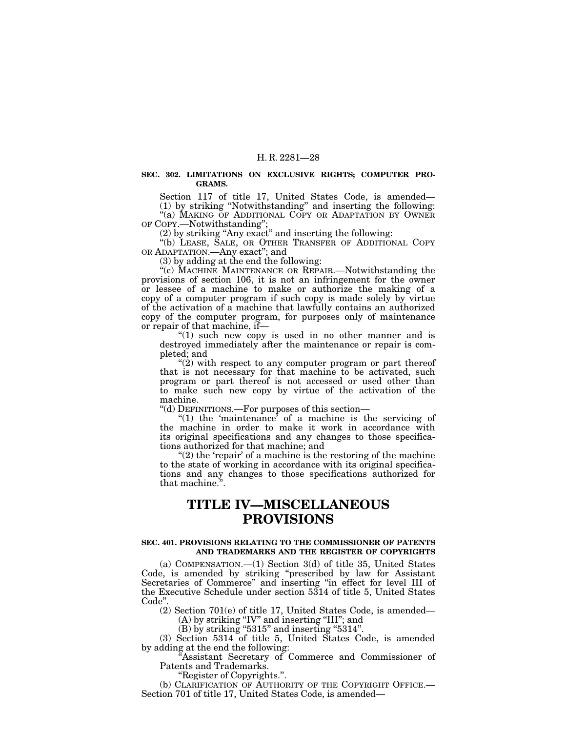**SEC. 302. LIMITATIONS ON EXCLUSIVE RIGHTS; COMPUTER PROGRAMS.**

Section 117 of title 17, United States Code, is amended—

(1) by striking "Notwithstanding" and inserting the following: "(a) MAKING OF ADDITIONAL COPY OR ADAPTATION BY OWNER OF COPY.—Notwithstanding";

(2) by striking "Any exact" and inserting the following: "(b) LEASE, SALE, OR OTHER TRANSFER OF ADDITIONAL COPY OR ADAPTATION.—Any exact"; and

(3) by adding at the end the following:

"(c) MACHINE MAINTENANCE OR REPAIR.—Notwithstanding the provisions of section 106, it is not an infringement for the owner or lessee of a machine to make or authorize the making of a copy of a computer program if such copy is made solely by virtue of the activation of a machine that lawfully contains an authorized copy of the computer program, for purposes only of maintenance or repair of that machine, if—

"(1) such new copy is used in no other manner and is destroyed immediately after the maintenance or repair is completed; and

"(2) with respect to any computer program or part thereof that is not necessary for that machine to be activated, such program or part thereof is not accessed or used other than to make such new copy by virtue of the activation of the machine.

"(d) DEFINITIONS.—For purposes of this section—

"(1) the 'maintenance' of a machine is the servicing of the machine in order to make it work in accordance with its original specifications and any changes to those specifications authorized for that machine; and

"(2) the 'repair' of a machine is the restoring of the machine to the state of working in accordance with its original specifications and any changes to those specifications authorized for that machine.".

# TITLE IV—MISCELLANEOUS PROVISIONS

**SEC. 401. PROVISIONS RELATING TO THE COMMISSIONER OF PATENTS AND TRADEMARKS AND THE REGISTER OF COPYRIGHTS**

(a) COMPENSATION.—(1) Section 3(d) of title 35, United States Code, is amended by striking "prescribed by law for Assistant Secretaries of Commerce" and inserting "in effect for level III of the Executive Schedule under section 5314 of title 5, United States Code".

(2) Section 701(e) of title 17, United States Code, is amended—

(A) by striking "IV" and inserting "III"; and

(B) by striking "5315" and inserting "5314".

(3) Section 5314 of title 5, United States Code, is amended by adding at the end the following:

"Assistant Secretary of Commerce and Commissioner of Patents and Trademarks.

"Register of Copyrights.".

(b) CLARIFICATION OF AUTHORITY OF THE COPYRIGHT OFFICE.—Section 701 of title 17, United States Code, is amended—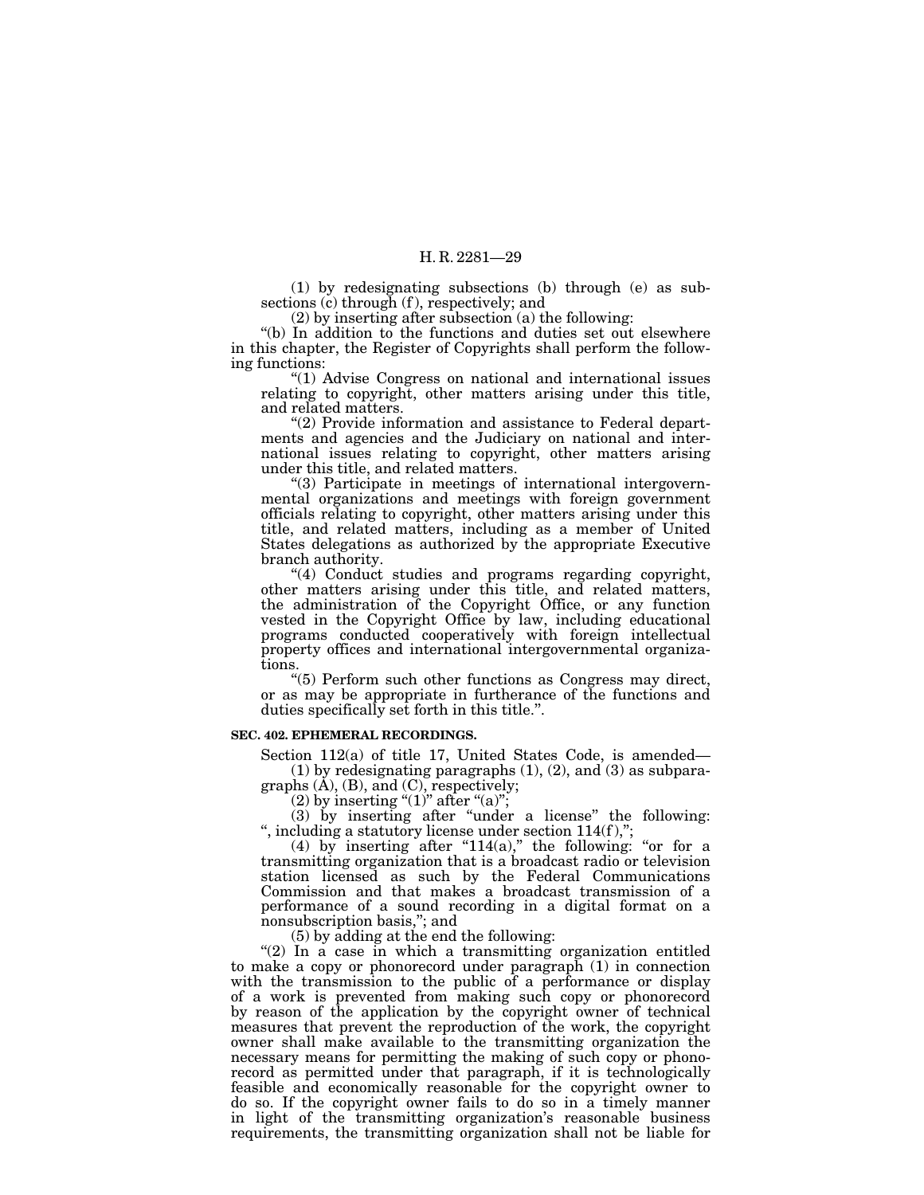(1) by redesignating subsections (b) through (e) as subsections (c) through (f), respectively; and

(2) by inserting after subsection (a) the following:

"(b) In addition to the functions and duties set out elsewhere in this chapter, the Register of Copyrights shall perform the following functions:

"(1) Advise Congress on national and international issues relating to copyright, other matters arising under this title, and related matters.

"(2) Provide information and assistance to Federal departments and agencies and the Judiciary on national and international issues relating to copyright, other matters arising under this title, and related matters.

"(3) Participate in meetings of international intergovernmental organizations and meetings with foreign government officials relating to copyright, other matters arising under this title, and related matters, including as a member of United States delegations as authorized by the appropriate Executive branch authority.

"(4) Conduct studies and programs regarding copyright, other matters arising under this title, and related matters, the administration of the Copyright Office, or any function vested in the Copyright Office by law, including educational programs conducted cooperatively with foreign intellectual property offices and international intergovernmental organizations.

"(5) Perform such other functions as Congress may direct, or as may be appropriate in furtherance of the functions and duties specifically set forth in this title.".

**SEC. 402. EPHEMERAL RECORDINGS.**

Section 112(a) of title 17, United States Code, is amended—

(1) by redesignating paragraphs (1), (2), and (3) as subparagraphs (A), (B), and (C), respectively;

(2) by inserting "(1)" after "(a)";

(3) by inserting after "under a license" the following: ", including a statutory license under section 114(f),";

(4) by inserting after "114(a)," the following: "or for a transmitting organization that is a broadcast radio or television station licensed as such by the Federal Communications Commission and that makes a broadcast transmission of a performance of a sound recording in a digital format on a nonsubscription basis,"; and

(5) by adding at the end the following:

"(2) In a case in which a transmitting organization entitled to make a copy or phonorecord under paragraph (1) in connection with the transmission to the public of a performance or display of a work is prevented from making such copy or phonorecord by reason of the application by the copyright owner of technical measures that prevent the reproduction of the work, the copyright owner shall make available to the transmitting organization the necessary means for permitting the making of such copy or phonorecord as permitted under that paragraph, if it is technologically feasible and economically reasonable for the copyright owner to do so. If the copyright owner fails to do so in a timely manner in light of the transmitting organization's reasonable business requirements, the transmitting organization shall not be liable for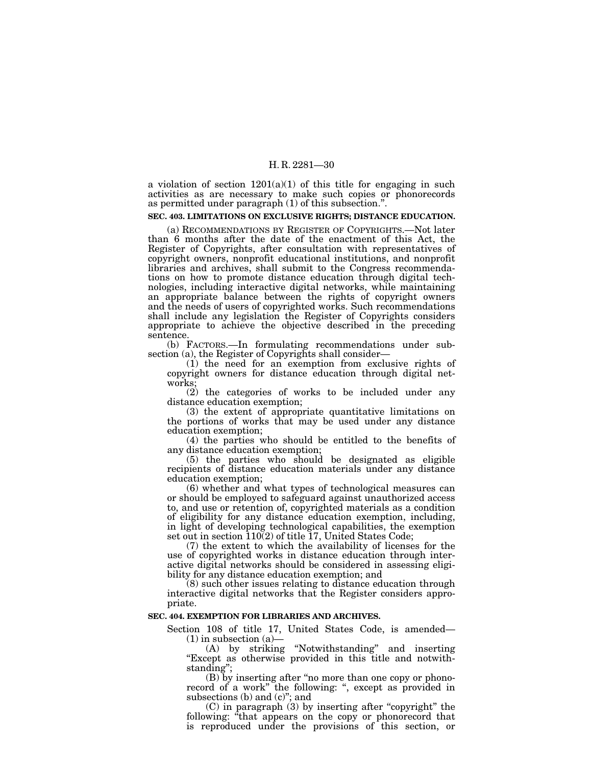a violation of section 1201(a)(1) of this title for engaging in such activities as are necessary to make such copies or phonorecords as permitted under paragraph (1) of this subsection.''.

**SEC. 403. LIMITATIONS ON EXCLUSIVE RIGHTS; DISTANCE EDUCATION.**

(a) RECOMMENDATIONS BY REGISTER OF COPYRIGHTS.—Not later than 6 months after the date of the enactment of this Act, the Register of Copyrights, after consultation with representatives of copyright owners, nonprofit educational institutions, and nonprofit libraries and archives, shall submit to the Congress recommendations on how to promote distance education through digital technologies, including interactive digital networks, while maintaining an appropriate balance between the rights of copyright owners and the needs of users of copyrighted works. Such recommendations shall include any legislation the Register of Copyrights considers appropriate to achieve the objective described in the preceding sentence.

(b) FACTORS.—In formulating recommendations under subsection (a), the Register of Copyrights shall consider—

(1) the need for an exemption from exclusive rights of copyright owners for distance education through digital networks;

(2) the categories of works to be included under any distance education exemption;

(3) the extent of appropriate quantitative limitations on the portions of works that may be used under any distance education exemption;

(4) the parties who should be entitled to the benefits of any distance education exemption;

(5) the parties who should be designated as eligible recipients of distance education materials under any distance education exemption;

(6) whether and what types of technological measures can or should be employed to safeguard against unauthorized access to, and use or retention of, copyrighted materials as a condition of eligibility for any distance education exemption, including, in light of developing technological capabilities, the exemption set out in section 110(2) of title 17, United States Code;

(7) the extent to which the availability of licenses for the use of copyrighted works in distance education through interactive digital networks should be considered in assessing eligibility for any distance education exemption; and

(8) such other issues relating to distance education through interactive digital networks that the Register considers appropriate.

**SEC. 404. EXEMPTION FOR LIBRARIES AND ARCHIVES.**

Section 108 of title 17, United States Code, is amended—

(1) in subsection (a)—

(A) by striking ''Notwithstanding'' and inserting ''Except as otherwise provided in this title and notwithstanding'';

(B) by inserting after ''no more than one copy or phonorecord of a work'' the following: '', except as provided in subsections (b) and (c)''; and

(C) in paragraph (3) by inserting after ''copyright'' the following: ''that appears on the copy or phonorecord that is reproduced under the provisions of this section, or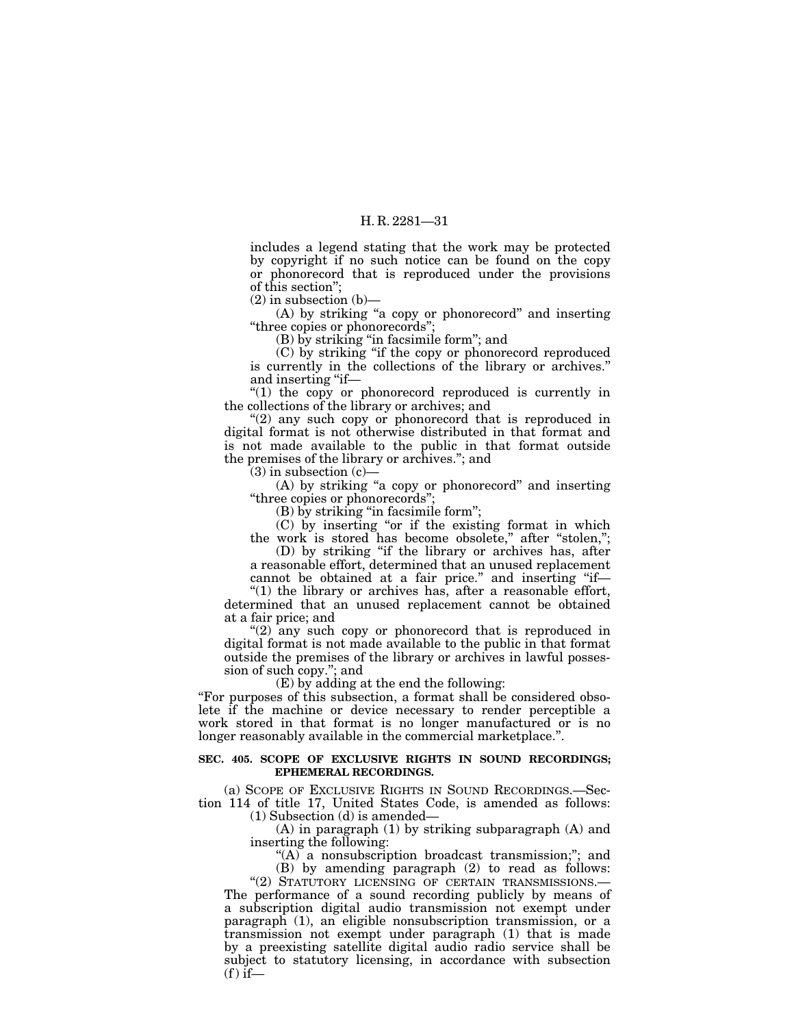includes a legend stating that the work may be protected by copyright if no such notice can be found on the copy or phonorecord that is reproduced under the provisions of this section";

(2) in subsection (b)—

(A) by striking "a copy or phonorecord" and inserting "three copies or phonorecords";

(B) by striking "in facsimile form"; and

(C) by striking "if the copy or phonorecord reproduced is currently in the collections of the library or archives." and inserting "if—

"(1) the copy or phonorecord reproduced is currently in the collections of the library or archives; and

"(2) any such copy or phonorecord that is reproduced in digital format is not otherwise distributed in that format and is not made available to the public in that format outside the premises of the library or archives."; and

(3) in subsection (c)—

(A) by striking "a copy or phonorecord" and inserting "three copies or phonorecords";

(B) by striking "in facsimile form";

(C) by inserting "or if the existing format in which the work is stored has become obsolete," after "stolen,";

(D) by striking "if the library or archives has, after a reasonable effort, determined that an unused replacement cannot be obtained at a fair price." and inserting "if—

"(1) the library or archives has, after a reasonable effort, determined that an unused replacement cannot be obtained at a fair price; and

"(2) any such copy or phonorecord that is reproduced in digital format is not made available to the public in that format outside the premises of the library or archives in lawful possession of such copy."; and

(E) by adding at the end the following:

"For purposes of this subsection, a format shall be considered obsolete if the machine or device necessary to render perceptible a work stored in that format is no longer manufactured or is no longer reasonably available in the commercial marketplace.".

**SEC. 405. SCOPE OF EXCLUSIVE RIGHTS IN SOUND RECORDINGS; EPHEMERAL RECORDINGS.**

(a) SCOPE OF EXCLUSIVE RIGHTS IN SOUND RECORDINGS.—Section 114 of title 17, United States Code, is amended as follows:

(1) Subsection (d) is amended—

(A) in paragraph (1) by striking subparagraph (A) and inserting the following:

"(A) a nonsubscription broadcast transmission;"; and

(B) by amending paragraph (2) to read as follows:

"(2) STATUTORY LICENSING OF CERTAIN TRANSMISSIONS.—The performance of a sound recording publicly by means of a subscription digital audio transmission not exempt under paragraph (1), an eligible nonsubscription transmission, or a transmission not exempt under paragraph (1) that is made by a preexisting satellite digital audio radio service shall be subject to statutory licensing, in accordance with subsection (f) if—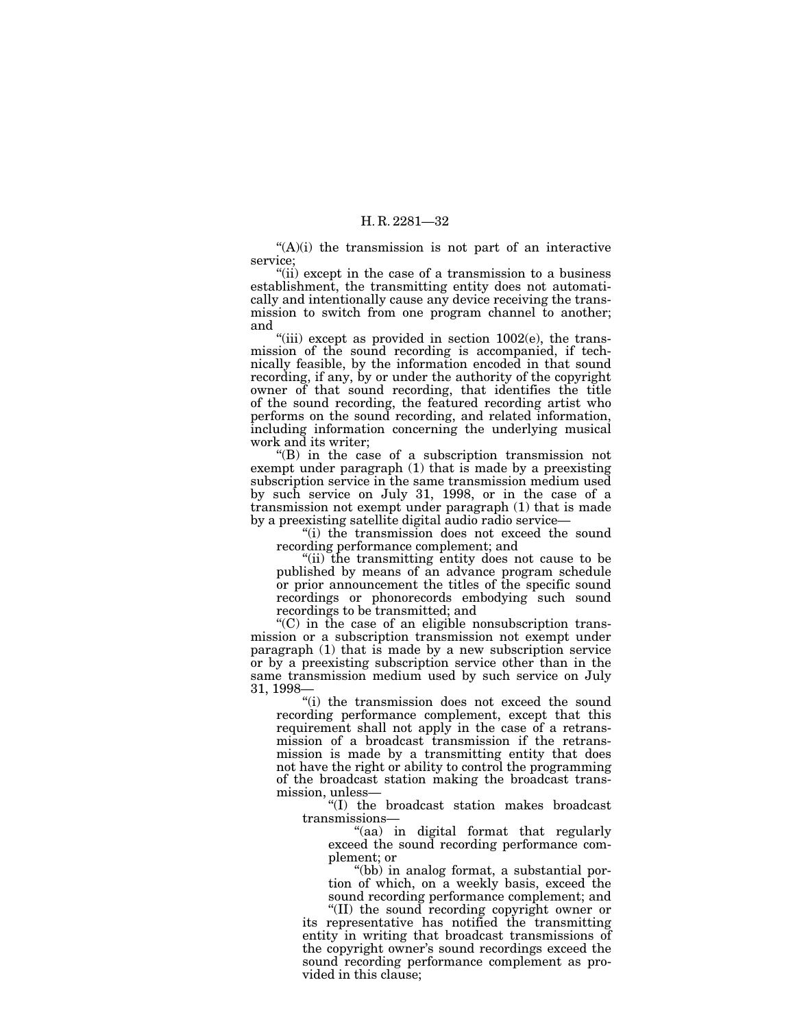"(A)(i) the transmission is not part of an interactive service;

"(ii) except in the case of a transmission to a business establishment, the transmitting entity does not automatically and intentionally cause any device receiving the transmission to switch from one program channel to another; and

"(iii) except as provided in section 1002(e), the transmission of the sound recording is accompanied, if technically feasible, by the information encoded in that sound recording, if any, by or under the authority of the copyright owner of that sound recording, that identifies the title of the sound recording, the featured recording artist who performs on the sound recording, and related information, including information concerning the underlying musical work and its writer;

"(B) in the case of a subscription transmission not exempt under paragraph (1) that is made by a preexisting subscription service in the same transmission medium used by such service on July 31, 1998, or in the case of a transmission not exempt under paragraph (1) that is made by a preexisting satellite digital audio radio service—

"(i) the transmission does not exceed the sound recording performance complement; and

"(ii) the transmitting entity does not cause to be published by means of an advance program schedule or prior announcement the titles of the specific sound recordings or phonorecords embodying such sound recordings to be transmitted; and

"(C) in the case of an eligible nonsubscription transmission or a subscription transmission not exempt under paragraph (1) that is made by a new subscription service or by a preexisting subscription service other than in the same transmission medium used by such service on July 31, 1998—

"(i) the transmission does not exceed the sound recording performance complement, except that this requirement shall not apply in the case of a retransmission of a broadcast transmission if the retransmission is made by a transmitting entity that does not have the right or ability to control the programming of the broadcast station making the broadcast transmission, unless—

"(I) the broadcast station makes broadcast transmissions—

"(aa) in digital format that regularly exceed the sound recording performance complement; or

"(bb) in analog format, a substantial portion of which, on a weekly basis, exceed the sound recording performance complement; and

"(II) the sound recording copyright owner or its representative has notified the transmitting entity in writing that broadcast transmissions of the copyright owner's sound recordings exceed the sound recording performance complement as provided in this clause;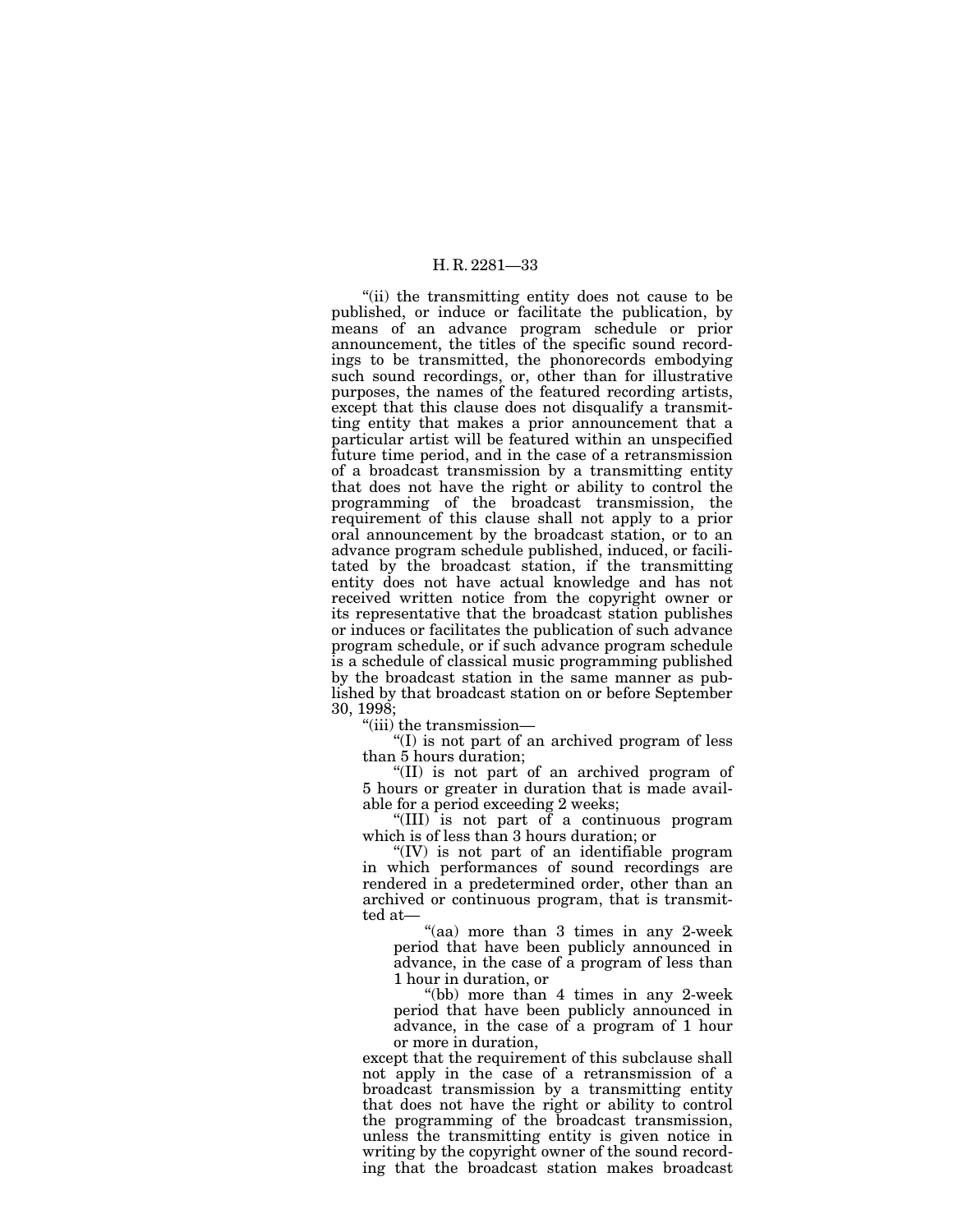"(ii) the transmitting entity does not cause to be published, or induce or facilitate the publication, by means of an advance program schedule or prior announcement, the titles of the specific sound recordings to be transmitted, the phonorecords embodying such sound recordings, or, other than for illustrative purposes, the names of the featured recording artists, except that this clause does not disqualify a transmitting entity that makes a prior announcement that a particular artist will be featured within an unspecified future time period, and in the case of a retransmission of a broadcast transmission by a transmitting entity that does not have the right or ability to control the programming of the broadcast transmission, the requirement of this clause shall not apply to a prior oral announcement by the broadcast station, or to an advance program schedule published, induced, or facilitated by the broadcast station, if the transmitting entity does not have actual knowledge and has not received written notice from the copyright owner or its representative that the broadcast station publishes or induces or facilitates the publication of such advance program schedule, or if such advance program schedule is a schedule of classical music programming published by the broadcast station in the same manner as published by that broadcast station on or before September 30, 1998;

"(iii) the transmission—

"(I) is not part of an archived program of less than 5 hours duration;

"(II) is not part of an archived program of 5 hours or greater in duration that is made available for a period exceeding 2 weeks;

"(III) is not part of a continuous program which is of less than 3 hours duration; or

"(IV) is not part of an identifiable program in which performances of sound recordings are rendered in a predetermined order, other than an archived or continuous program, that is transmitted at—

"(aa) more than 3 times in any 2-week period that have been publicly announced in advance, in the case of a program of less than 1 hour in duration, or

"(bb) more than 4 times in any 2-week period that have been publicly announced in advance, in the case of a program of 1 hour or more in duration,

except that the requirement of this subclause shall not apply in the case of a retransmission of a broadcast transmission by a transmitting entity that does not have the right or ability to control the programming of the broadcast transmission, unless the transmitting entity is given notice in writing by the copyright owner of the sound recording that the broadcast station makes broadcast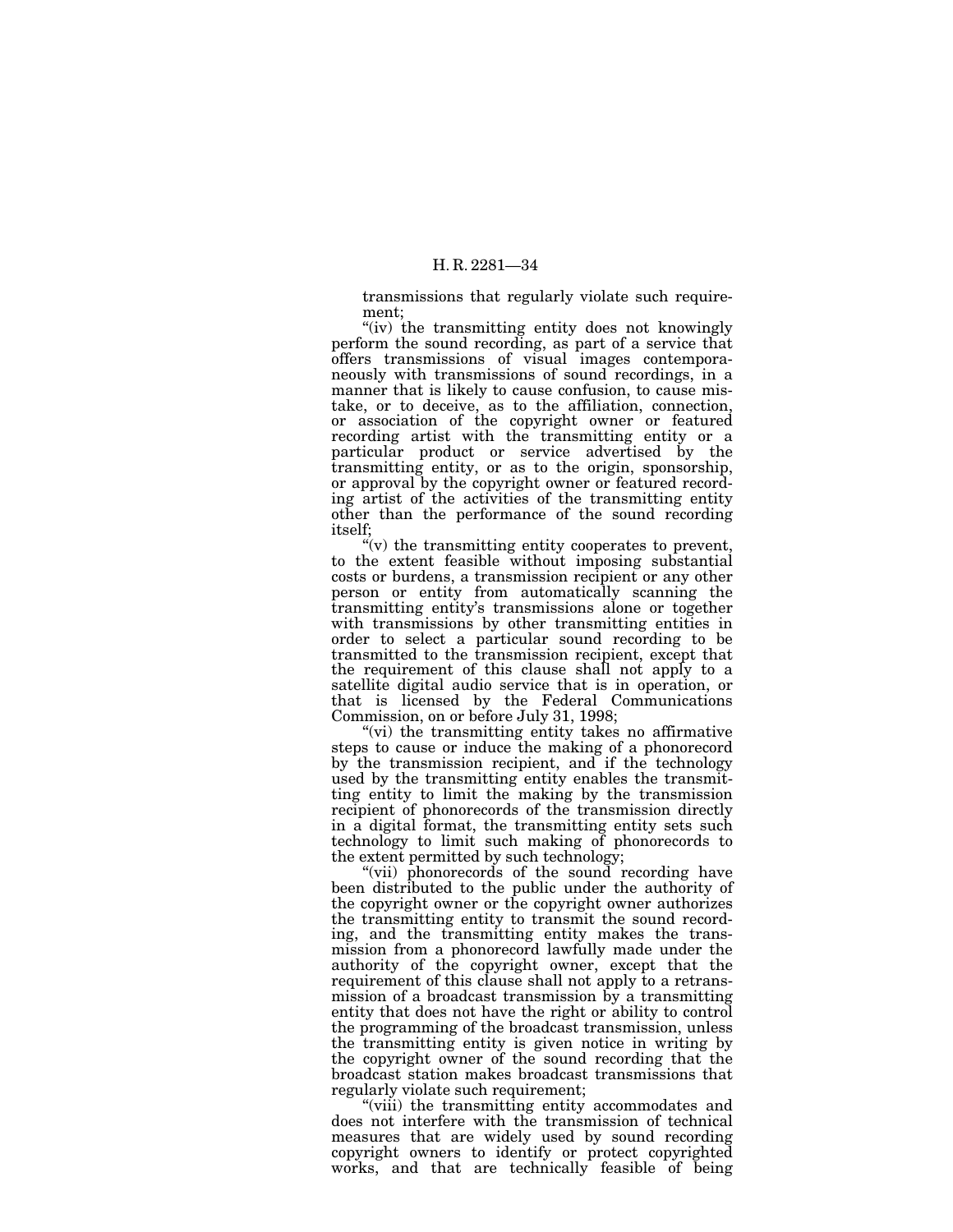transmissions that regularly violate such requirement;

"(iv) the transmitting entity does not knowingly perform the sound recording, as part of a service that offers transmissions of visual images contemporaneously with transmissions of sound recordings, in a manner that is likely to cause confusion, to cause mistake, or to deceive, as to the affiliation, connection, or association of the copyright owner or featured recording artist with the transmitting entity or a particular product or service advertised by the transmitting entity, or as to the origin, sponsorship, or approval by the copyright owner or featured recording artist of the activities of the transmitting entity other than the performance of the sound recording itself;

"(v) the transmitting entity cooperates to prevent, to the extent feasible without imposing substantial costs or burdens, a transmission recipient or any other person or entity from automatically scanning the transmitting entity's transmissions alone or together with transmissions by other transmitting entities in order to select a particular sound recording to be transmitted to the transmission recipient, except that the requirement of this clause shall not apply to a satellite digital audio service that is in operation, or that is licensed by the Federal Communications Commission, on or before July 31, 1998;

"(vi) the transmitting entity takes no affirmative steps to cause or induce the making of a phonorecord by the transmission recipient, and if the technology used by the transmitting entity enables the transmitting entity to limit the making by the transmission recipient of phonorecords of the transmission directly in a digital format, the transmitting entity sets such technology to limit such making of phonorecords to the extent permitted by such technology;

"(vii) phonorecords of the sound recording have been distributed to the public under the authority of the copyright owner or the copyright owner authorizes the transmitting entity to transmit the sound recording, and the transmitting entity makes the transmission from a phonorecord lawfully made under the authority of the copyright owner, except that the requirement of this clause shall not apply to a retransmission of a broadcast transmission by a transmitting entity that does not have the right or ability to control the programming of the broadcast transmission, unless the transmitting entity is given notice in writing by the copyright owner of the sound recording that the broadcast station makes broadcast transmissions that regularly violate such requirement;

"(viii) the transmitting entity accommodates and does not interfere with the transmission of technical measures that are widely used by sound recording copyright owners to identify or protect copyrighted works, and that are technically feasible of being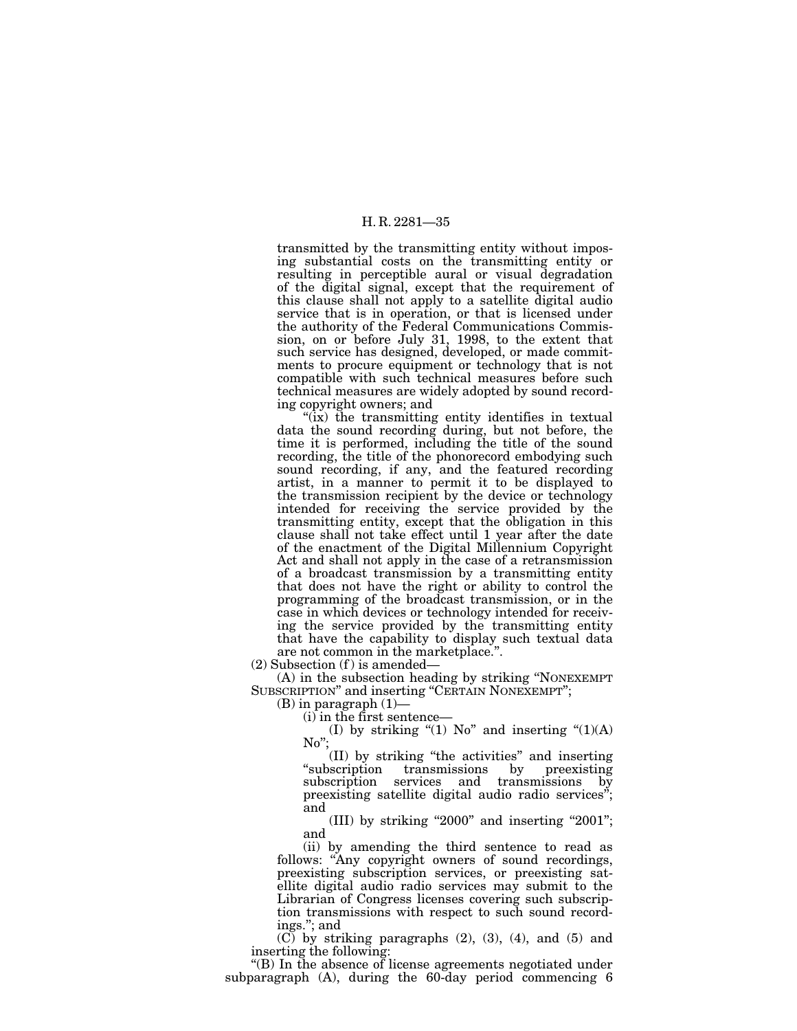transmitted by the transmitting entity without imposing substantial costs on the transmitting entity or resulting in perceptible aural or visual degradation of the digital signal, except that the requirement of this clause shall not apply to a satellite digital audio service that is in operation, or that is licensed under the authority of the Federal Communications Commission, on or before July 31, 1998, to the extent that such service has designed, developed, or made commitments to procure equipment or technology that is not compatible with such technical measures before such technical measures are widely adopted by sound recording copyright owners; and

"(ix) the transmitting entity identifies in textual data the sound recording during, but not before, the time it is performed, including the title of the sound recording, the title of the phonorecord embodying such sound recording, if any, and the featured recording artist, in a manner to permit it to be displayed to the transmission recipient by the device or technology intended for receiving the service provided by the transmitting entity, except that the obligation in this clause shall not take effect until 1 year after the date of the enactment of the Digital Millennium Copyright Act and shall not apply in the case of a retransmission of a broadcast transmission by a transmitting entity that does not have the right or ability to control the programming of the broadcast transmission, or in the case in which devices or technology intended for receiving the service provided by the transmitting entity that have the capability to display such textual data are not common in the marketplace.".

(2) Subsection (f) is amended—

(A) in the subsection heading by striking "NONEXEMPT SUBSCRIPTION" and inserting "CERTAIN NONEXEMPT";

(B) in paragraph (1)—

(i) in the first sentence—

(I) by striking "(1) No" and inserting "(1)(A) No";

(II) by striking "the activities" and inserting "subscription transmissions by preexisting subscription services and transmissions by preexisting satellite digital audio radio services"; and

(III) by striking "2000" and inserting "2001"; and

(ii) by amending the third sentence to read as follows: "Any copyright owners of sound recordings, preexisting subscription services, or preexisting satellite digital audio radio services may submit to the Librarian of Congress licenses covering such subscription transmissions with respect to such sound recordings."; and

(C) by striking paragraphs (2), (3), (4), and (5) and inserting the following:

"(B) In the absence of license agreements negotiated under subparagraph (A), during the 60-day period commencing 6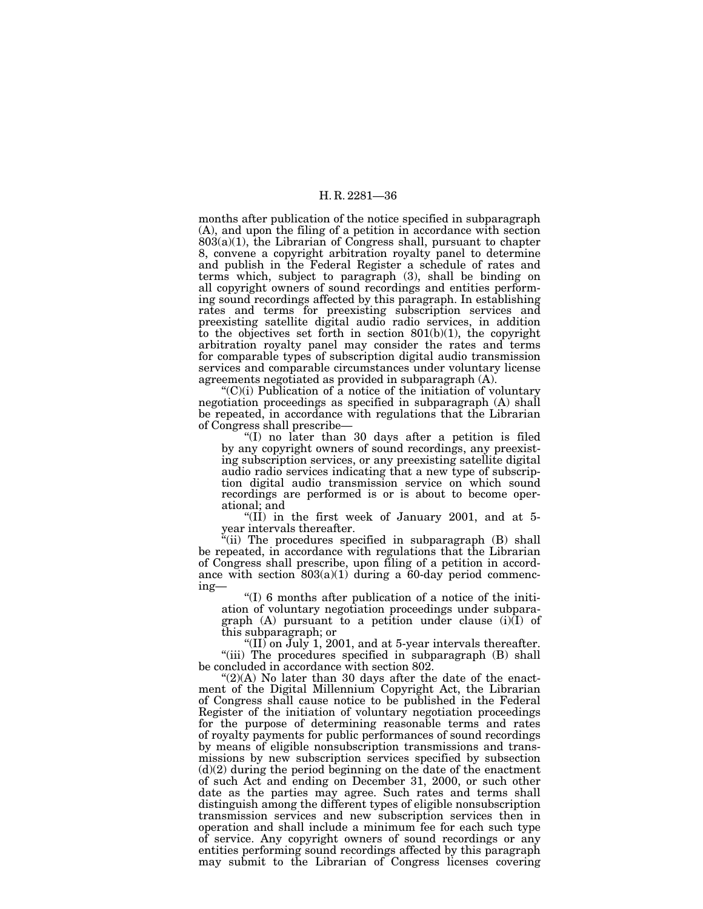months after publication of the notice specified in subparagraph (A), and upon the filing of a petition in accordance with section 803(a)(1), the Librarian of Congress shall, pursuant to chapter 8, convene a copyright arbitration royalty panel to determine and publish in the Federal Register a schedule of rates and terms which, subject to paragraph (3), shall be binding on all copyright owners of sound recordings and entities performing sound recordings affected by this paragraph. In establishing rates and terms for preexisting subscription services and preexisting satellite digital audio radio services, in addition to the objectives set forth in section 801(b)(1), the copyright arbitration royalty panel may consider the rates and terms for comparable types of subscription digital audio transmission services and comparable circumstances under voluntary license agreements negotiated as provided in subparagraph (A).

"(C)(i) Publication of a notice of the initiation of voluntary negotiation proceedings as specified in subparagraph (A) shall be repeated, in accordance with regulations that the Librarian of Congress shall prescribe—

"(I) no later than 30 days after a petition is filed by any copyright owners of sound recordings, any preexisting subscription services, or any preexisting satellite digital audio radio services indicating that a new type of subscription digital audio transmission service on which sound recordings are performed is or is about to become operational; and

"(II) in the first week of January 2001, and at 5-year intervals thereafter.

"(ii) The procedures specified in subparagraph (B) shall be repeated, in accordance with regulations that the Librarian of Congress shall prescribe, upon filing of a petition in accordance with section 803(a)(1) during a 60-day period commencing—

"(I) 6 months after publication of a notice of the initiation of voluntary negotiation proceedings under subparagraph (A) pursuant to a petition under clause (i)(I) of this subparagraph; or

"(II) on July 1, 2001, and at 5-year intervals thereafter.

"(iii) The procedures specified in subparagraph (B) shall be concluded in accordance with section 802.

"(2)(A) No later than 30 days after the date of the enactment of the Digital Millennium Copyright Act, the Librarian of Congress shall cause notice to be published in the Federal Register of the initiation of voluntary negotiation proceedings for the purpose of determining reasonable terms and rates of royalty payments for public performances of sound recordings by means of eligible nonsubscription transmissions and transmissions by new subscription services specified by subsection (d)(2) during the period beginning on the date of the enactment of such Act and ending on December 31, 2000, or such other date as the parties may agree. Such rates and terms shall distinguish among the different types of eligible nonsubscription transmission services and new subscription services then in operation and shall include a minimum fee for each such type of service. Any copyright owners of sound recordings or any entities performing sound recordings affected by this paragraph may submit to the Librarian of Congress licenses covering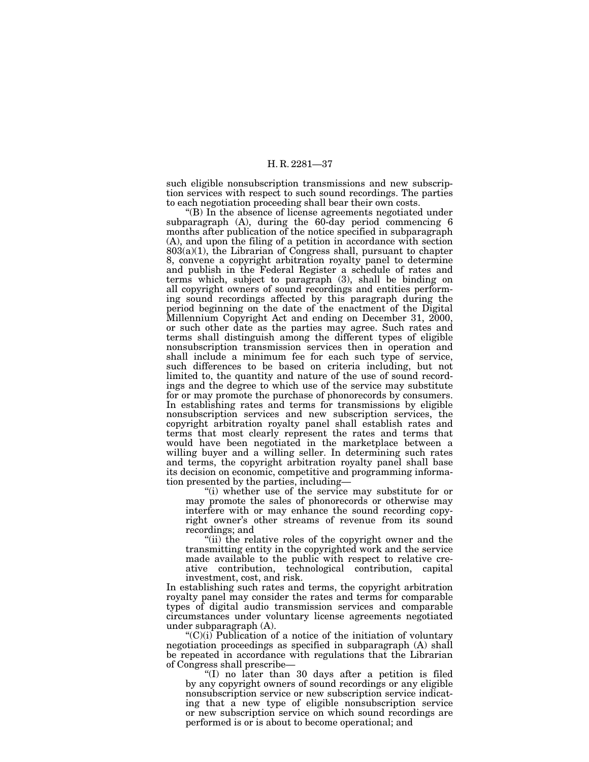such eligible nonsubscription transmissions and new subscription services with respect to such sound recordings. The parties to each negotiation proceeding shall bear their own costs.

"(B) In the absence of license agreements negotiated under subparagraph (A), during the 60-day period commencing 6 months after publication of the notice specified in subparagraph (A), and upon the filing of a petition in accordance with section 803(a)(1), the Librarian of Congress shall, pursuant to chapter 8, convene a copyright arbitration royalty panel to determine and publish in the Federal Register a schedule of rates and terms which, subject to paragraph (3), shall be binding on all copyright owners of sound recordings and entities performing sound recordings affected by this paragraph during the period beginning on the date of the enactment of the Digital Millennium Copyright Act and ending on December 31, 2000, or such other date as the parties may agree. Such rates and terms shall distinguish among the different types of eligible nonsubscription transmission services then in operation and shall include a minimum fee for each such type of service, such differences to be based on criteria including, but not limited to, the quantity and nature of the use of sound recordings and the degree to which use of the service may substitute for or may promote the purchase of phonorecords by consumers. In establishing rates and terms for transmissions by eligible nonsubscription services and new subscription services, the copyright arbitration royalty panel shall establish rates and terms that most clearly represent the rates and terms that would have been negotiated in the marketplace between a willing buyer and a willing seller. In determining such rates and terms, the copyright arbitration royalty panel shall base its decision on economic, competitive and programming information presented by the parties, including—

"(i) whether use of the service may substitute for or may promote the sales of phonorecords or otherwise may interfere with or may enhance the sound recording copyright owner's other streams of revenue from its sound recordings; and

"(ii) the relative roles of the copyright owner and the transmitting entity in the copyrighted work and the service made available to the public with respect to relative creative contribution, technological contribution, capital investment, cost, and risk.

In establishing such rates and terms, the copyright arbitration royalty panel may consider the rates and terms for comparable types of digital audio transmission services and comparable circumstances under voluntary license agreements negotiated under subparagraph (A).

"(C)(i) Publication of a notice of the initiation of voluntary negotiation proceedings as specified in subparagraph (A) shall be repeated in accordance with regulations that the Librarian of Congress shall prescribe—

"(I) no later than 30 days after a petition is filed by any copyright owners of sound recordings or any eligible nonsubscription service or new subscription service indicating that a new type of eligible nonsubscription service or new subscription service on which sound recordings are performed is or is about to become operational; and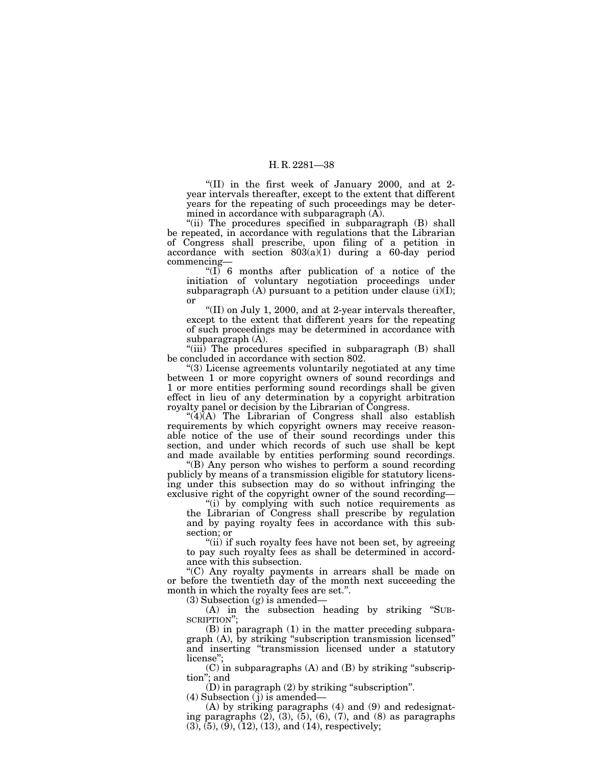"(II) in the first week of January 2000, and at 2-year intervals thereafter, except to the extent that different years for the repeating of such proceedings may be determined in accordance with subparagraph (A).

"(ii) The procedures specified in subparagraph (B) shall be repeated, in accordance with regulations that the Librarian of Congress shall prescribe, upon filing of a petition in accordance with section 803(a)(1) during a 60-day period commencing—

"(I) 6 months after publication of a notice of the initiation of voluntary negotiation proceedings under subparagraph (A) pursuant to a petition under clause (i)(I); or

"(II) on July 1, 2000, and at 2-year intervals thereafter, except to the extent that different years for the repeating of such proceedings may be determined in accordance with subparagraph (A).

"(iii) The procedures specified in subparagraph (B) shall be concluded in accordance with section 802.

"(3) License agreements voluntarily negotiated at any time between 1 or more copyright owners of sound recordings and 1 or more entities performing sound recordings shall be given effect in lieu of any determination by a copyright arbitration royalty panel or decision by the Librarian of Congress.

"(4)(A) The Librarian of Congress shall also establish requirements by which copyright owners may receive reasonable notice of the use of their sound recordings under this section, and under which records of such use shall be kept and made available by entities performing sound recordings.

"(B) Any person who wishes to perform a sound recording publicly by means of a transmission eligible for statutory licensing under this subsection may do so without infringing the exclusive right of the copyright owner of the sound recording—

"(i) by complying with such notice requirements as the Librarian of Congress shall prescribe by regulation and by paying royalty fees in accordance with this subsection; or

"(ii) if such royalty fees have not been set, by agreeing to pay such royalty fees as shall be determined in accordance with this subsection.

"(C) Any royalty payments in arrears shall be made on or before the twentieth day of the month next succeeding the month in which the royalty fees are set.".

(3) Subsection (g) is amended—

(A) in the subsection heading by striking "SUBSCRIPTION";

(B) in paragraph (1) in the matter preceding subparagraph (A), by striking "subscription transmission licensed" and inserting "transmission licensed under a statutory license";

(C) in subparagraphs (A) and (B) by striking "subscription"; and

(D) in paragraph (2) by striking "subscription".

(4) Subsection (j) is amended—

(A) by striking paragraphs (4) and (9) and redesignating paragraphs (2), (3), (5), (6), (7), and (8) as paragraphs (3), (5), (9), (12), (13), and (14), respectively;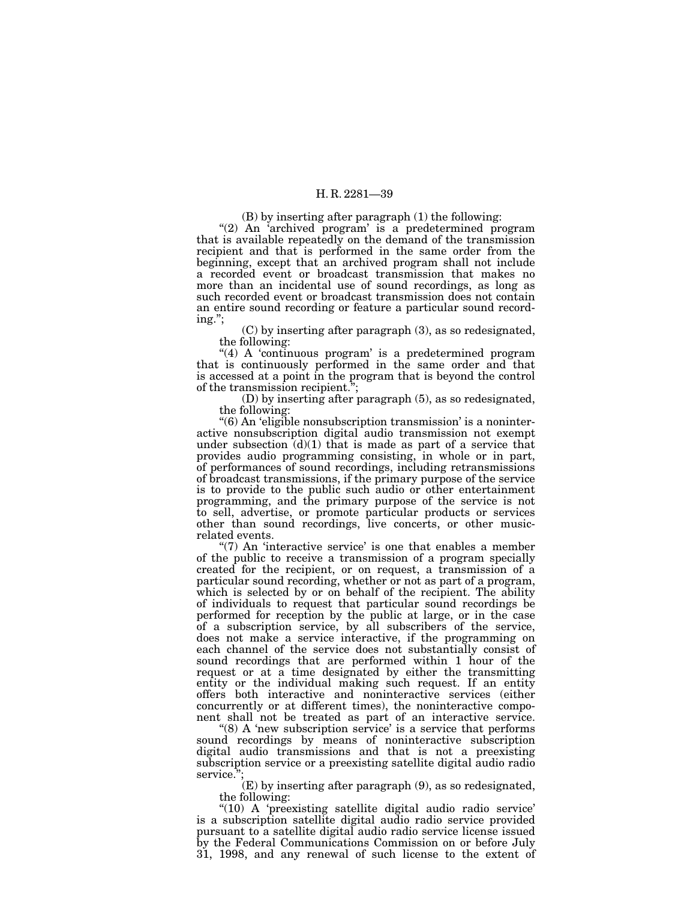(B) by inserting after paragraph (1) the following:

"(2) An 'archived program' is a predetermined program that is available repeatedly on the demand of the transmission recipient and that is performed in the same order from the beginning, except that an archived program shall not include a recorded event or broadcast transmission that makes no more than an incidental use of sound recordings, as long as such recorded event or broadcast transmission does not contain an entire sound recording or feature a particular sound recording.";

(C) by inserting after paragraph (3), as so redesignated, the following:

"(4) A 'continuous program' is a predetermined program that is continuously performed in the same order and that is accessed at a point in the program that is beyond the control of the transmission recipient.";

(D) by inserting after paragraph (5), as so redesignated, the following:

"(6) An 'eligible nonsubscription transmission' is a noninteractive nonsubscription digital audio transmission not exempt under subsection (d)(1) that is made as part of a service that provides audio programming consisting, in whole or in part, of performances of sound recordings, including retransmissions of broadcast transmissions, if the primary purpose of the service is to provide to the public such audio or other entertainment programming, and the primary purpose of the service is not to sell, advertise, or promote particular products or services other than sound recordings, live concerts, or other music-related events.

"(7) An 'interactive service' is one that enables a member of the public to receive a transmission of a program specially created for the recipient, or on request, a transmission of a particular sound recording, whether or not as part of a program, which is selected by or on behalf of the recipient. The ability of individuals to request that particular sound recordings be performed for reception by the public at large, or in the case of a subscription service, by all subscribers of the service, does not make a service interactive, if the programming on each channel of the service does not substantially consist of sound recordings that are performed within 1 hour of the request or at a time designated by either the transmitting entity or the individual making such request. If an entity offers both interactive and noninteractive services (either concurrently or at different times), the noninteractive component shall not be treated as part of an interactive service.

"(8) A 'new subscription service' is a service that performs sound recordings by means of noninteractive subscription digital audio transmissions and that is not a preexisting subscription service or a preexisting satellite digital audio radio service.";

(E) by inserting after paragraph (9), as so redesignated, the following:

"(10) A 'preexisting satellite digital audio radio service' is a subscription satellite digital audio radio service provided pursuant to a satellite digital audio radio service license issued by the Federal Communications Commission on or before July 31, 1998, and any renewal of such license to the extent of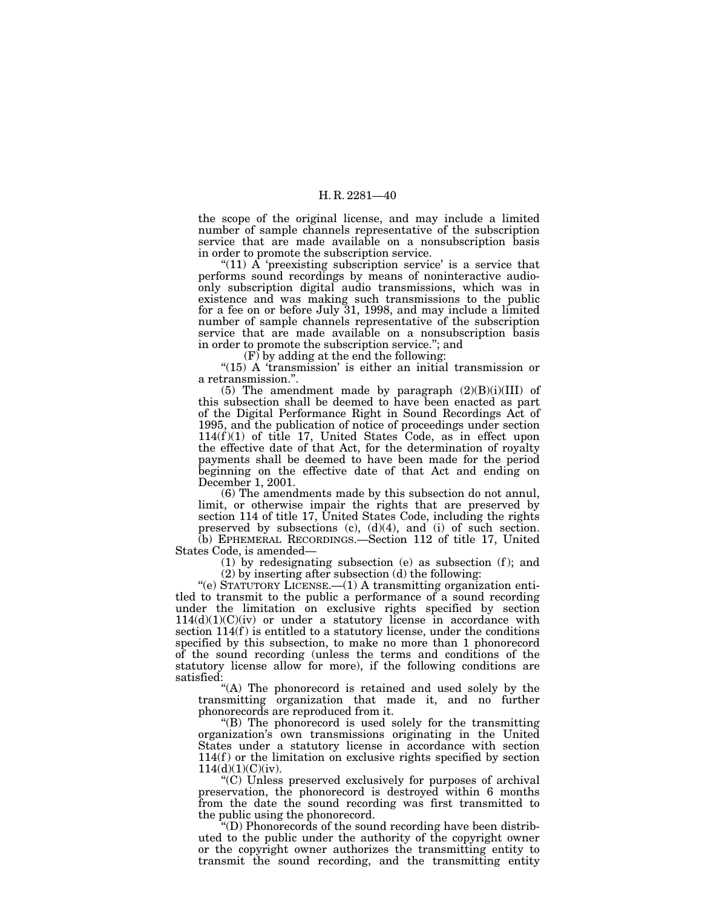the scope of the original license, and may include a limited number of sample channels representative of the subscription service that are made available on a nonsubscription basis in order to promote the subscription service.

"(11) A 'preexisting subscription service' is a service that performs sound recordings by means of noninteractive audio-only subscription digital audio transmissions, which was in existence and was making such transmissions to the public for a fee on or before July 31, 1998, and may include a limited number of sample channels representative of the subscription service that are made available on a nonsubscription basis in order to promote the subscription service."; and

(F) by adding at the end the following:

"(15) A 'transmission' is either an initial transmission or a retransmission.".

(5) The amendment made by paragraph (2)(B)(i)(III) of this subsection shall be deemed to have been enacted as part of the Digital Performance Right in Sound Recordings Act of 1995, and the publication of notice of proceedings under section 114(f)(1) of title 17, United States Code, as in effect upon the effective date of that Act, for the determination of royalty payments shall be deemed to have been made for the period beginning on the effective date of that Act and ending on December 1, 2001.

(6) The amendments made by this subsection do not annul, limit, or otherwise impair the rights that are preserved by section 114 of title 17, United States Code, including the rights preserved by subsections (c), (d)(4), and (i) of such section.

(b) EPHEMERAL RECORDINGS.—Section 112 of title 17, United States Code, is amended—

(1) by redesignating subsection (e) as subsection (f); and

(2) by inserting after subsection (d) the following:

"(e) STATUTORY LICENSE.—(1) A transmitting organization entitled to transmit to the public a performance of a sound recording under the limitation on exclusive rights specified by section 114(d)(1)(C)(iv) or under a statutory license in accordance with section 114(f) is entitled to a statutory license, under the conditions specified by this subsection, to make no more than 1 phonorecord of the sound recording (unless the terms and conditions of the statutory license allow for more), if the following conditions are satisfied:

"(A) The phonorecord is retained and used solely by the transmitting organization that made it, and no further phonorecords are reproduced from it.

"(B) The phonorecord is used solely for the transmitting organization's own transmissions originating in the United States under a statutory license in accordance with section 114(f) or the limitation on exclusive rights specified by section 114(d)(1)(C)(iv).

"(C) Unless preserved exclusively for purposes of archival preservation, the phonorecord is destroyed within 6 months from the date the sound recording was first transmitted to the public using the phonorecord.

"(D) Phonorecords of the sound recording have been distributed to the public under the authority of the copyright owner or the copyright owner authorizes the transmitting entity to transmit the sound recording, and the transmitting entity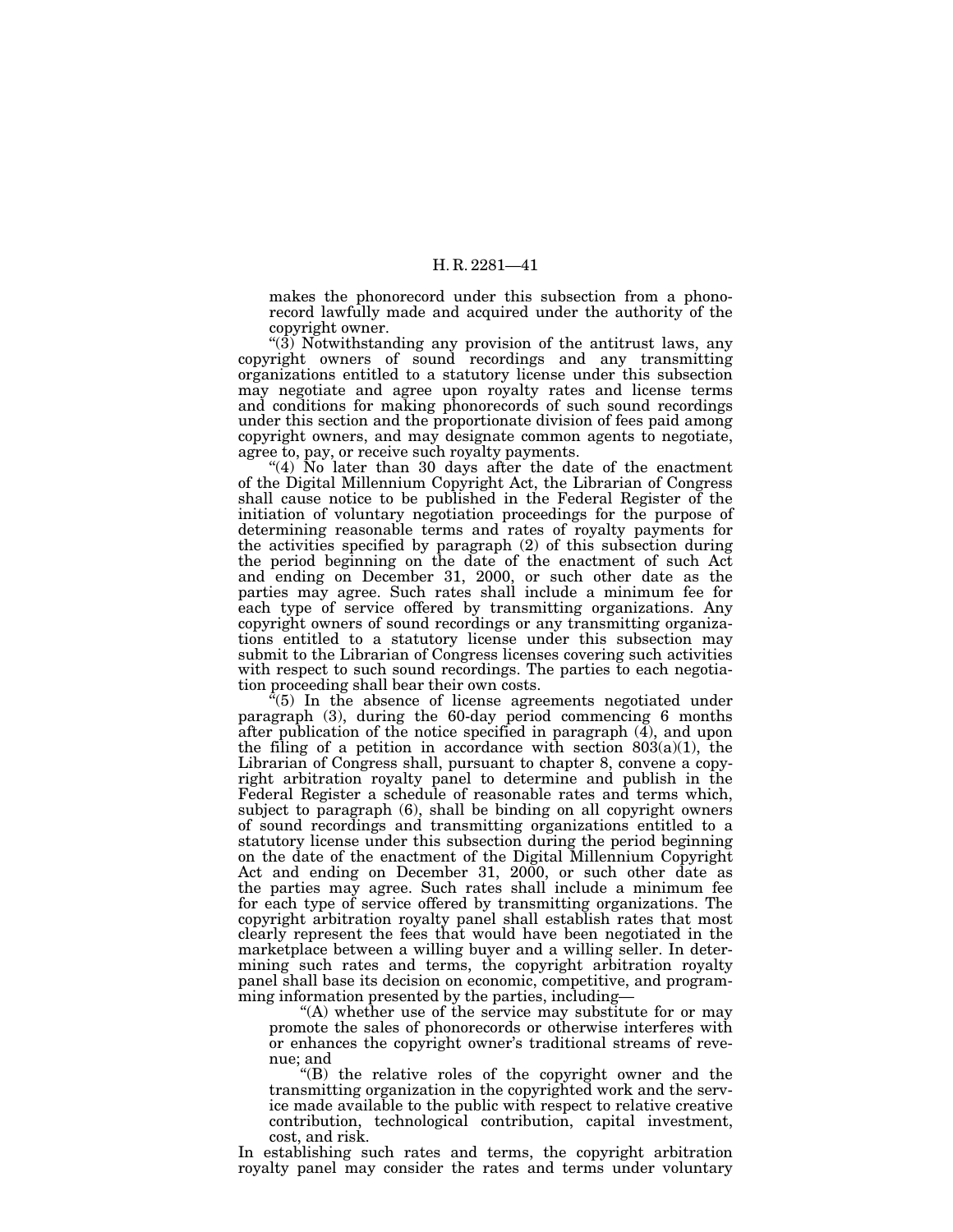makes the phonorecord under this subsection from a phonorecord lawfully made and acquired under the authority of the copyright owner.

"(3) Notwithstanding any provision of the antitrust laws, any copyright owners of sound recordings and any transmitting organizations entitled to a statutory license under this subsection may negotiate and agree upon royalty rates and license terms and conditions for making phonorecords of such sound recordings under this section and the proportionate division of fees paid among copyright owners, and may designate common agents to negotiate, agree to, pay, or receive such royalty payments.

"(4) No later than 30 days after the date of the enactment of the Digital Millennium Copyright Act, the Librarian of Congress shall cause notice to be published in the Federal Register of the initiation of voluntary negotiation proceedings for the purpose of determining reasonable terms and rates of royalty payments for the activities specified by paragraph (2) of this subsection during the period beginning on the date of the enactment of such Act and ending on December 31, 2000, or such other date as the parties may agree. Such rates shall include a minimum fee for each type of service offered by transmitting organizations. Any copyright owners of sound recordings or any transmitting organizations entitled to a statutory license under this subsection may submit to the Librarian of Congress licenses covering such activities with respect to such sound recordings. The parties to each negotiation proceeding shall bear their own costs.

"(5) In the absence of license agreements negotiated under paragraph (3), during the 60-day period commencing 6 months after publication of the notice specified in paragraph (4), and upon the filing of a petition in accordance with section 803(a)(1), the Librarian of Congress shall, pursuant to chapter 8, convene a copyright arbitration royalty panel to determine and publish in the Federal Register a schedule of reasonable rates and terms which, subject to paragraph (6), shall be binding on all copyright owners of sound recordings and transmitting organizations entitled to a statutory license under this subsection during the period beginning on the date of the enactment of the Digital Millennium Copyright Act and ending on December 31, 2000, or such other date as the parties may agree. Such rates shall include a minimum fee for each type of service offered by transmitting organizations. The copyright arbitration royalty panel shall establish rates that most clearly represent the fees that would have been negotiated in the marketplace between a willing buyer and a willing seller. In determining such rates and terms, the copyright arbitration royalty panel shall base its decision on economic, competitive, and programming information presented by the parties, including—

"(A) whether use of the service may substitute for or may promote the sales of phonorecords or otherwise interferes with or enhances the copyright owner's traditional streams of revenue; and

"(B) the relative roles of the copyright owner and the transmitting organization in the copyrighted work and the service made available to the public with respect to relative creative contribution, technological contribution, capital investment, cost, and risk.

In establishing such rates and terms, the copyright arbitration royalty panel may consider the rates and terms under voluntary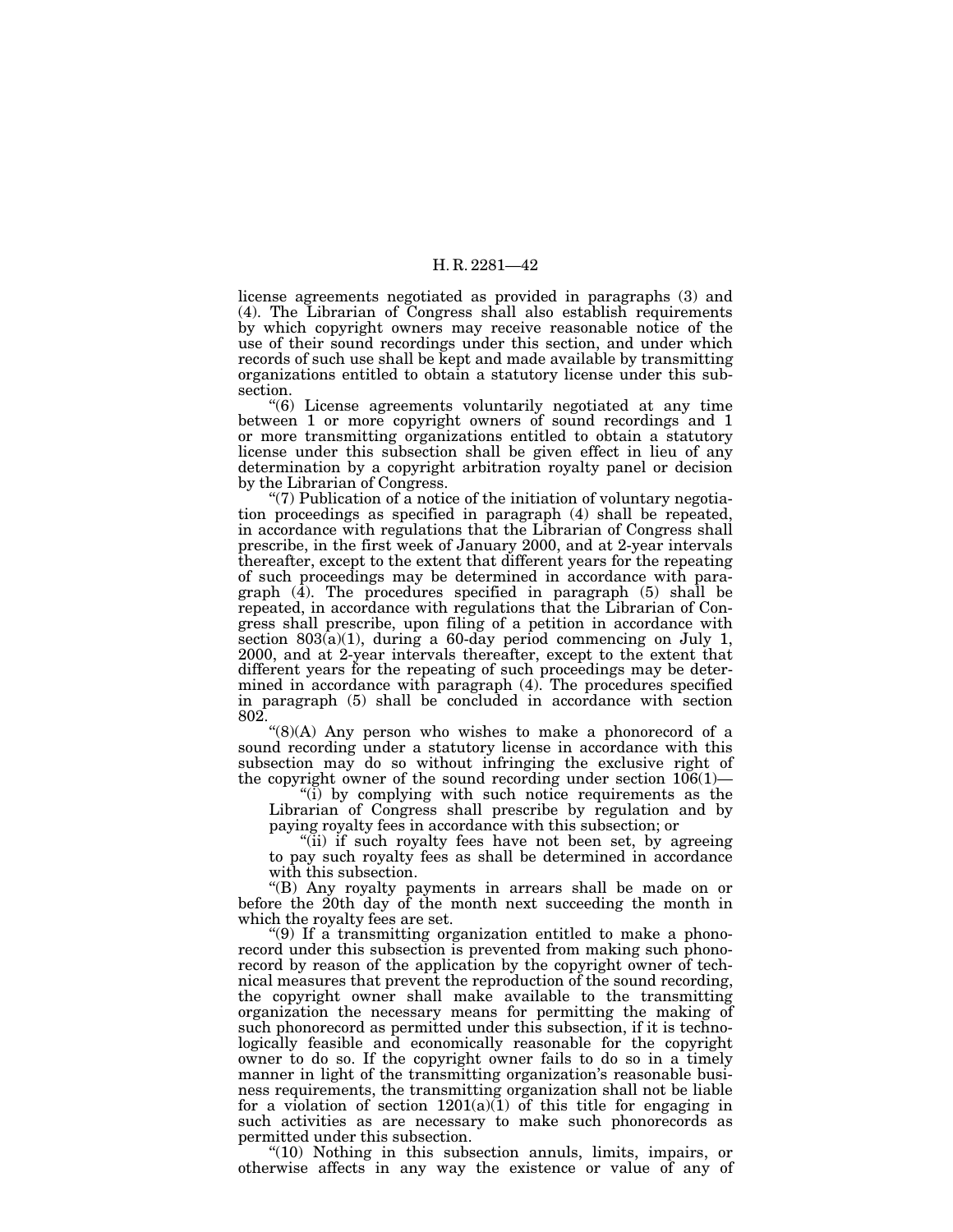license agreements negotiated as provided in paragraphs (3) and (4). The Librarian of Congress shall also establish requirements by which copyright owners may receive reasonable notice of the use of their sound recordings under this section, and under which records of such use shall be kept and made available by transmitting organizations entitled to obtain a statutory license under this subsection.

"(6) License agreements voluntarily negotiated at any time between 1 or more copyright owners of sound recordings and 1 or more transmitting organizations entitled to obtain a statutory license under this subsection shall be given effect in lieu of any determination by a copyright arbitration royalty panel or decision by the Librarian of Congress.

"(7) Publication of a notice of the initiation of voluntary negotiation proceedings as specified in paragraph (4) shall be repeated, in accordance with regulations that the Librarian of Congress shall prescribe, in the first week of January 2000, and at 2-year intervals thereafter, except to the extent that different years for the repeating of such proceedings may be determined in accordance with paragraph (4). The procedures specified in paragraph (5) shall be repeated, in accordance with regulations that the Librarian of Congress shall prescribe, upon filing of a petition in accordance with section 803(a)(1), during a 60-day period commencing on July 1, 2000, and at 2-year intervals thereafter, except to the extent that different years for the repeating of such proceedings may be determined in accordance with paragraph (4). The procedures specified in paragraph (5) shall be concluded in accordance with section 802.

"(8)(A) Any person who wishes to make a phonorecord of a sound recording under a statutory license in accordance with this subsection may do so without infringing the exclusive right of the copyright owner of the sound recording under section 106(1)—

"(i) by complying with such notice requirements as the Librarian of Congress shall prescribe by regulation and by paying royalty fees in accordance with this subsection; or

"(ii) if such royalty fees have not been set, by agreeing to pay such royalty fees as shall be determined in accordance with this subsection.

"(B) Any royalty payments in arrears shall be made on or before the 20th day of the month next succeeding the month in which the royalty fees are set.

"(9) If a transmitting organization entitled to make a phonorecord under this subsection is prevented from making such phonorecord by reason of the application by the copyright owner of technical measures that prevent the reproduction of the sound recording, the copyright owner shall make available to the transmitting organization the necessary means for permitting the making of such phonorecord as permitted under this subsection, if it is technologically feasible and economically reasonable for the copyright owner to do so. If the copyright owner fails to do so in a timely manner in light of the transmitting organization's reasonable business requirements, the transmitting organization shall not be liable for a violation of section 1201(a)(1) of this title for engaging in such activities as are necessary to make such phonorecords as permitted under this subsection.

"(10) Nothing in this subsection annuls, limits, impairs, or otherwise affects in any way the existence or value of any of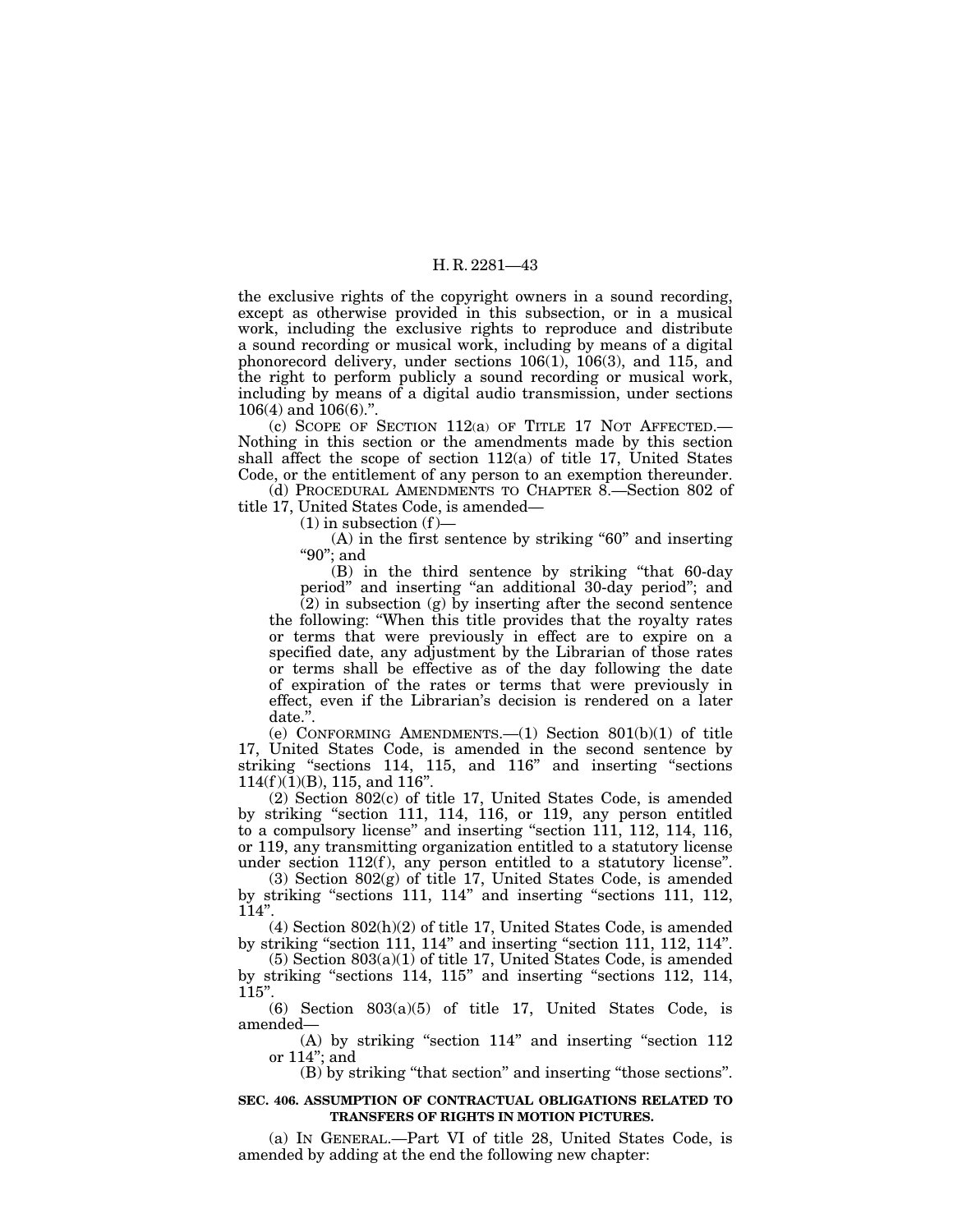the exclusive rights of the copyright owners in a sound recording, except as otherwise provided in this subsection, or in a musical work, including the exclusive rights to reproduce and distribute a sound recording or musical work, including by means of a digital phonorecord delivery, under sections 106(1), 106(3), and 115, and the right to perform publicly a sound recording or musical work, including by means of a digital audio transmission, under sections 106(4) and 106(6).''.

(c) SCOPE OF SECTION 112(a) OF TITLE 17 NOT AFFECTED.—Nothing in this section or the amendments made by this section shall affect the scope of section 112(a) of title 17, United States Code, or the entitlement of any person to an exemption thereunder.

(d) PROCEDURAL AMENDMENTS TO CHAPTER 8.—Section 802 of title 17, United States Code, is amended—

(1) in subsection (f)—

(A) in the first sentence by striking "60" and inserting "90"; and

(B) in the third sentence by striking "that 60-day period" and inserting "an additional 30-day period"; and

(2) in subsection (g) by inserting after the second sentence the following: "When this title provides that the royalty rates or terms that were previously in effect are to expire on a specified date, any adjustment by the Librarian of those rates or terms shall be effective as of the day following the date of expiration of the rates or terms that were previously in effect, even if the Librarian's decision is rendered on a later date.".

(e) CONFORMING AMENDMENTS.—(1) Section 801(b)(1) of title 17, United States Code, is amended in the second sentence by striking "sections 114, 115, and 116" and inserting "sections 114(f)(1)(B), 115, and 116".

(2) Section 802(c) of title 17, United States Code, is amended by striking "section 111, 114, 116, or 119, any person entitled to a compulsory license" and inserting "section 111, 112, 114, 116, or 119, any transmitting organization entitled to a statutory license under section 112(f), any person entitled to a statutory license".

(3) Section 802(g) of title 17, United States Code, is amended by striking "sections 111, 114" and inserting "sections 111, 112, 114".

(4) Section 802(h)(2) of title 17, United States Code, is amended by striking "section 111, 114" and inserting "section 111, 112, 114".

(5) Section 803(a)(1) of title 17, United States Code, is amended by striking "sections 114, 115" and inserting "sections 112, 114, 115".

(6) Section 803(a)(5) of title 17, United States Code, is amended—

(A) by striking "section 114" and inserting "section 112 or 114"; and

(B) by striking "that section" and inserting "those sections".

**SEC. 406. ASSUMPTION OF CONTRACTUAL OBLIGATIONS RELATED TO TRANSFERS OF RIGHTS IN MOTION PICTURES.**

(a) IN GENERAL.—Part VI of title 28, United States Code, is amended by adding at the end the following new chapter: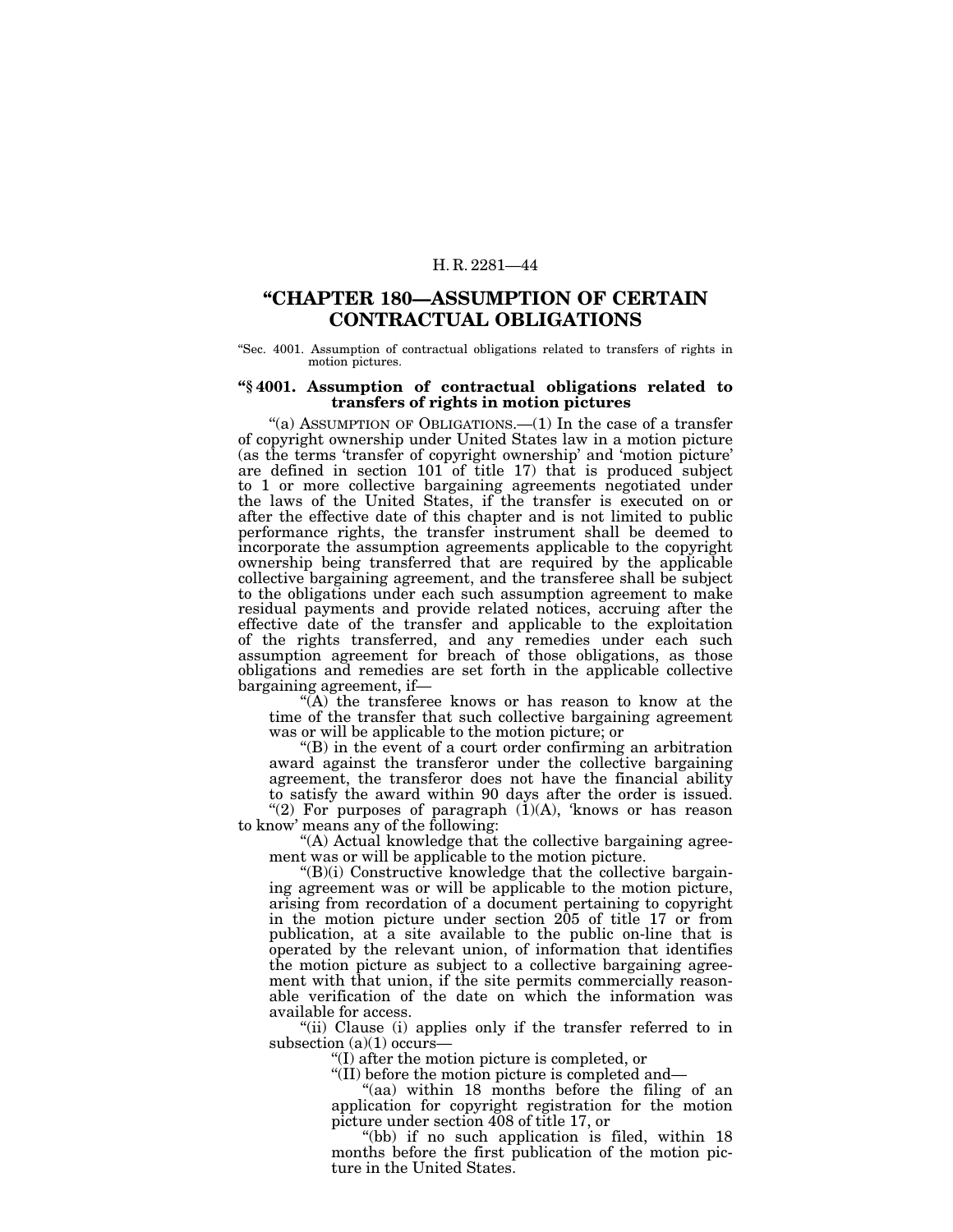## "CHAPTER 180—ASSUMPTION OF CERTAIN CONTRACTUAL OBLIGATIONS

"Sec. 4001. Assumption of contractual obligations related to transfers of rights in motion pictures.

### "§ 4001. Assumption of contractual obligations related to transfers of rights in motion pictures

"(a) ASSUMPTION OF OBLIGATIONS.—(1) In the case of a transfer of copyright ownership under United States law in a motion picture (as the terms 'transfer of copyright ownership' and 'motion picture' are defined in section 101 of title 17) that is produced subject to 1 or more collective bargaining agreements negotiated under the laws of the United States, if the transfer is executed on or after the effective date of this chapter and is not limited to public performance rights, the transfer instrument shall be deemed to incorporate the assumption agreements applicable to the copyright ownership being transferred that are required by the applicable collective bargaining agreement, and the transferee shall be subject to the obligations under each such assumption agreement to make residual payments and provide related notices, accruing after the effective date of the transfer and applicable to the exploitation of the rights transferred, and any remedies under each such assumption agreement for breach of those obligations, as those obligations and remedies are set forth in the applicable collective bargaining agreement, if—

"(A) the transferee knows or has reason to know at the time of the transfer that such collective bargaining agreement was or will be applicable to the motion picture; or

"(B) in the event of a court order confirming an arbitration award against the transferor under the collective bargaining agreement, the transferor does not have the financial ability to satisfy the award within 90 days after the order is issued.

"(2) For purposes of paragraph (1)(A), 'knows or has reason to know' means any of the following:

"(A) Actual knowledge that the collective bargaining agreement was or will be applicable to the motion picture.

"(B)(i) Constructive knowledge that the collective bargaining agreement was or will be applicable to the motion picture, arising from recordation of a document pertaining to copyright in the motion picture under section 205 of title 17 or from publication, at a site available to the public on-line that is operated by the relevant union, of information that identifies the motion picture as subject to a collective bargaining agreement with that union, if the site permits commercially reasonable verification of the date on which the information was available for access.

"(ii) Clause (i) applies only if the transfer referred to in subsection (a)(1) occurs—

"(I) after the motion picture is completed, or

"(II) before the motion picture is completed and—

"(aa) within 18 months before the filing of an application for copyright registration for the motion picture under section 408 of title 17, or

"(bb) if no such application is filed, within 18 months before the first publication of the motion picture in the United States.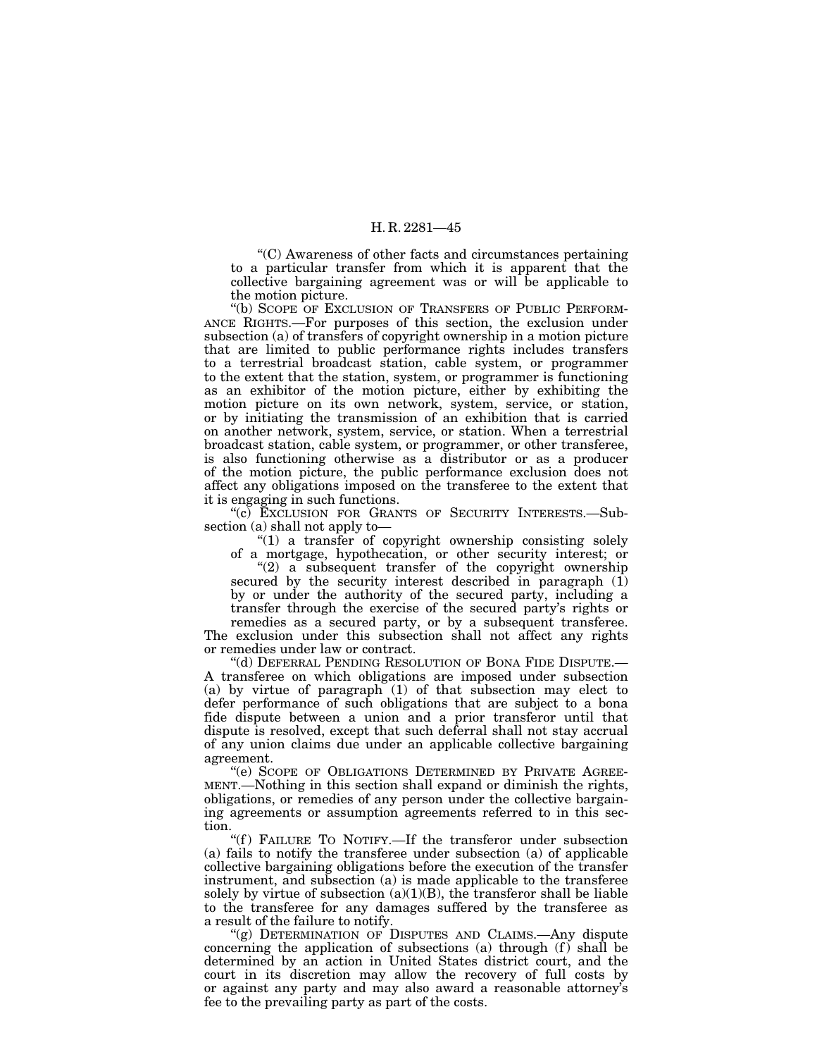"(C) Awareness of other facts and circumstances pertaining to a particular transfer from which it is apparent that the collective bargaining agreement was or will be applicable to the motion picture.

"(b) SCOPE OF EXCLUSION OF TRANSFERS OF PUBLIC PERFORMANCE RIGHTS.—For purposes of this section, the exclusion under subsection (a) of transfers of copyright ownership in a motion picture that are limited to public performance rights includes transfers to a terrestrial broadcast station, cable system, or programmer to the extent that the station, system, or programmer is functioning as an exhibitor of the motion picture, either by exhibiting the motion picture on its own network, system, service, or station, or by initiating the transmission of an exhibition that is carried on another network, system, service, or station. When a terrestrial broadcast station, cable system, or programmer, or other transferee, is also functioning otherwise as a distributor or as a producer of the motion picture, the public performance exclusion does not affect any obligations imposed on the transferee to the extent that it is engaging in such functions.

"(c) EXCLUSION FOR GRANTS OF SECURITY INTERESTS.—Subsection (a) shall not apply to—

"(1) a transfer of copyright ownership consisting solely of a mortgage, hypothecation, or other security interest; or

"(2) a subsequent transfer of the copyright ownership secured by the security interest described in paragraph (1) by or under the authority of the secured party, including a transfer through the exercise of the secured party's rights or remedies as a secured party, or by a subsequent transferee.

The exclusion under this subsection shall not affect any rights or remedies under law or contract.

"(d) DEFERRAL PENDING RESOLUTION OF BONA FIDE DISPUTE.—A transferee on which obligations are imposed under subsection (a) by virtue of paragraph (1) of that subsection may elect to defer performance of such obligations that are subject to a bona fide dispute between a union and a prior transferor until that dispute is resolved, except that such deferral shall not stay accrual of any union claims due under an applicable collective bargaining agreement.

"(e) SCOPE OF OBLIGATIONS DETERMINED BY PRIVATE AGREEMENT.—Nothing in this section shall expand or diminish the rights, obligations, or remedies of any person under the collective bargaining agreements or assumption agreements referred to in this section.

"(f) FAILURE TO NOTIFY.—If the transferor under subsection (a) fails to notify the transferee under subsection (a) of applicable collective bargaining obligations before the execution of the transfer instrument, and subsection (a) is made applicable to the transferee solely by virtue of subsection (a)(1)(B), the transferor shall be liable to the transferee for any damages suffered by the transferee as a result of the failure to notify.

"(g) DETERMINATION OF DISPUTES AND CLAIMS.—Any dispute concerning the application of subsections (a) through (f) shall be determined by an action in United States district court, and the court in its discretion may allow the recovery of full costs by or against any party and may also award a reasonable attorney's fee to the prevailing party as part of the costs.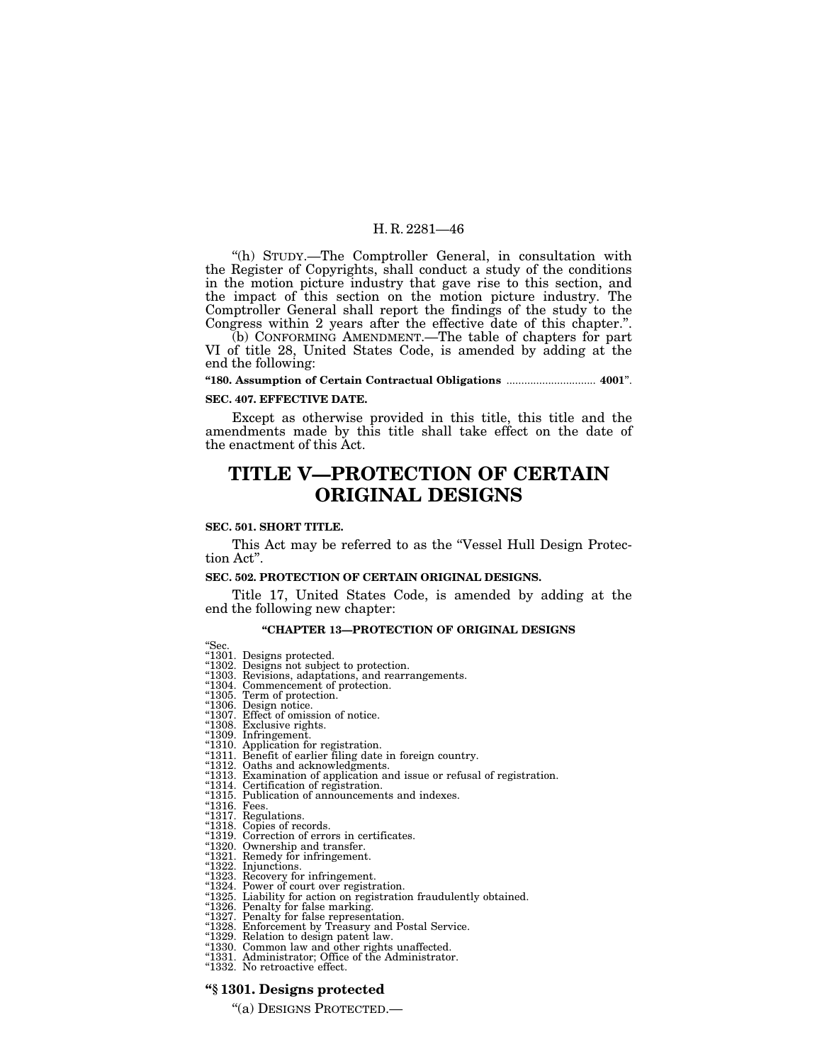"(h) STUDY.—The Comptroller General, in consultation with the Register of Copyrights, shall conduct a study of the conditions in the motion picture industry that gave rise to this section, and the impact of this section on the motion picture industry. The Comptroller General shall report the findings of the study to the Congress within 2 years after the effective date of this chapter.".

(b) CONFORMING AMENDMENT.—The table of chapters for part VI of title 28, United States Code, is amended by adding at the end the following:

**"180. Assumption of Certain Contractual Obligations .............................. 4001**".

**SEC. 407. EFFECTIVE DATE.**

Except as otherwise provided in this title, this title and the amendments made by this title shall take effect on the date of the enactment of this Act.

# TITLE V—PROTECTION OF CERTAIN ORIGINAL DESIGNS

**SEC. 501. SHORT TITLE.**

This Act may be referred to as the "Vessel Hull Design Protection Act".

**SEC. 502. PROTECTION OF CERTAIN ORIGINAL DESIGNS.**

Title 17, United States Code, is amended by adding at the end the following new chapter:

**"CHAPTER 13—PROTECTION OF ORIGINAL DESIGNS**

"Sec.
"1301. Designs protected.
"1302. Designs not subject to protection.
"1303. Revisions, adaptations, and rearrangements.
"1304. Commencement of protection.
"1305. Term of protection.
"1306. Design notice.
"1307. Effect of omission of notice.
"1308. Exclusive rights.
"1309. Infringement.
"1310. Application for registration.
"1311. Benefit of earlier filing date in foreign country.
"1312. Oaths and acknowledgments.
"1313. Examination of application and issue or refusal of registration.
"1314. Certification of registration.
"1315. Publication of announcements and indexes.
"1316. Fees.
"1317. Regulations.
"1318. Copies of records.
"1319. Correction of errors in certificates.
"1320. Ownership and transfer.
"1321. Remedy for infringement.
"1322. Injunctions.
"1323. Recovery for infringement.
"1324. Power of court over registration.
"1325. Liability for action on registration fraudulently obtained.
"1326. Penalty for false marking.
"1327. Penalty for false representation.
"1328. Enforcement by Treasury and Postal Service.
"1329. Relation to design patent law.
"1330. Common law and other rights unaffected.
"1331. Administrator; Office of the Administrator.
"1332. No retroactive effect.

**"§ 1301. Designs protected**

"(a) DESIGNS PROTECTED.—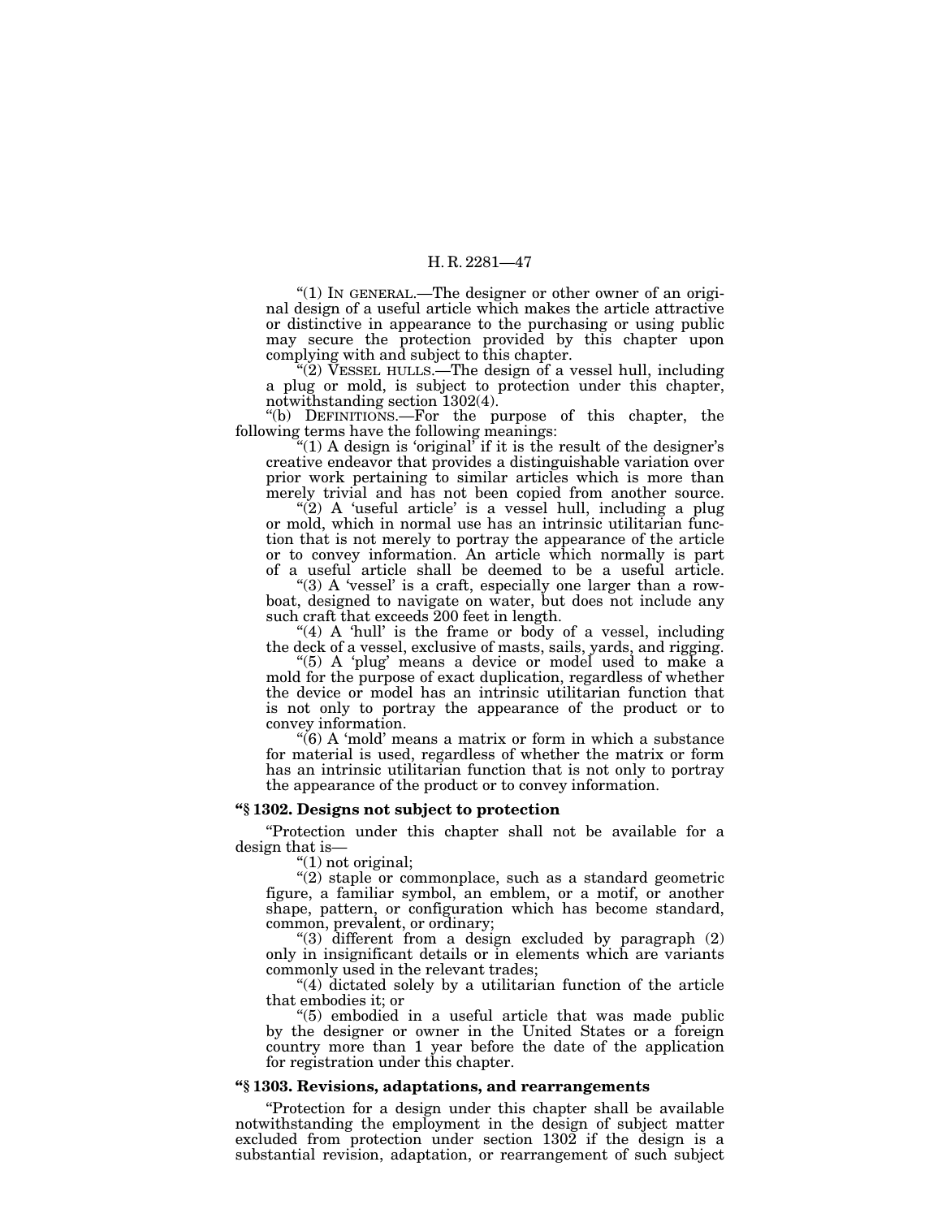"(1) IN GENERAL.—The designer or other owner of an original design of a useful article which makes the article attractive or distinctive in appearance to the purchasing or using public may secure the protection provided by this chapter upon complying with and subject to this chapter.

"(2) VESSEL HULLS.—The design of a vessel hull, including a plug or mold, is subject to protection under this chapter, notwithstanding section 1302(4).

"(b) DEFINITIONS.—For the purpose of this chapter, the following terms have the following meanings:

"(1) A design is 'original' if it is the result of the designer's creative endeavor that provides a distinguishable variation over prior work pertaining to similar articles which is more than merely trivial and has not been copied from another source.

"(2) A 'useful article' is a vessel hull, including a plug or mold, which in normal use has an intrinsic utilitarian function that is not merely to portray the appearance of the article or to convey information. An article which normally is part of a useful article shall be deemed to be a useful article.

"(3) A 'vessel' is a craft, especially one larger than a rowboat, designed to navigate on water, but does not include any such craft that exceeds 200 feet in length.

"(4) A 'hull' is the frame or body of a vessel, including the deck of a vessel, exclusive of masts, sails, yards, and rigging.

"(5) A 'plug' means a device or model used to make a mold for the purpose of exact duplication, regardless of whether the device or model has an intrinsic utilitarian function that is not only to portray the appearance of the product or to convey information.

"(6) A 'mold' means a matrix or form in which a substance for material is used, regardless of whether the matrix or form has an intrinsic utilitarian function that is not only to portray the appearance of the product or to convey information.

### "§ 1302. Designs not subject to protection

"Protection under this chapter shall not be available for a design that is—

"(1) not original;

"(2) staple or commonplace, such as a standard geometric figure, a familiar symbol, an emblem, or a motif, or another shape, pattern, or configuration which has become standard, common, prevalent, or ordinary;

"(3) different from a design excluded by paragraph (2) only in insignificant details or in elements which are variants commonly used in the relevant trades;

"(4) dictated solely by a utilitarian function of the article that embodies it; or

"(5) embodied in a useful article that was made public by the designer or owner in the United States or a foreign country more than 1 year before the date of the application for registration under this chapter.

### "§ 1303. Revisions, adaptations, and rearrangements

"Protection for a design under this chapter shall be available notwithstanding the employment in the design of subject matter excluded from protection under section 1302 if the design is a substantial revision, adaptation, or rearrangement of such subject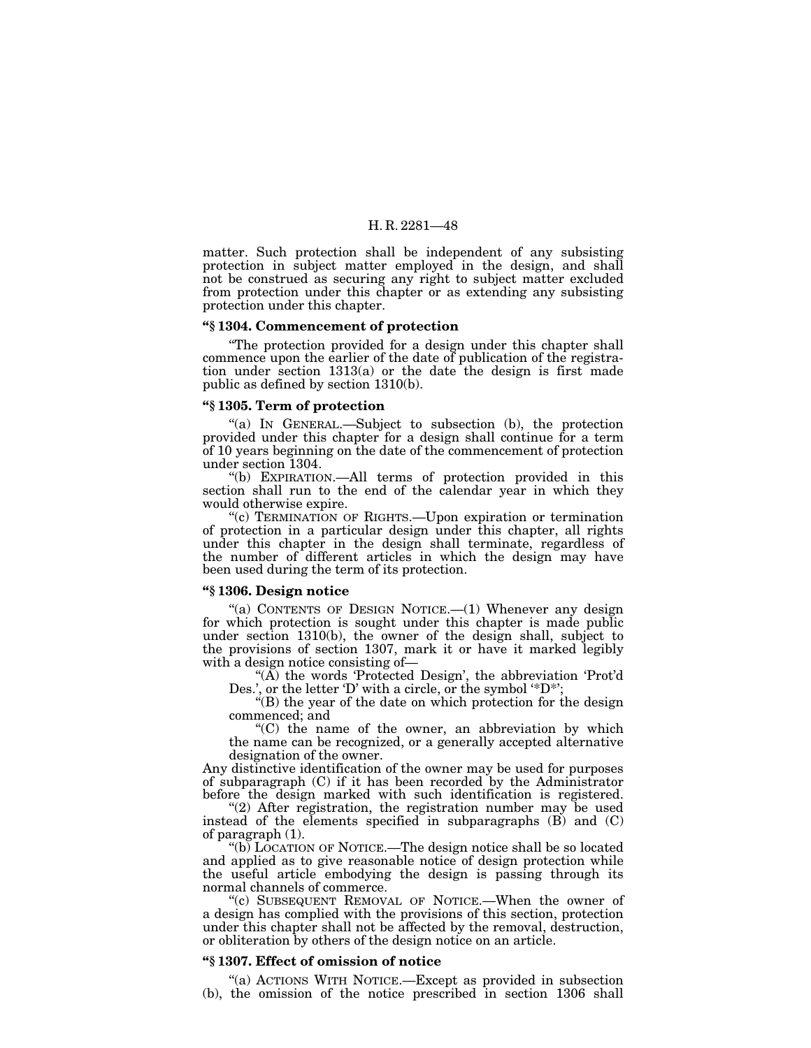matter. Such protection shall be independent of any subsisting protection in subject matter employed in the design, and shall not be construed as securing any right to subject matter excluded from protection under this chapter or as extending any subsisting protection under this chapter.

**"§ 1304. Commencement of protection**

"The protection provided for a design under this chapter shall commence upon the earlier of the date of publication of the registration under section 1313(a) or the date the design is first made public as defined by section 1310(b).

**"§ 1305. Term of protection**

"(a) IN GENERAL.—Subject to subsection (b), the protection provided under this chapter for a design shall continue for a term of 10 years beginning on the date of the commencement of protection under section 1304.

"(b) EXPIRATION.—All terms of protection provided in this section shall run to the end of the calendar year in which they would otherwise expire.

"(c) TERMINATION OF RIGHTS.—Upon expiration or termination of protection in a particular design under this chapter, all rights under this chapter in the design shall terminate, regardless of the number of different articles in which the design may have been used during the term of its protection.

**"§ 1306. Design notice**

"(a) CONTENTS OF DESIGN NOTICE.—(1) Whenever any design for which protection is sought under this chapter is made public under section 1310(b), the owner of the design shall, subject to the provisions of section 1307, mark it or have it marked legibly with a design notice consisting of—

"(A) the words 'Protected Design', the abbreviation 'Prot'd Des.', or the letter 'D' with a circle, or the symbol '*D*';

"(B) the year of the date on which protection for the design commenced; and

"(C) the name of the owner, an abbreviation by which the name can be recognized, or a generally accepted alternative designation of the owner.

Any distinctive identification of the owner may be used for purposes of subparagraph (C) if it has been recorded by the Administrator before the design marked with such identification is registered.

"(2) After registration, the registration number may be used instead of the elements specified in subparagraphs (B) and (C) of paragraph (1).

"(b) LOCATION OF NOTICE.—The design notice shall be so located and applied as to give reasonable notice of design protection while the useful article embodying the design is passing through its normal channels of commerce.

"(c) SUBSEQUENT REMOVAL OF NOTICE.—When the owner of a design has complied with the provisions of this section, protection under this chapter shall not be affected by the removal, destruction, or obliteration by others of the design notice on an article.

**"§ 1307. Effect of omission of notice**

"(a) ACTIONS WITH NOTICE.—Except as provided in subsection (b), the omission of the notice prescribed in section 1306 shall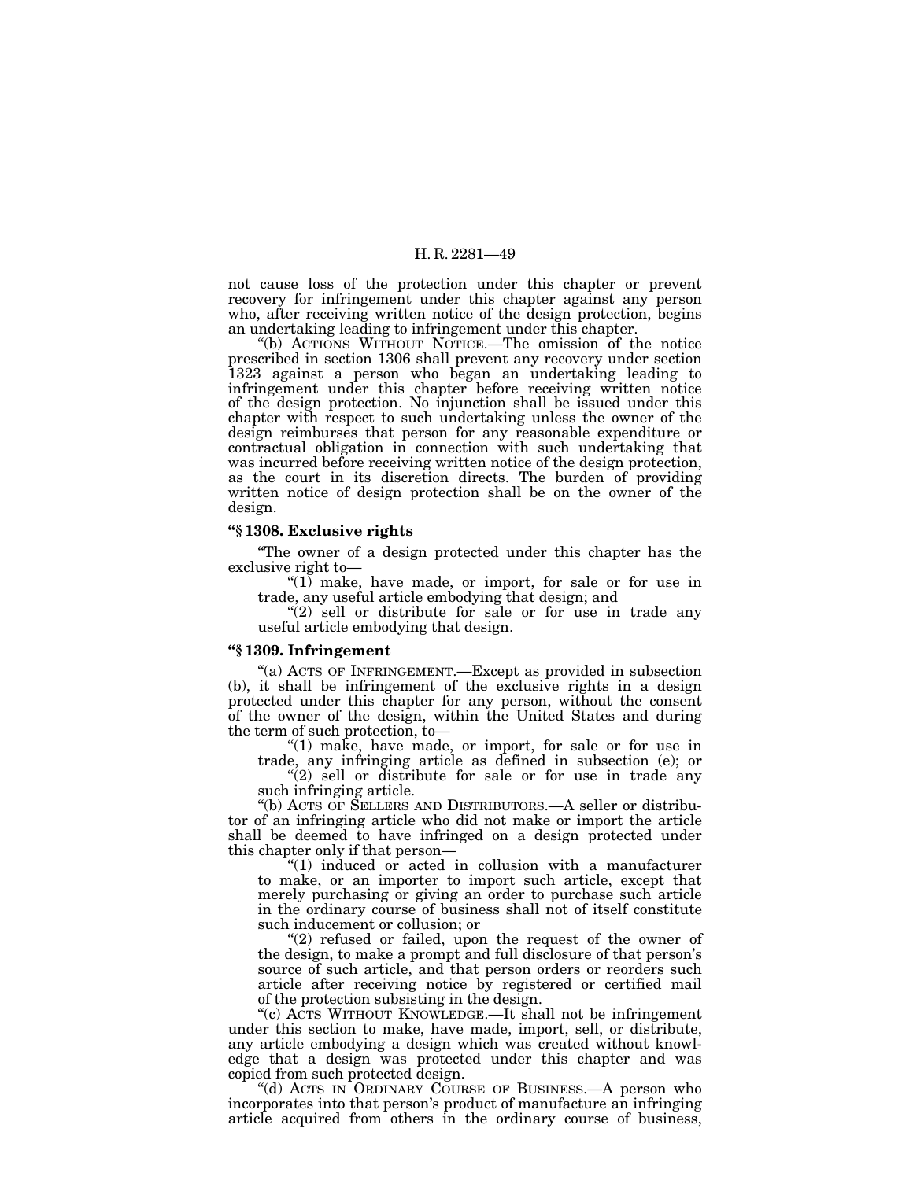not cause loss of the protection under this chapter or prevent recovery for infringement under this chapter against any person who, after receiving written notice of the design protection, begins an undertaking leading to infringement under this chapter.

"(b) ACTIONS WITHOUT NOTICE.—The omission of the notice prescribed in section 1306 shall prevent any recovery under section 1323 against a person who began an undertaking leading to infringement under this chapter before receiving written notice of the design protection. No injunction shall be issued under this chapter with respect to such undertaking unless the owner of the design reimburses that person for any reasonable expenditure or contractual obligation in connection with such undertaking that was incurred before receiving written notice of the design protection, as the court in its discretion directs. The burden of providing written notice of design protection shall be on the owner of the design.

### "§ 1308. Exclusive rights

"The owner of a design protected under this chapter has the exclusive right to—

"(1) make, have made, or import, for sale or for use in trade, any useful article embodying that design; and

"(2) sell or distribute for sale or for use in trade any useful article embodying that design.

### "§ 1309. Infringement

"(a) ACTS OF INFRINGEMENT.—Except as provided in subsection (b), it shall be infringement of the exclusive rights in a design protected under this chapter for any person, without the consent of the owner of the design, within the United States and during the term of such protection, to—

"(1) make, have made, or import, for sale or for use in trade, any infringing article as defined in subsection (e); or

"(2) sell or distribute for sale or for use in trade any such infringing article.

"(b) ACTS OF SELLERS AND DISTRIBUTORS.—A seller or distributor of an infringing article who did not make or import the article shall be deemed to have infringed on a design protected under this chapter only if that person—

"(1) induced or acted in collusion with a manufacturer to make, or an importer to import such article, except that merely purchasing or giving an order to purchase such article in the ordinary course of business shall not of itself constitute such inducement or collusion; or

"(2) refused or failed, upon the request of the owner of the design, to make a prompt and full disclosure of that person's source of such article, and that person orders or reorders such article after receiving notice by registered or certified mail of the protection subsisting in the design.

"(c) ACTS WITHOUT KNOWLEDGE.—It shall not be infringement under this section to make, have made, import, sell, or distribute, any article embodying a design which was created without knowledge that a design was protected under this chapter and was copied from such protected design.

"(d) ACTS IN ORDINARY COURSE OF BUSINESS.—A person who incorporates into that person's product of manufacture an infringing article acquired from others in the ordinary course of business,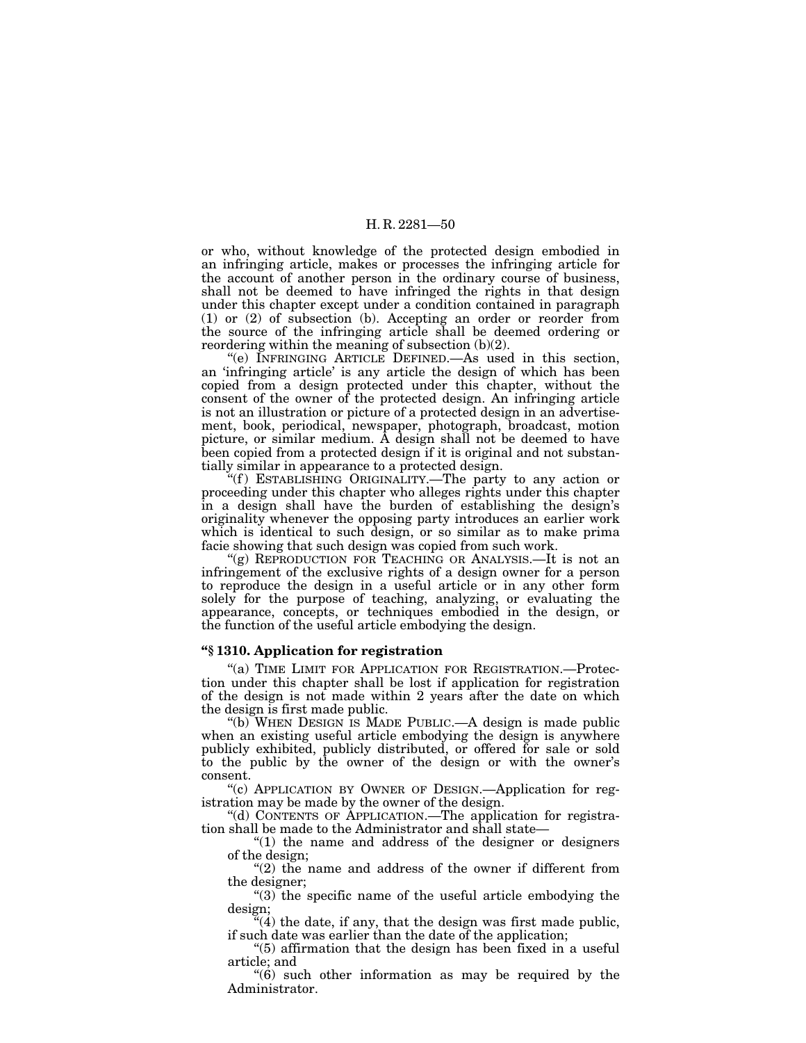or who, without knowledge of the protected design embodied in an infringing article, makes or processes the infringing article for the account of another person in the ordinary course of business, shall not be deemed to have infringed the rights in that design under this chapter except under a condition contained in paragraph (1) or (2) of subsection (b). Accepting an order or reorder from the source of the infringing article shall be deemed ordering or reordering within the meaning of subsection (b)(2).

"(e) INFRINGING ARTICLE DEFINED.—As used in this section, an 'infringing article' is any article the design of which has been copied from a design protected under this chapter, without the consent of the owner of the protected design. An infringing article is not an illustration or picture of a protected design in an advertisement, book, periodical, newspaper, photograph, broadcast, motion picture, or similar medium. A design shall not be deemed to have been copied from a protected design if it is original and not substantially similar in appearance to a protected design.

"(f) ESTABLISHING ORIGINALITY.—The party to any action or proceeding under this chapter who alleges rights under this chapter in a design shall have the burden of establishing the design's originality whenever the opposing party introduces an earlier work which is identical to such design, or so similar as to make prima facie showing that such design was copied from such work.

"(g) REPRODUCTION FOR TEACHING OR ANALYSIS.—It is not an infringement of the exclusive rights of a design owner for a person to reproduce the design in a useful article or in any other form solely for the purpose of teaching, analyzing, or evaluating the appearance, concepts, or techniques embodied in the design, or the function of the useful article embodying the design.

**"§ 1310. Application for registration**

"(a) TIME LIMIT FOR APPLICATION FOR REGISTRATION.—Protection under this chapter shall be lost if application for registration of the design is not made within 2 years after the date on which the design is first made public.

"(b) WHEN DESIGN IS MADE PUBLIC.—A design is made public when an existing useful article embodying the design is anywhere publicly exhibited, publicly distributed, or offered for sale or sold to the public by the owner of the design or with the owner's consent.

"(c) APPLICATION BY OWNER OF DESIGN.—Application for registration may be made by the owner of the design.

"(d) CONTENTS OF APPLICATION.—The application for registration shall be made to the Administrator and shall state—

"(1) the name and address of the designer or designers of the design;

"(2) the name and address of the owner if different from the designer;

"(3) the specific name of the useful article embodying the design;

"(4) the date, if any, that the design was first made public, if such date was earlier than the date of the application;

"(5) affirmation that the design has been fixed in a useful article; and

"(6) such other information as may be required by the Administrator.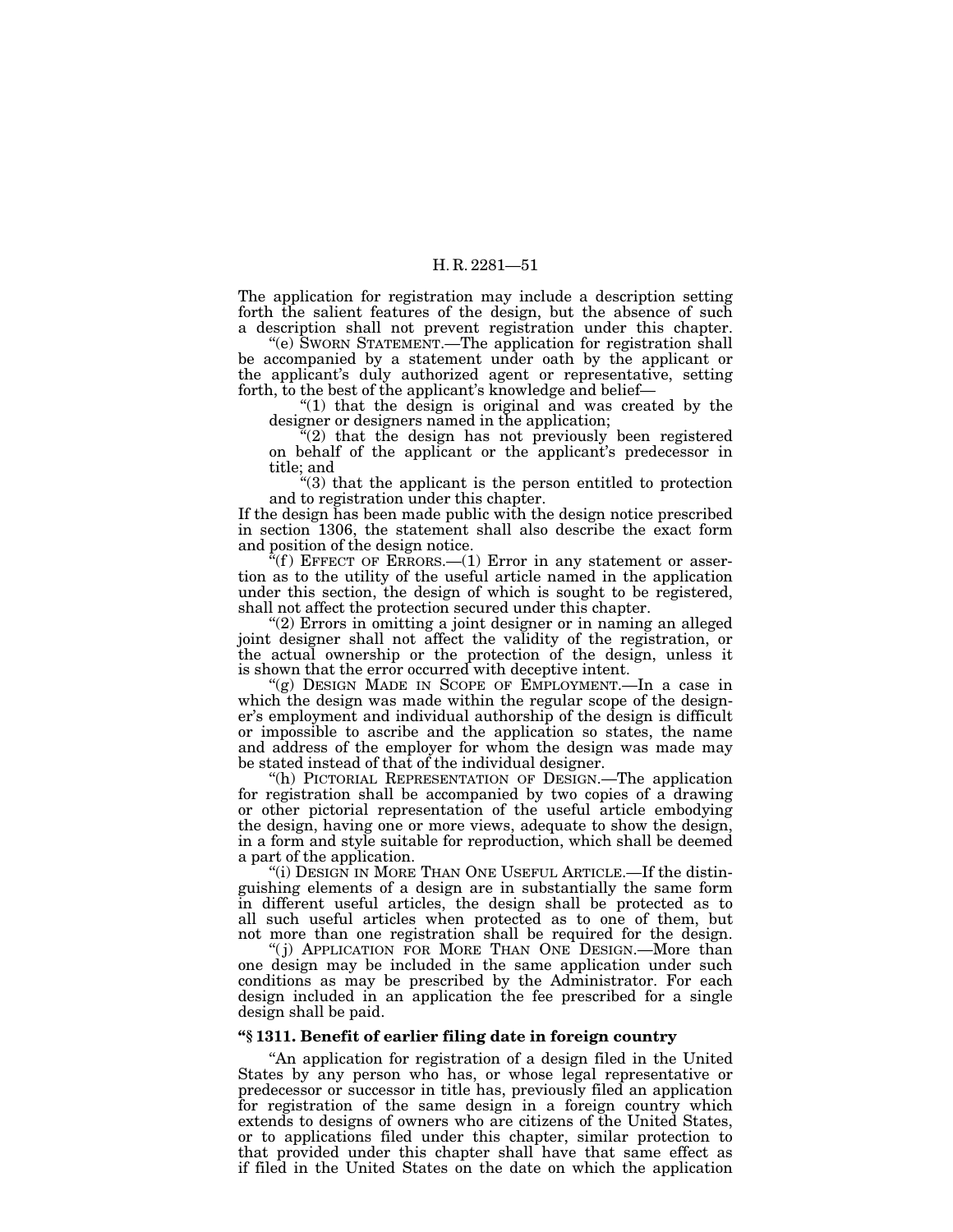The application for registration may include a description setting forth the salient features of the design, but the absence of such a description shall not prevent registration under this chapter.

"(e) SWORN STATEMENT.—The application for registration shall be accompanied by a statement under oath by the applicant or the applicant's duly authorized agent or representative, setting forth, to the best of the applicant's knowledge and belief—

"(1) that the design is original and was created by the designer or designers named in the application;

"(2) that the design has not previously been registered on behalf of the applicant or the applicant's predecessor in title; and

"(3) that the applicant is the person entitled to protection and to registration under this chapter.

If the design has been made public with the design notice prescribed in section 1306, the statement shall also describe the exact form and position of the design notice.

"(f) EFFECT OF ERRORS.—(1) Error in any statement or assertion as to the utility of the useful article named in the application under this section, the design of which is sought to be registered, shall not affect the protection secured under this chapter.

"(2) Errors in omitting a joint designer or in naming an alleged joint designer shall not affect the validity of the registration, or the actual ownership or the protection of the design, unless it is shown that the error occurred with deceptive intent.

"(g) DESIGN MADE IN SCOPE OF EMPLOYMENT.—In a case in which the design was made within the regular scope of the designer's employment and individual authorship of the design is difficult or impossible to ascribe and the application so states, the name and address of the employer for whom the design was made may be stated instead of that of the individual designer.

"(h) PICTORIAL REPRESENTATION OF DESIGN.—The application for registration shall be accompanied by two copies of a drawing or other pictorial representation of the useful article embodying the design, having one or more views, adequate to show the design, in a form and style suitable for reproduction, which shall be deemed a part of the application.

"(i) DESIGN IN MORE THAN ONE USEFUL ARTICLE.—If the distinguishing elements of a design are in substantially the same form in different useful articles, the design shall be protected as to all such useful articles when protected as to one of them, but not more than one registration shall be required for the design.

"(j) APPLICATION FOR MORE THAN ONE DESIGN.—More than one design may be included in the same application under such conditions as may be prescribed by the Administrator. For each design included in an application the fee prescribed for a single design shall be paid.

**"§ 1311. Benefit of earlier filing date in foreign country**

"An application for registration of a design filed in the United States by any person who has, or whose legal representative or predecessor or successor in title has, previously filed an application for registration of the same design in a foreign country which extends to designs of owners who are citizens of the United States, or to applications filed under this chapter, similar protection to that provided under this chapter shall have that same effect as if filed in the United States on the date on which the application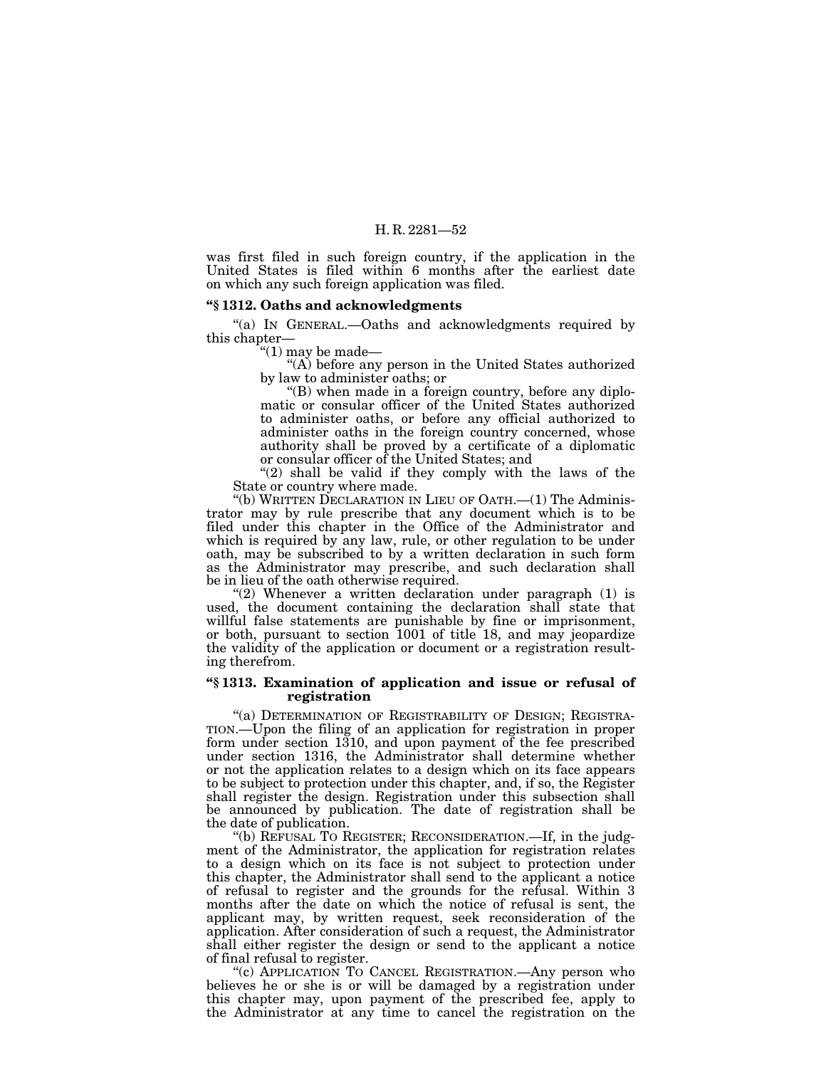was first filed in such foreign country, if the application in the United States is filed within 6 months after the earliest date on which any such foreign application was filed.

### "§ 1312. Oaths and acknowledgments

"(a) IN GENERAL.—Oaths and acknowledgments required by this chapter—

"(1) may be made—

"(A) before any person in the United States authorized by law to administer oaths; or

"(B) when made in a foreign country, before any diplomatic or consular officer of the United States authorized to administer oaths, or before any official authorized to administer oaths in the foreign country concerned, whose authority shall be proved by a certificate of a diplomatic or consular officer of the United States; and

"(2) shall be valid if they comply with the laws of the State or country where made.

"(b) WRITTEN DECLARATION IN LIEU OF OATH.—(1) The Administrator may by rule prescribe that any document which is to be filed under this chapter in the Office of the Administrator and which is required by any law, rule, or other regulation to be under oath, may be subscribed to by a written declaration in such form as the Administrator may prescribe, and such declaration shall be in lieu of the oath otherwise required.

"(2) Whenever a written declaration under paragraph (1) is used, the document containing the declaration shall state that willful false statements are punishable by fine or imprisonment, or both, pursuant to section 1001 of title 18, and may jeopardize the validity of the application or document or a registration resulting therefrom.

### "§ 1313. Examination of application and issue or refusal of registration

"(a) DETERMINATION OF REGISTRABILITY OF DESIGN; REGISTRATION.—Upon the filing of an application for registration in proper form under section 1310, and upon payment of the fee prescribed under section 1316, the Administrator shall determine whether or not the application relates to a design which on its face appears to be subject to protection under this chapter, and, if so, the Register shall register the design. Registration under this subsection shall be announced by publication. The date of registration shall be the date of publication.

"(b) REFUSAL TO REGISTER; RECONSIDERATION.—If, in the judgment of the Administrator, the application for registration relates to a design which on its face is not subject to protection under this chapter, the Administrator shall send to the applicant a notice of refusal to register and the grounds for the refusal. Within 3 months after the date on which the notice of refusal is sent, the applicant may, by written request, seek reconsideration of the application. After consideration of such a request, the Administrator shall either register the design or send to the applicant a notice of final refusal to register.

"(c) APPLICATION TO CANCEL REGISTRATION.—Any person who believes he or she is or will be damaged by a registration under this chapter may, upon payment of the prescribed fee, apply to the Administrator at any time to cancel the registration on the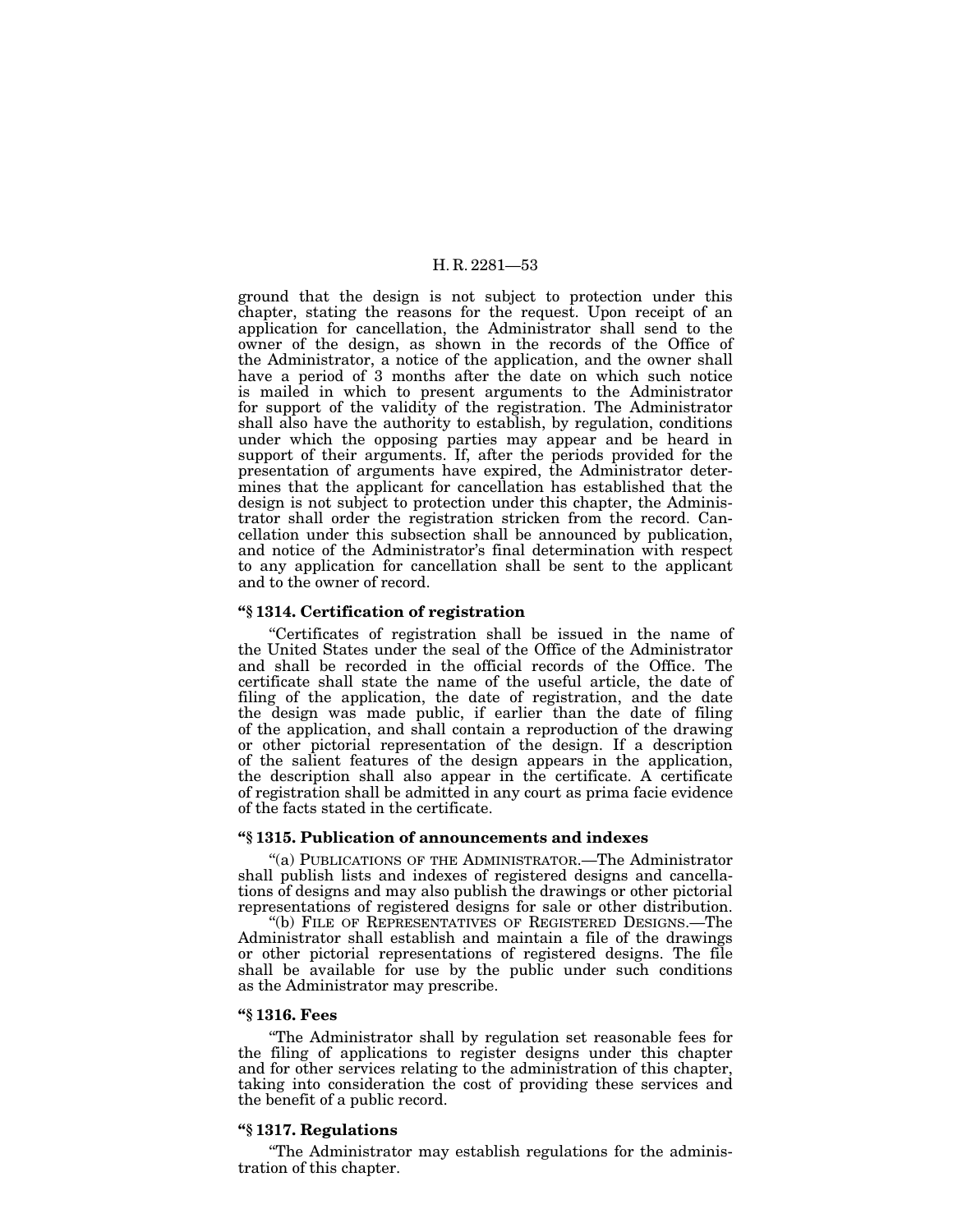ground that the design is not subject to protection under this chapter, stating the reasons for the request. Upon receipt of an application for cancellation, the Administrator shall send to the owner of the design, as shown in the records of the Office of the Administrator, a notice of the application, and the owner shall have a period of 3 months after the date on which such notice is mailed in which to present arguments to the Administrator for support of the validity of the registration. The Administrator shall also have the authority to establish, by regulation, conditions under which the opposing parties may appear and be heard in support of their arguments. If, after the periods provided for the presentation of arguments have expired, the Administrator determines that the applicant for cancellation has established that the design is not subject to protection under this chapter, the Administrator shall order the registration stricken from the record. Cancellation under this subsection shall be announced by publication, and notice of the Administrator's final determination with respect to any application for cancellation shall be sent to the applicant and to the owner of record.

#### "§ 1314. Certification of registration

"Certificates of registration shall be issued in the name of the United States under the seal of the Office of the Administrator and shall be recorded in the official records of the Office. The certificate shall state the name of the useful article, the date of filing of the application, the date of registration, and the date the design was made public, if earlier than the date of filing of the application, and shall contain a reproduction of the drawing or other pictorial representation of the design. If a description of the salient features of the design appears in the application, the description shall also appear in the certificate. A certificate of registration shall be admitted in any court as prima facie evidence of the facts stated in the certificate.

#### "§ 1315. Publication of announcements and indexes

"(a) PUBLICATIONS OF THE ADMINISTRATOR.—The Administrator shall publish lists and indexes of registered designs and cancellations of designs and may also publish the drawings or other pictorial representations of registered designs for sale or other distribution.

"(b) FILE OF REPRESENTATIVES OF REGISTERED DESIGNS.—The Administrator shall establish and maintain a file of the drawings or other pictorial representations of registered designs. The file shall be available for use by the public under such conditions as the Administrator may prescribe.

#### "§ 1316. Fees

"The Administrator shall by regulation set reasonable fees for the filing of applications to register designs under this chapter and for other services relating to the administration of this chapter, taking into consideration the cost of providing these services and the benefit of a public record.

#### "§ 1317. Regulations

"The Administrator may establish regulations for the administration of this chapter.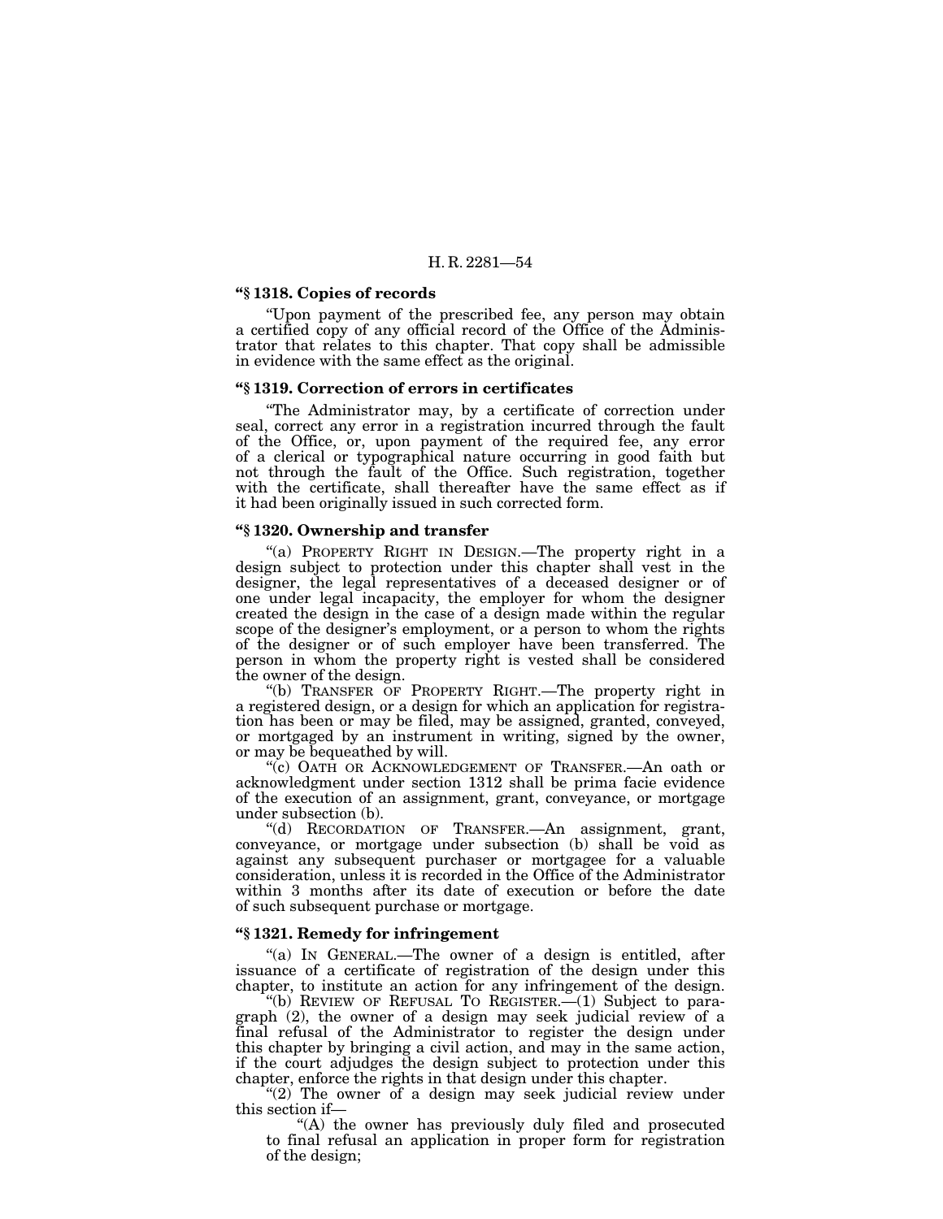**"§ 1318. Copies of records**

"Upon payment of the prescribed fee, any person may obtain a certified copy of any official record of the Office of the Administrator that relates to this chapter. That copy shall be admissible in evidence with the same effect as the original.

**"§ 1319. Correction of errors in certificates**

"The Administrator may, by a certificate of correction under seal, correct any error in a registration incurred through the fault of the Office, or, upon payment of the required fee, any error of a clerical or typographical nature occurring in good faith but not through the fault of the Office. Such registration, together with the certificate, shall thereafter have the same effect as if it had been originally issued in such corrected form.

**"§ 1320. Ownership and transfer**

"(a) PROPERTY RIGHT IN DESIGN.—The property right in a design subject to protection under this chapter shall vest in the designer, the legal representatives of a deceased designer or of one under legal incapacity, the employer for whom the designer created the design in the case of a design made within the regular scope of the designer's employment, or a person to whom the rights of the designer or of such employer have been transferred. The person in whom the property right is vested shall be considered the owner of the design.

"(b) TRANSFER OF PROPERTY RIGHT.—The property right in a registered design, or a design for which an application for registration has been or may be filed, may be assigned, granted, conveyed, or mortgaged by an instrument in writing, signed by the owner, or may be bequeathed by will.

"(c) OATH OR ACKNOWLEDGEMENT OF TRANSFER.—An oath or acknowledgment under section 1312 shall be prima facie evidence of the execution of an assignment, grant, conveyance, or mortgage under subsection (b).

"(d) RECORDATION OF TRANSFER.—An assignment, grant, conveyance, or mortgage under subsection (b) shall be void as against any subsequent purchaser or mortgagee for a valuable consideration, unless it is recorded in the Office of the Administrator within 3 months after its date of execution or before the date of such subsequent purchase or mortgage.

**"§ 1321. Remedy for infringement**

"(a) IN GENERAL.—The owner of a design is entitled, after issuance of a certificate of registration of the design under this chapter, to institute an action for any infringement of the design.

"(b) REVIEW OF REFUSAL TO REGISTER.—(1) Subject to paragraph (2), the owner of a design may seek judicial review of a final refusal of the Administrator to register the design under this chapter by bringing a civil action, and may in the same action, if the court adjudges the design subject to protection under this chapter, enforce the rights in that design under this chapter.

"(2) The owner of a design may seek judicial review under this section if—

"(A) the owner has previously duly filed and prosecuted to final refusal an application in proper form for registration of the design;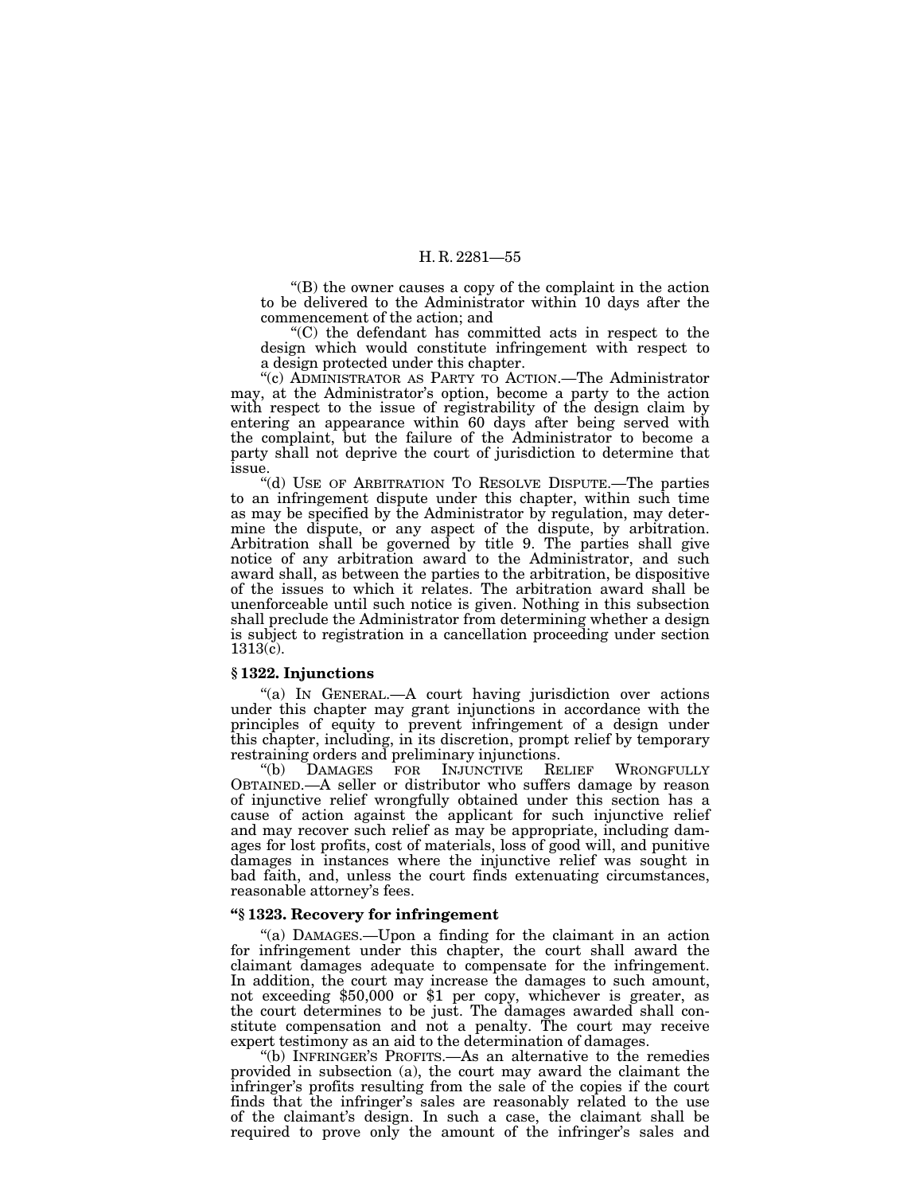"(B) the owner causes a copy of the complaint in the action to be delivered to the Administrator within 10 days after the commencement of the action; and

"(C) the defendant has committed acts in respect to the design which would constitute infringement with respect to a design protected under this chapter.

"(c) ADMINISTRATOR AS PARTY TO ACTION.—The Administrator may, at the Administrator's option, become a party to the action with respect to the issue of registrability of the design claim by entering an appearance within 60 days after being served with the complaint, but the failure of the Administrator to become a party shall not deprive the court of jurisdiction to determine that issue.

"(d) USE OF ARBITRATION TO RESOLVE DISPUTE.—The parties to an infringement dispute under this chapter, within such time as may be specified by the Administrator by regulation, may determine the dispute, or any aspect of the dispute, by arbitration. Arbitration shall be governed by title 9. The parties shall give notice of any arbitration award to the Administrator, and such award shall, as between the parties to the arbitration, be dispositive of the issues to which it relates. The arbitration award shall be unenforceable until such notice is given. Nothing in this subsection shall preclude the Administrator from determining whether a design is subject to registration in a cancellation proceeding under section 1313(c).

### § 1322. Injunctions

"(a) IN GENERAL.—A court having jurisdiction over actions under this chapter may grant injunctions in accordance with the principles of equity to prevent infringement of a design under this chapter, including, in its discretion, prompt relief by temporary restraining orders and preliminary injunctions.

"(b) DAMAGES FOR INJUNCTIVE RELIEF WRONGFULLY OBTAINED.—A seller or distributor who suffers damage by reason of injunctive relief wrongfully obtained under this section has a cause of action against the applicant for such injunctive relief and may recover such relief as may be appropriate, including damages for lost profits, cost of materials, loss of good will, and punitive damages in instances where the injunctive relief was sought in bad faith, and, unless the court finds extenuating circumstances, reasonable attorney's fees.

### "§ 1323. Recovery for infringement

"(a) DAMAGES.—Upon a finding for the claimant in an action for infringement under this chapter, the court shall award the claimant damages adequate to compensate for the infringement. In addition, the court may increase the damages to such amount, not exceeding $50,000 or $1 per copy, whichever is greater, as the court determines to be just. The damages awarded shall constitute compensation and not a penalty. The court may receive expert testimony as an aid to the determination of damages.

"(b) INFRINGER'S PROFITS.—As an alternative to the remedies provided in subsection (a), the court may award the claimant the infringer's profits resulting from the sale of the copies if the court finds that the infringer's sales are reasonably related to the use of the claimant's design. In such a case, the claimant shall be required to prove only the amount of the infringer's sales and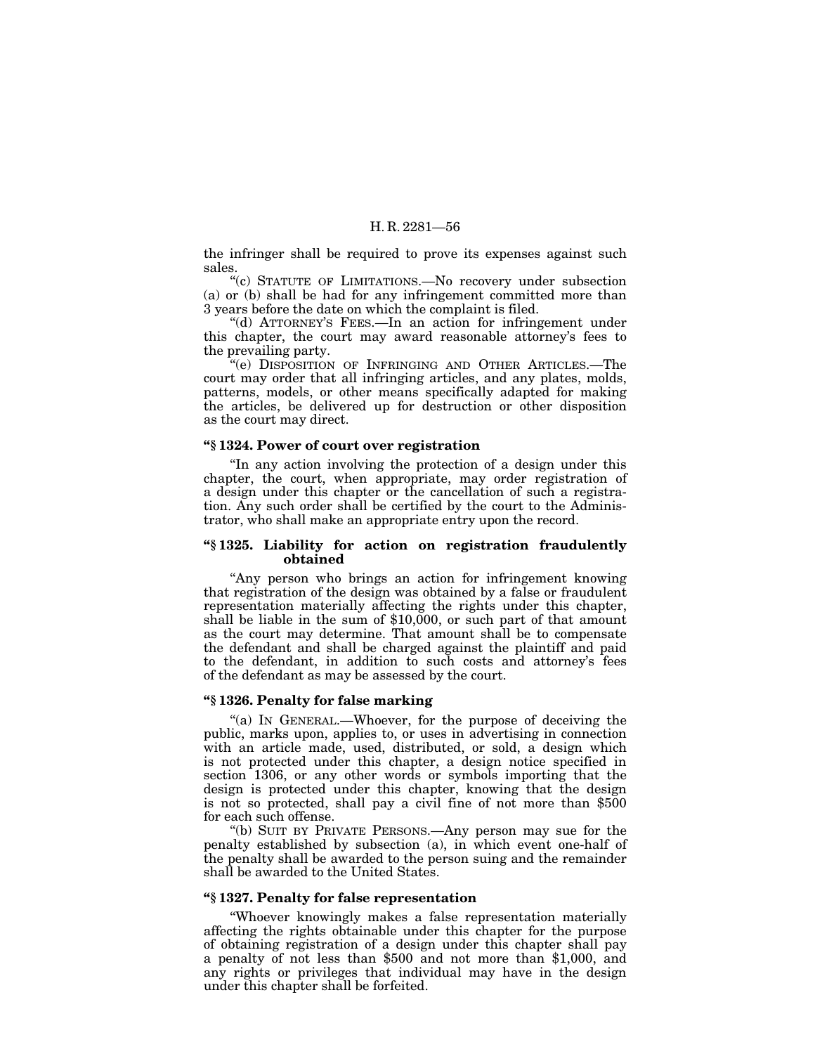the infringer shall be required to prove its expenses against such sales.

"(c) STATUTE OF LIMITATIONS.—No recovery under subsection (a) or (b) shall be had for any infringement committed more than 3 years before the date on which the complaint is filed.

"(d) ATTORNEY'S FEES.—In an action for infringement under this chapter, the court may award reasonable attorney's fees to the prevailing party.

"(e) DISPOSITION OF INFRINGING AND OTHER ARTICLES.—The court may order that all infringing articles, and any plates, molds, patterns, models, or other means specifically adapted for making the articles, be delivered up for destruction or other disposition as the court may direct.

**"§ 1324. Power of court over registration**

"In any action involving the protection of a design under this chapter, the court, when appropriate, may order registration of a design under this chapter or the cancellation of such a registration. Any such order shall be certified by the court to the Administrator, who shall make an appropriate entry upon the record.

**"§ 1325. Liability for action on registration fraudulently obtained**

"Any person who brings an action for infringement knowing that registration of the design was obtained by a false or fraudulent representation materially affecting the rights under this chapter, shall be liable in the sum of $10,000, or such part of that amount as the court may determine. That amount shall be to compensate the defendant and shall be charged against the plaintiff and paid to the defendant, in addition to such costs and attorney's fees of the defendant as may be assessed by the court.

**"§ 1326. Penalty for false marking**

"(a) IN GENERAL.—Whoever, for the purpose of deceiving the public, marks upon, applies to, or uses in advertising in connection with an article made, used, distributed, or sold, a design which is not protected under this chapter, a design notice specified in section 1306, or any other words or symbols importing that the design is protected under this chapter, knowing that the design is not so protected, shall pay a civil fine of not more than $500 for each such offense.

"(b) SUIT BY PRIVATE PERSONS.—Any person may sue for the penalty established by subsection (a), in which event one-half of the penalty shall be awarded to the person suing and the remainder shall be awarded to the United States.

**"§ 1327. Penalty for false representation**

"Whoever knowingly makes a false representation materially affecting the rights obtainable under this chapter for the purpose of obtaining registration of a design under this chapter shall pay a penalty of not less than $500 and not more than $1,000, and any rights or privileges that individual may have in the design under this chapter shall be forfeited.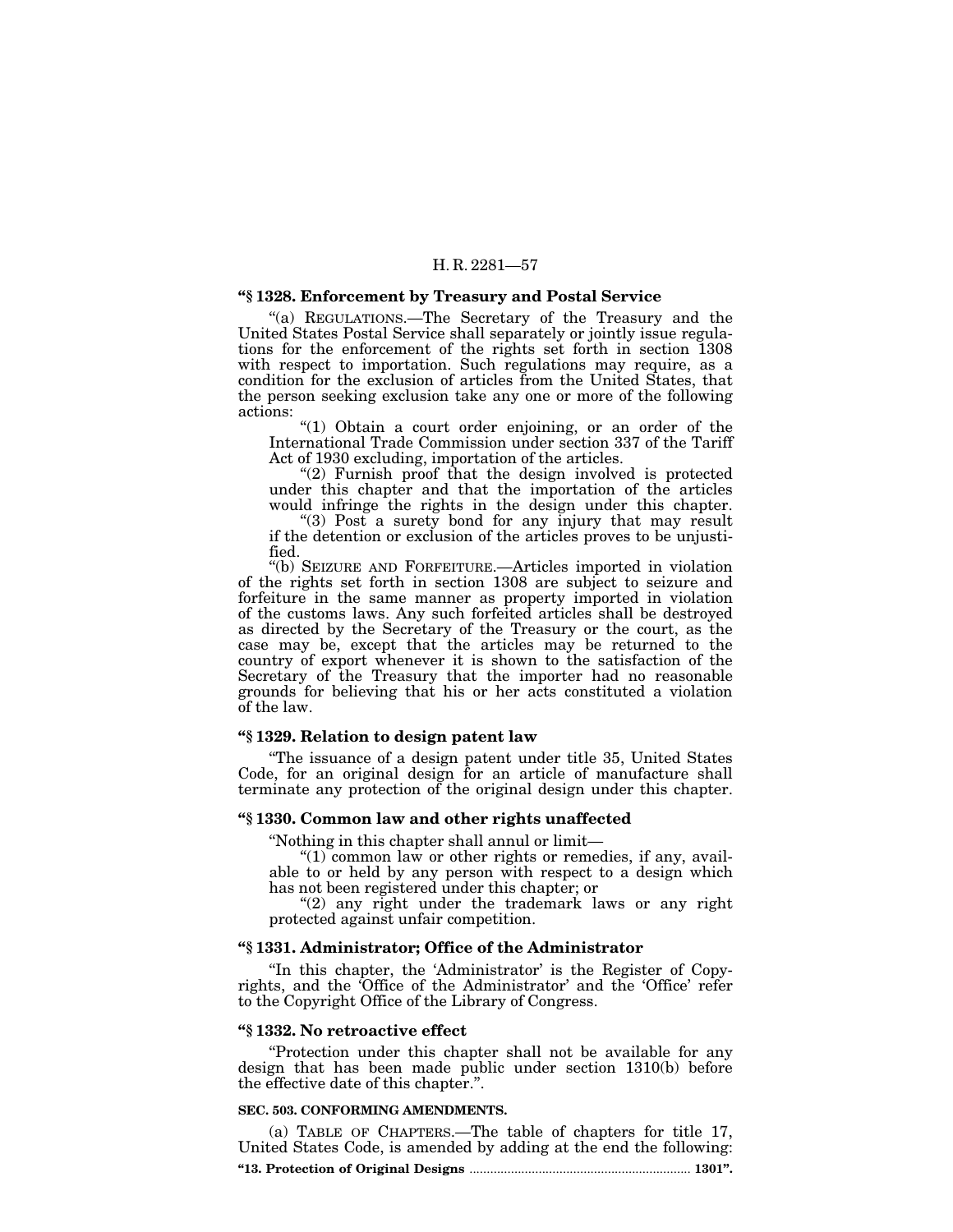**"§ 1328. Enforcement by Treasury and Postal Service**

"(a) REGULATIONS.—The Secretary of the Treasury and the United States Postal Service shall separately or jointly issue regulations for the enforcement of the rights set forth in section 1308 with respect to importation. Such regulations may require, as a condition for the exclusion of articles from the United States, that the person seeking exclusion take any one or more of the following actions:

"(1) Obtain a court order enjoining, or an order of the International Trade Commission under section 337 of the Tariff Act of 1930 excluding, importation of the articles.

"(2) Furnish proof that the design involved is protected under this chapter and that the importation of the articles would infringe the rights in the design under this chapter.

"(3) Post a surety bond for any injury that may result if the detention or exclusion of the articles proves to be unjustified.

"(b) SEIZURE AND FORFEITURE.—Articles imported in violation of the rights set forth in section 1308 are subject to seizure and forfeiture in the same manner as property imported in violation of the customs laws. Any such forfeited articles shall be destroyed as directed by the Secretary of the Treasury or the court, as the case may be, except that the articles may be returned to the country of export whenever it is shown to the satisfaction of the Secretary of the Treasury that the importer had no reasonable grounds for believing that his or her acts constituted a violation of the law.

**"§ 1329. Relation to design patent law**

"The issuance of a design patent under title 35, United States Code, for an original design for an article of manufacture shall terminate any protection of the original design under this chapter.

**"§ 1330. Common law and other rights unaffected**

"Nothing in this chapter shall annul or limit—

"(1) common law or other rights or remedies, if any, available to or held by any person with respect to a design which has not been registered under this chapter; or

"(2) any right under the trademark laws or any right protected against unfair competition.

**"§ 1331. Administrator; Office of the Administrator**

"In this chapter, the 'Administrator' is the Register of Copyrights, and the 'Office of the Administrator' and the 'Office' refer to the Copyright Office of the Library of Congress.

**"§ 1332. No retroactive effect**

"Protection under this chapter shall not be available for any design that has been made public under section 1310(b) before the effective date of this chapter.".

**SEC. 503. CONFORMING AMENDMENTS.**

(a) TABLE OF CHAPTERS.—The table of chapters for title 17, United States Code, is amended by adding at the end the following:

**"13. Protection of Original Designs ............................................................... 1301".**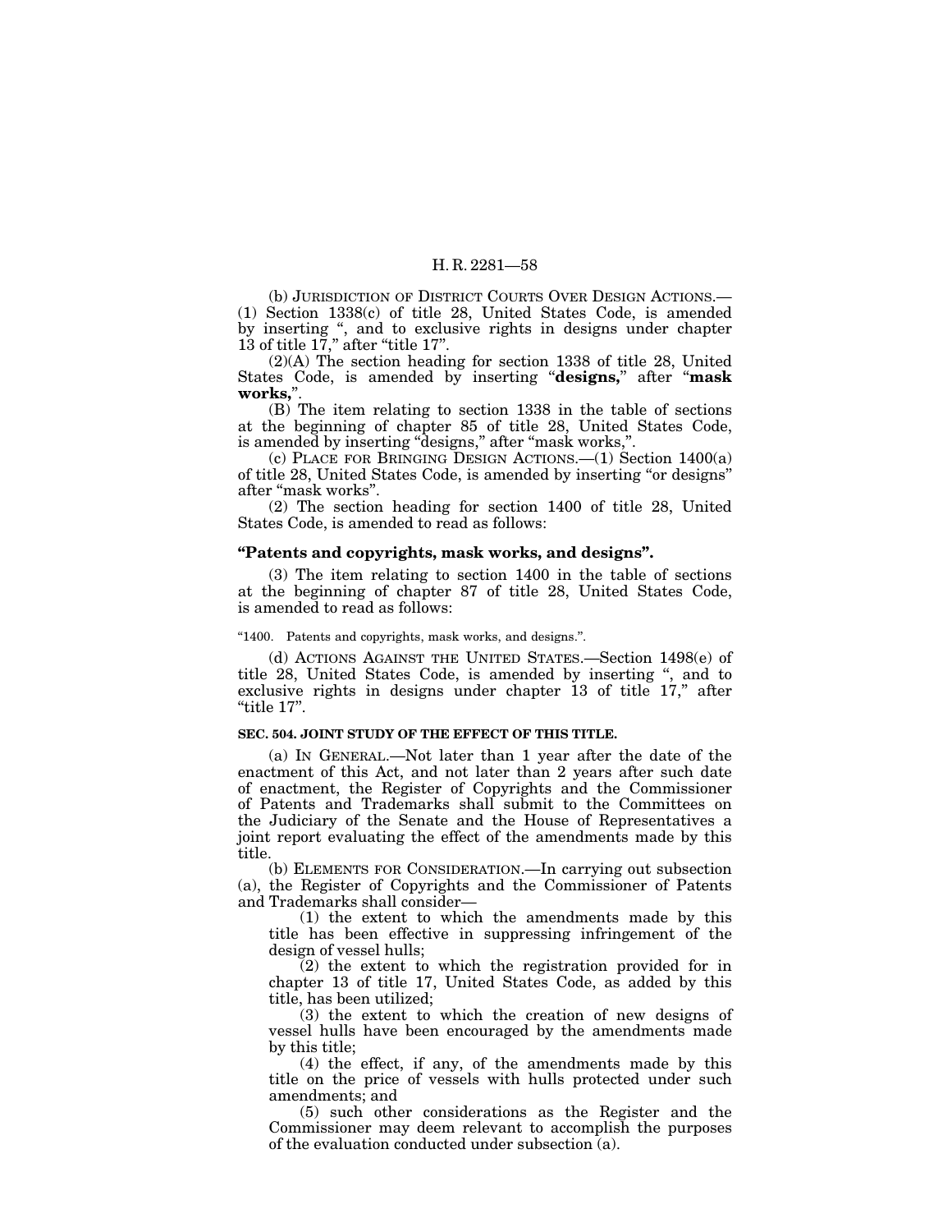(b) JURISDICTION OF DISTRICT COURTS OVER DESIGN ACTIONS.—(1) Section 1338(c) of title 28, United States Code, is amended by inserting ", and to exclusive rights in designs under chapter 13 of title 17," after "title 17".

(2)(A) The section heading for section 1338 of title 28, United States Code, is amended by inserting "**designs,**" after "**mask works,**".

(B) The item relating to section 1338 in the table of sections at the beginning of chapter 85 of title 28, United States Code, is amended by inserting "designs," after "mask works,".

(c) PLACE FOR BRINGING DESIGN ACTIONS.—(1) Section 1400(a) of title 28, United States Code, is amended by inserting "or designs" after "mask works".

(2) The section heading for section 1400 of title 28, United States Code, is amended to read as follows:

**"Patents and copyrights, mask works, and designs".**

(3) The item relating to section 1400 in the table of sections at the beginning of chapter 87 of title 28, United States Code, is amended to read as follows:

"1400. Patents and copyrights, mask works, and designs.".

(d) ACTIONS AGAINST THE UNITED STATES.—Section 1498(e) of title 28, United States Code, is amended by inserting ", and to exclusive rights in designs under chapter 13 of title 17," after "title 17".

**SEC. 504. JOINT STUDY OF THE EFFECT OF THIS TITLE.**

(a) IN GENERAL.—Not later than 1 year after the date of the enactment of this Act, and not later than 2 years after such date of enactment, the Register of Copyrights and the Commissioner of Patents and Trademarks shall submit to the Committees on the Judiciary of the Senate and the House of Representatives a joint report evaluating the effect of the amendments made by this title.

(b) ELEMENTS FOR CONSIDERATION.—In carrying out subsection (a), the Register of Copyrights and the Commissioner of Patents and Trademarks shall consider—

(1) the extent to which the amendments made by this title has been effective in suppressing infringement of the design of vessel hulls;

(2) the extent to which the registration provided for in chapter 13 of title 17, United States Code, as added by this title, has been utilized;

(3) the extent to which the creation of new designs of vessel hulls have been encouraged by the amendments made by this title;

(4) the effect, if any, of the amendments made by this title on the price of vessels with hulls protected under such amendments; and

(5) such other considerations as the Register and the Commissioner may deem relevant to accomplish the purposes of the evaluation conducted under subsection (a).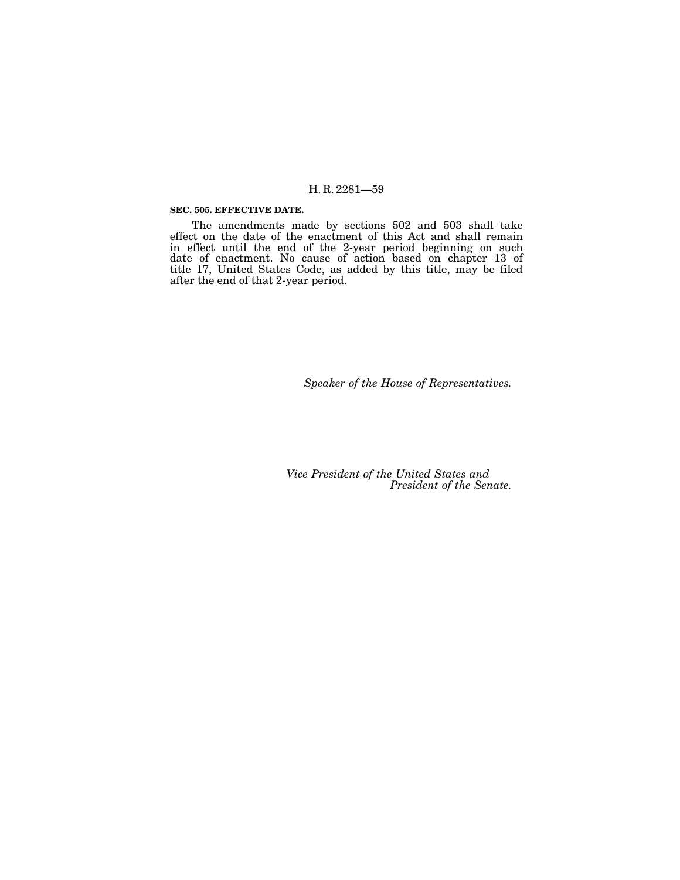**SEC. 505. EFFECTIVE DATE.**

The amendments made by sections 502 and 503 shall take effect on the date of the enactment of this Act and shall remain in effect until the end of the 2-year period beginning on such date of enactment. No cause of action based on chapter 13 of title 17, United States Code, as added by this title, may be filed after the end of that 2-year period.

*Speaker of the House of Representatives.*

*Vice President of the United States and President of the Senate.*